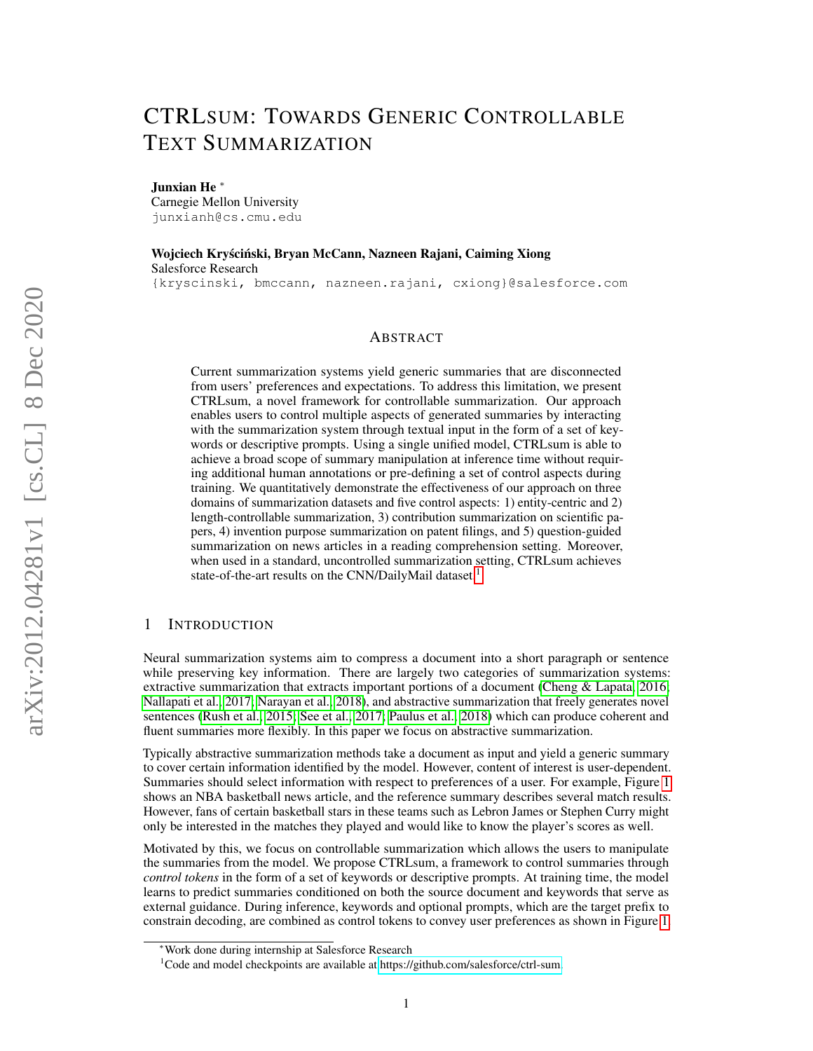# CTRLsum: Towards Generic Controllable Text Summarization

**Junxian He** *
Carnegie Mellon University
junxianh@cs.cmu.edu

**Wojciech Kryściński, Bryan McCann, Nazneen Rajani, Caiming Xiong**
Salesforce Research
{kryscinski, bmccann, nazneen.rajani, cxiong}@salesforce.com

## Abstract

Current summarization systems yield generic summaries that are disconnected from users' preferences and expectations. To address this limitation, we present CTRLsum, a novel framework for controllable summarization. Our approach enables users to control multiple aspects of generated summaries by interacting with the summarization system through textual input in the form of a set of keywords or descriptive prompts. Using a single unified model, CTRLsum is able to achieve a broad scope of summary manipulation at inference time without requiring additional human annotations or pre-defining a set of control aspects during training. We quantitatively demonstrate the effectiveness of our approach on three domains of summarization datasets and five control aspects: 1) entity-centric and 2) length-controllable summarization, 3) contribution summarization on scientific papers, 4) invention purpose summarization on patent filings, and 5) question-guided summarization on news articles in a reading comprehension setting. Moreover, when used in a standard, uncontrolled summarization setting, CTRLsum achieves state-of-the-art results on the CNN/DailyMail dataset.[1]

## 1 Introduction

Neural summarization systems aim to compress a document into a short paragraph or sentence while preserving key information. There are largely two categories of summarization systems: extractive summarization that extracts important portions of a document (Cheng & Lapata, 2016; Nallapati et al., 2017; Narayan et al., 2018), and abstractive summarization that freely generates novel sentences (Rush et al., 2015; See et al., 2017; Paulus et al., 2018) which can produce coherent and fluent summaries more flexibly. In this paper we focus on abstractive summarization.

Typically abstractive summarization methods take a document as input and yield a generic summary to cover certain information identified by the model. However, content of interest is user-dependent. Summaries should select information with respect to preferences of a user. For example, Figure 1 shows an NBA basketball news article, and the reference summary describes several match results. However, fans of certain basketball stars in these teams such as Lebron James or Stephen Curry might only be interested in the matches they played and would like to know the player's scores as well.

Motivated by this, we focus on controllable summarization which allows the users to manipulate the summaries from the model. We propose CTRLsum, a framework to control summaries through *control tokens* in the form of a set of keywords or descriptive prompts. At training time, the model learns to predict summaries conditioned on both the source document and keywords that serve as external guidance. During inference, keywords and optional prompts, which are the target prefix to constrain decoding, are combined as control tokens to convey user preferences as shown in Figure 1.

*Work done during internship at Salesforce Research

[1] Code and model checkpoints are available at https://github.com/salesforce/ctrl-sum.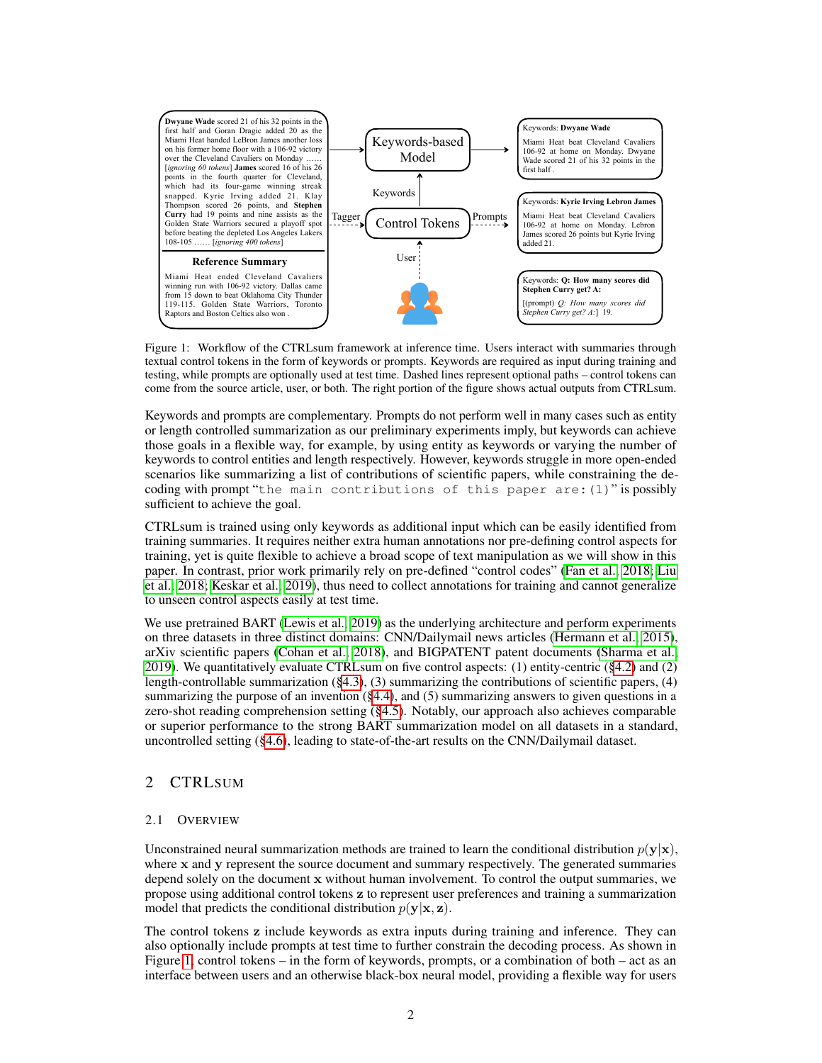Figure 1: Workflow of the CTRLsum framework at inference time. Users interact with summaries through textual control tokens in the form of keywords or prompts. Keywords are required as input during training and testing, while prompts are optionally used at test time. Dashed lines represent optional paths – control tokens can come from the source article, user, or both. The right portion of the figure shows actual outputs from CTRLsum.

Keywords and prompts are complementary. Prompts do not perform well in many cases such as entity or length controlled summarization as our preliminary experiments imply, but keywords can achieve those goals in a flexible way, for example, by using entity as keywords or varying the number of keywords to control entities and length respectively. However, keywords struggle in more open-ended scenarios like summarizing a list of contributions of scientific papers, while constraining the decoding with prompt "`the main contributions of this paper are:(1)`" is possibly sufficient to achieve the goal.

CTRLsum is trained using only keywords as additional input which can be easily identified from training summaries. It requires neither extra human annotations nor pre-defining control aspects for training, yet is quite flexible to achieve a broad scope of text manipulation as we will show in this paper. In contrast, prior work primarily rely on pre-defined "control codes" (Fan et al., 2018; Liu et al., 2018; Keskar et al., 2019), thus need to collect annotations for training and cannot generalize to unseen control aspects easily at test time.

We use pretrained BART (Lewis et al., 2019) as the underlying architecture and perform experiments on three datasets in three distinct domains: CNN/Dailymail news articles (Hermann et al., 2015), arXiv scientific papers (Cohan et al., 2018), and BIGPATENT patent documents (Sharma et al., 2019). We quantitatively evaluate CTRLsum on five control aspects: (1) entity-centric (§4.2) and (2) length-controllable summarization (§4.3), (3) summarizing the contributions of scientific papers, (4) summarizing the purpose of an invention (§4.4), and (5) summarizing answers to given questions in a zero-shot reading comprehension setting (§4.5). Notably, our approach also achieves comparable or superior performance to the strong BART summarization model on all datasets in a standard, uncontrolled setting (§4.6), leading to state-of-the-art results on the CNN/Dailymail dataset.

## 2 CTRLsum

### 2.1 Overview

Unconstrained neural summarization methods are trained to learn the conditional distribution $p(\mathbf{y}|\mathbf{x})$, where $\mathbf{x}$ and $\mathbf{y}$ represent the source document and summary respectively. The generated summaries depend solely on the document $\mathbf{x}$ without human involvement. To control the output summaries, we propose using additional control tokens $\mathbf{z}$ to represent user preferences and training a summarization model that predicts the conditional distribution $p(\mathbf{y}|\mathbf{x}, \mathbf{z})$.

The control tokens $\mathbf{z}$ include keywords as extra inputs during training and inference. They can also optionally include prompts at test time to further constrain the decoding process. As shown in Figure 1, control tokens – in the form of keywords, prompts, or a combination of both – act as an interface between users and an otherwise black-box neural model, providing a flexible way for users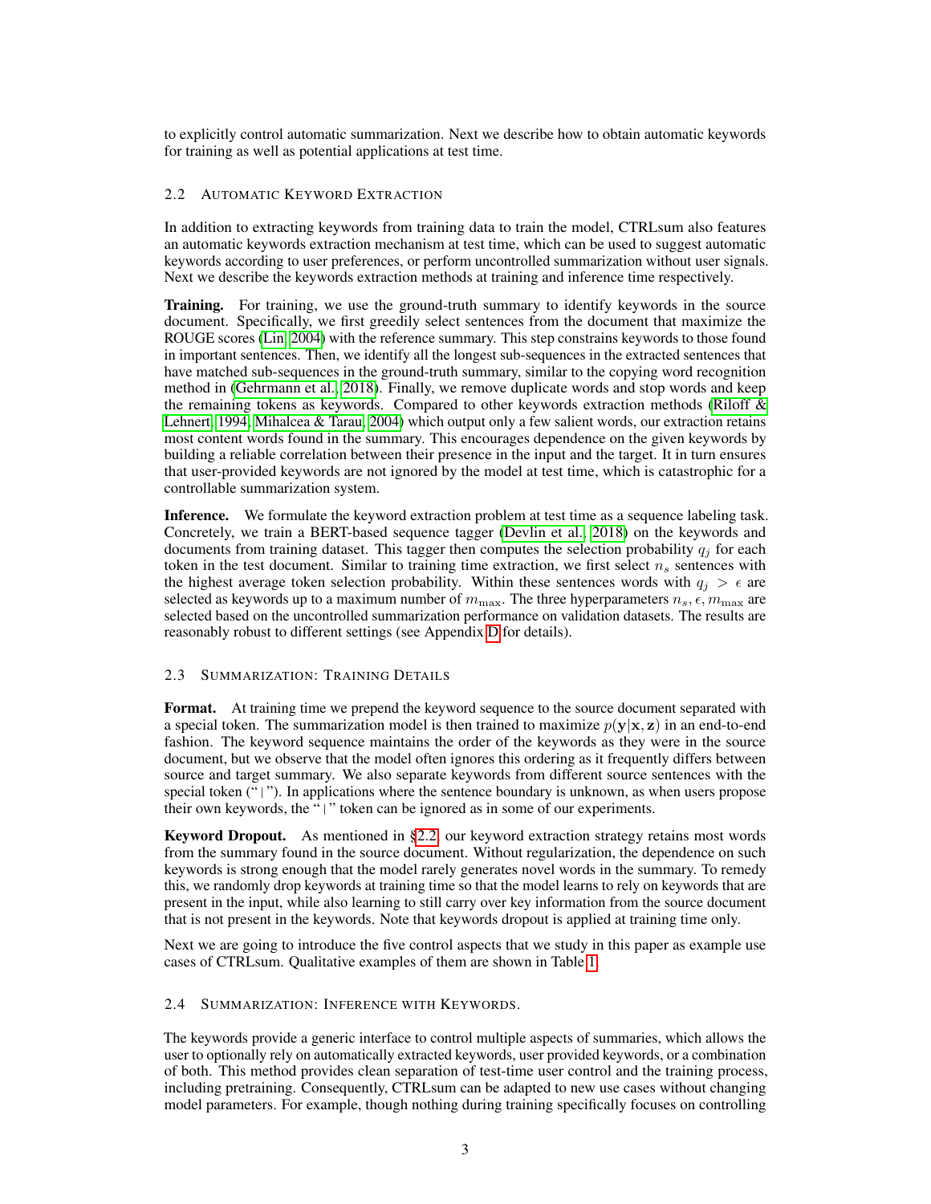to explicitly control automatic summarization. Next we describe how to obtain automatic keywords for training as well as potential applications at test time.

### 2.2 Automatic Keyword Extraction

In addition to extracting keywords from training data to train the model, CTRLsum also features an automatic keywords extraction mechanism at test time, which can be used to suggest automatic keywords according to user preferences, or perform uncontrolled summarization without user signals. Next we describe the keywords extraction methods at training and inference time respectively.

**Training.** For training, we use the ground-truth summary to identify keywords in the source document. Specifically, we first greedily select sentences from the document that maximize the ROUGE scores (Lin, 2004) with the reference summary. This step constrains keywords to those found in important sentences. Then, we identify all the longest sub-sequences in the extracted sentences that have matched sub-sequences in the ground-truth summary, similar to the copying word recognition method in (Gehrmann et al., 2018). Finally, we remove duplicate words and stop words and keep the remaining tokens as keywords. Compared to other keywords extraction methods (Riloff & Lehnert, 1994; Mihalcea & Tarau, 2004) which output only a few salient words, our extraction retains most content words found in the summary. This encourages dependence on the given keywords by building a reliable correlation between their presence in the input and the target. It in turn ensures that user-provided keywords are not ignored by the model at test time, which is catastrophic for a controllable summarization system.

**Inference.** We formulate the keyword extraction problem at test time as a sequence labeling task. Concretely, we train a BERT-based sequence tagger (Devlin et al., 2018) on the keywords and documents from training dataset. This tagger then computes the selection probability $q_j$ for each token in the test document. Similar to training time extraction, we first select $n_s$ sentences with the highest average token selection probability. Within these sentences words with $q_j > \epsilon$ are selected as keywords up to a maximum number of $m_{\max}$. The three hyperparameters $n_s, \epsilon, m_{\max}$ are selected based on the uncontrolled summarization performance on validation datasets. The results are reasonably robust to different settings (see Appendix D for details).

### 2.3 Summarization: Training Details

**Format.** At training time we prepend the keyword sequence to the source document separated with a special token. The summarization model is then trained to maximize $p(\mathbf{y}|\mathbf{x}, \mathbf{z})$ in an end-to-end fashion. The keyword sequence maintains the order of the keywords as they were in the source document, but we observe that the model often ignores this ordering as it frequently differs between source and target summary. We also separate keywords from different source sentences with the special token ("|"). In applications where the sentence boundary is unknown, as when users propose their own keywords, the "|" token can be ignored as in some of our experiments.

**Keyword Dropout.** As mentioned in §2.2, our keyword extraction strategy retains most words from the summary found in the source document. Without regularization, the dependence on such keywords is strong enough that the model rarely generates novel words in the summary. To remedy this, we randomly drop keywords at training time so that the model learns to rely on keywords that are present in the input, while also learning to still carry over key information from the source document that is not present in the keywords. Note that keywords dropout is applied at training time only.

Next we are going to introduce the five control aspects that we study in this paper as example use cases of CTRLsum. Qualitative examples of them are shown in Table 1.

### 2.4 Summarization: Inference with Keywords.

The keywords provide a generic interface to control multiple aspects of summaries, which allows the user to optionally rely on automatically extracted keywords, user provided keywords, or a combination of both. This method provides clean separation of test-time user control and the training process, including pretraining. Consequently, CTRLsum can be adapted to new use cases without changing model parameters. For example, though nothing during training specifically focuses on controlling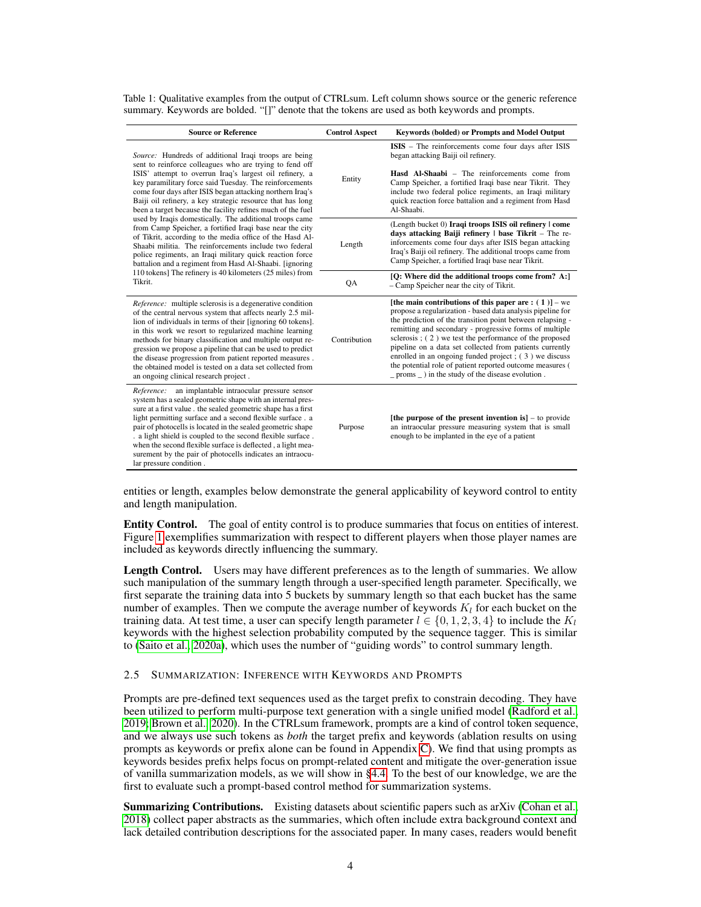Table 1: Qualitative examples from the output of CTRLsum. Left column shows source or the generic reference summary. Keywords are bolded. "[]" denote that the tokens are used as both keywords and prompts.

| Source or Reference | Control Aspect | Keywords (bolded) or Prompts and Model Output |
|---|---|---|
| *Source:* Hundreds of additional Iraqi troops are being sent to reinforce colleagues who are trying to fend off ISIS' attempt to overrun Iraq's largest oil refinery, a key paramilitary force said Tuesday. The reinforcements come four days after ISIS began attacking northern Iraq's Baiji oil refinery, a key strategic resource that has long been a target because the facility refines much of the fuel used by Iraqis domestically. The additional troops came from Camp Speicher, a fortified Iraqi base near the city of Tikrit, according to the media office of the Hasd Al-Shaabi militia. The reinforcements include two federal police regiments, an Iraqi military quick reaction force battalion and a regiment from Hasd Al-Shaabi. [ignoring 110 tokens] The refinery is 40 kilometers (25 miles) from Tikrit. | Entity | **ISIS** – The reinforcements come four days after ISIS began attacking Baiji oil refinery. **Hasd Al-Shaabi** – The reinforcements come from Camp Speicher, a fortified Iraqi base near Tikrit. They include two federal police regiments, an Iraqi military quick reaction force battalion and a regiment from Hasd Al-Shaabi. |
| | Length | (Length bucket 0) **Iraqi troops ISIS oil refinery \| come days attacking Baiji refinery \| base Tikrit** – The reinforcements come four days after ISIS began attacking Iraq's Baiji oil refinery. The additional troops came from Camp Speicher, a fortified Iraqi base near Tikrit. |
| | QA | **[Q: Where did the additional troops come from? A:]** – Camp Speicher near the city of Tikrit. |
| *Reference:* multiple sclerosis is a degenerative condition of the central nervous system that affects nearly 2.5 million of individuals in terms of their [ignoring 60 tokens]. in this work we resort to regularized machine learning methods for binary classification and multiple output regression we propose a pipeline that can be used to predict the disease progression from patient reported measures . the obtained model is tested on a data set collected from an ongoing clinical research project . | Contribution | **[the main contributions of this paper are : ( 1 )]** – we propose a regularization - based data analysis pipeline for the prediction of the transition point between relapsing - remitting and secondary - progressive forms of multiple sclerosis ; ( 2 ) we test the performance of the proposed pipeline on a data set collected from patients currently enrolled in an ongoing funded project ; ( 3 ) we discuss the potential role of patient reported outcome measures ( _ proms _ ) in the study of the disease evolution . |
| *Reference:* an implantable intraocular pressure sensor system has a sealed geometric shape with an internal pressure at a first value . the sealed geometric shape has a first light permitting surface and a second flexible surface . a pair of photocells is located in the sealed geometric shape . a light shield is coupled to the second flexible surface . when the second flexible surface is deflected , a light measurement by the pair of photocells indicates an intraocular pressure condition . | Purpose | **[the purpose of the present invention is]** – to provide an intraocular pressure measuring system that is small enough to be implanted in the eye of a patient |

entities or length, examples below demonstrate the general applicability of keyword control to entity and length manipulation.

**Entity Control.** The goal of entity control is to produce summaries that focus on entities of interest. Figure 1 exemplifies summarization with respect to different players when those player names are included as keywords directly influencing the summary.

**Length Control.** Users may have different preferences as to the length of summaries. We allow such manipulation of the summary length through a user-specified length parameter. Specifically, we first separate the training data into 5 buckets by summary length so that each bucket has the same number of examples. Then we compute the average number of keywords $K_l$ for each bucket on the training data. At test time, a user can specify length parameter $l \in \{0, 1, 2, 3, 4\}$ to include the $K_l$ keywords with the highest selection probability computed by the sequence tagger. This is similar to (Saito et al., 2020a), which uses the number of "guiding words" to control summary length.

### 2.5 Summarization: Inference with Keywords and Prompts

Prompts are pre-defined text sequences used as the target prefix to constrain decoding. They have been utilized to perform multi-purpose text generation with a single unified model (Radford et al., 2019; Brown et al., 2020). In the CTRLsum framework, prompts are a kind of control token sequence, and we always use such tokens as *both* the target prefix and keywords (ablation results on using prompts as keywords or prefix alone can be found in Appendix C). We find that using prompts as keywords besides prefix helps focus on prompt-related content and mitigate the over-generation issue of vanilla summarization models, as we will show in §4.4. To the best of our knowledge, we are the first to evaluate such a prompt-based control method for summarization systems.

**Summarizing Contributions.** Existing datasets about scientific papers such as arXiv (Cohan et al., 2018) collect paper abstracts as the summaries, which often include extra background context and lack detailed contribution descriptions for the associated paper. In many cases, readers would benefit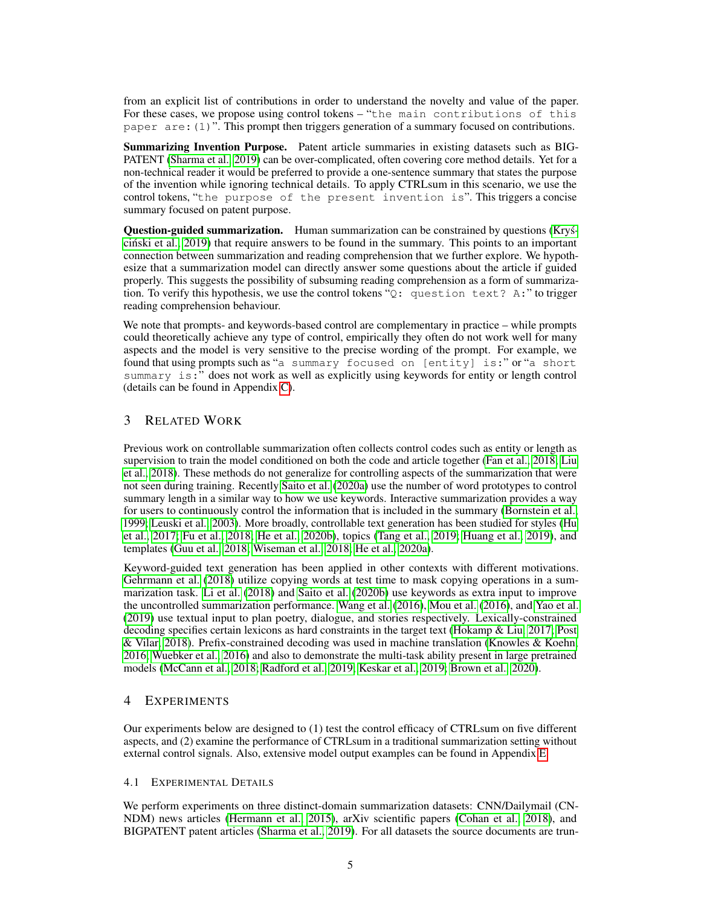from an explicit list of contributions in order to understand the novelty and value of the paper. For these cases, we propose using control tokens – "`the main contributions of this paper are:(1)`". This prompt then triggers generation of a summary focused on contributions.

**Summarizing Invention Purpose.** Patent article summaries in existing datasets such as BIGPATENT (Sharma et al., 2019) can be over-complicated, often covering core method details. Yet for a non-technical reader it would be preferred to provide a one-sentence summary that states the purpose of the invention while ignoring technical details. To apply CTRLsum in this scenario, we use the control tokens, "`the purpose of the present invention is`". This triggers a concise summary focused on patent purpose.

**Question-guided summarization.** Human summarization can be constrained by questions (Kryściński et al., 2019) that require answers to be found in the summary. This points to an important connection between summarization and reading comprehension that we further explore. We hypothesize that a summarization model can directly answer some questions about the article if guided properly. This suggests the possibility of subsuming reading comprehension as a form of summarization. To verify this hypothesis, we use the control tokens "`Q: question text? A:`" to trigger reading comprehension behaviour.

We note that prompts- and keywords-based control are complementary in practice – while prompts could theoretically achieve any type of control, empirically they often do not work well for many aspects and the model is very sensitive to the precise wording of the prompt. For example, we found that using prompts such as "`a summary focused on [entity] is:`" or "`a short summary is:`" does not work as well as explicitly using keywords for entity or length control (details can be found in Appendix C).

## 3 Related Work

Previous work on controllable summarization often collects control codes such as entity or length as supervision to train the model conditioned on both the code and article together (Fan et al., 2018; Liu et al., 2018). These methods do not generalize for controlling aspects of the summarization that were not seen during training. Recently Saito et al. (2020a) use the number of word prototypes to control summary length in a similar way to how we use keywords. Interactive summarization provides a way for users to continuously control the information that is included in the summary (Bornstein et al., 1999; Leuski et al., 2003). More broadly, controllable text generation has been studied for styles (Hu et al., 2017; Fu et al., 2018; He et al., 2020b), topics (Tang et al., 2019; Huang et al., 2019), and templates (Guu et al., 2018; Wiseman et al., 2018; He et al., 2020a).

Keyword-guided text generation has been applied in other contexts with different motivations. Gehrmann et al. (2018) utilize copying words at test time to mask copying operations in a summarization task. Li et al. (2018) and Saito et al. (2020b) use keywords as extra input to improve the uncontrolled summarization performance. Wang et al. (2016), Mou et al. (2016), and Yao et al. (2019) use textual input to plan poetry, dialogue, and stories respectively. Lexically-constrained decoding specifies certain lexicons as hard constraints in the target text (Hokamp & Liu, 2017; Post & Vilar, 2018). Prefix-constrained decoding was used in machine translation (Knowles & Koehn, 2016; Wuebker et al., 2016) and also to demonstrate the multi-task ability present in large pretrained models (McCann et al., 2018; Radford et al., 2019; Keskar et al., 2019; Brown et al., 2020).

## 4 Experiments

Our experiments below are designed to (1) test the control efficacy of CTRLsum on five different aspects, and (2) examine the performance of CTRLsum in a traditional summarization setting without external control signals. Also, extensive model output examples can be found in Appendix E.

### 4.1 Experimental Details

We perform experiments on three distinct-domain summarization datasets: CNN/Dailymail (CNNDM) news articles (Hermann et al., 2015), arXiv scientific papers (Cohan et al., 2018), and BIGPATENT patent articles (Sharma et al., 2019). For all datasets the source documents are trun-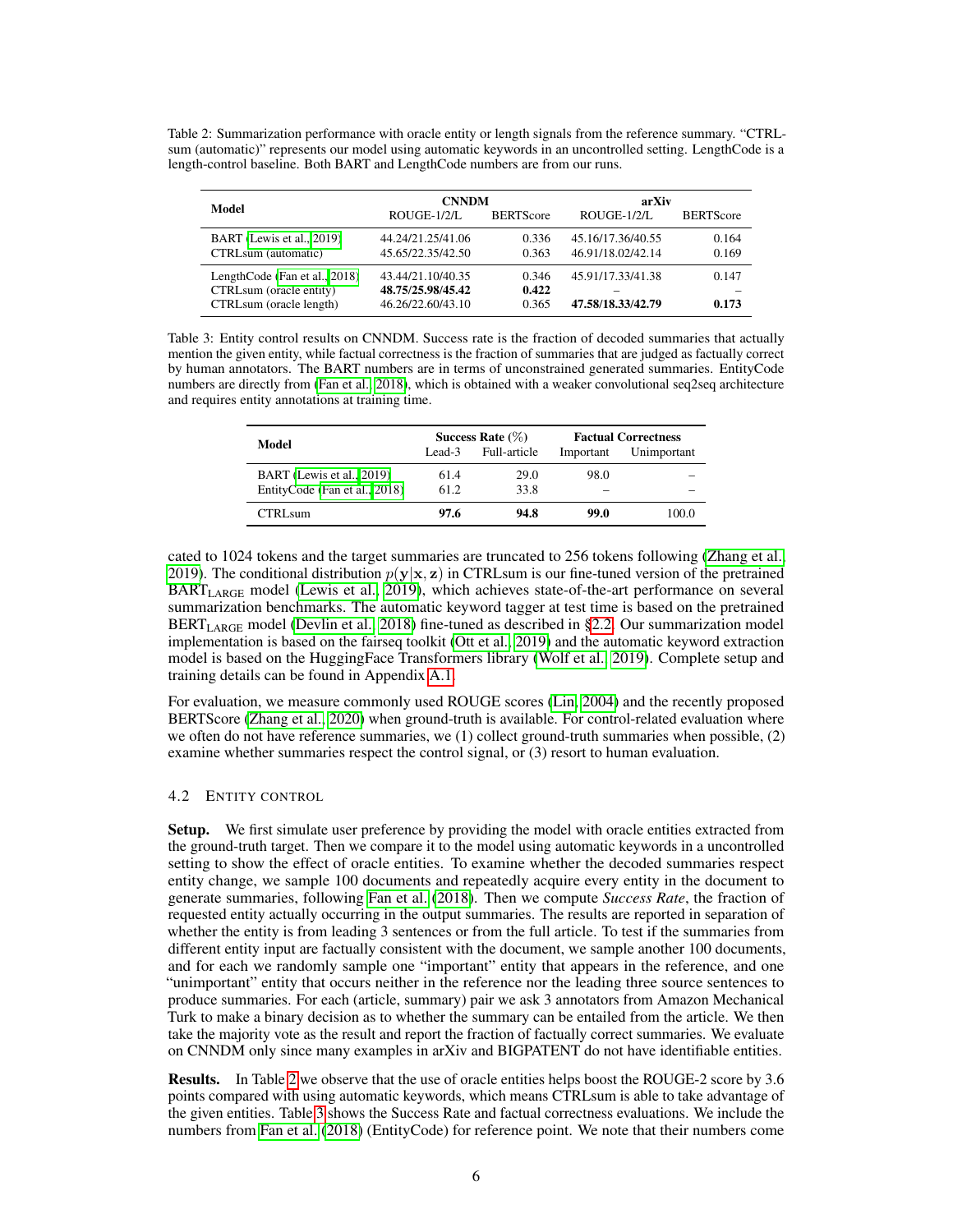Table 2: Summarization performance with oracle entity or length signals from the reference summary. "CTRLsum (automatic)" represents our model using automatic keywords in an uncontrolled setting. LengthCode is a length-control baseline. Both BART and LengthCode numbers are from our runs.

| Model | CNNDM | | arXiv | |
|---|---|---|---|---|
| | ROUGE-1/2/L | BERTScore | ROUGE-1/2/L | BERTScore |
| BART (Lewis et al., 2019) | 44.24/21.25/41.06 | 0.336 | 45.16/17.36/40.55 | 0.164 |
| CTRLsum (automatic) | 45.65/22.35/42.50 | 0.363 | 46.91/18.02/42.14 | 0.169 |
| LengthCode (Fan et al., 2018) | 43.44/21.10/40.35 | 0.346 | 45.91/17.33/41.38 | 0.147 |
| CTRLsum (oracle entity) | **48.75/25.98/45.42** | **0.422** | – | – |
| CTRLsum (oracle length) | 46.26/22.60/43.10 | 0.365 | **47.58/18.33/42.79** | **0.173** |

Table 3: Entity control results on CNNDM. Success rate is the fraction of decoded summaries that actually mention the given entity, while factual correctness is the fraction of summaries that are judged as factually correct by human annotators. The BART numbers are in terms of unconstrained generated summaries. EntityCode numbers are directly from (Fan et al., 2018), which is obtained with a weaker convolutional seq2seq architecture and requires entity annotations at training time.

| Model | Success Rate (%) | | Factual Correctness | |
|---|---|---|---|---|
| | Lead-3 | Full-article | Important | Unimportant |
| BART (Lewis et al., 2019) | 61.4 | 29.0 | 98.0 | – |
| EntityCode (Fan et al., 2018) | 61.2 | 33.8 | – | – |
| CTRLsum | **97.6** | **94.8** | **99.0** | 100.0 |

cated to 1024 tokens and the target summaries are truncated to 256 tokens following (Zhang et al., 2019). The conditional distribution $p(\mathbf{y}|\mathbf{x}, \mathbf{z})$ in CTRLsum is our fine-tuned version of the pretrained $\text{BART}_{\text{LARGE}}$ model (Lewis et al., 2019), which achieves state-of-the-art performance on several summarization benchmarks. The automatic keyword tagger at test time is based on the pretrained $\text{BERT}_{\text{LARGE}}$ model (Devlin et al., 2018) fine-tuned as described in §2.2. Our summarization model implementation is based on the fairseq toolkit (Ott et al., 2019) and the automatic keyword extraction model is based on the HuggingFace Transformers library (Wolf et al., 2019). Complete setup and training details can be found in Appendix A.1.

For evaluation, we measure commonly used ROUGE scores (Lin, 2004) and the recently proposed BERTScore (Zhang et al., 2020) when ground-truth is available. For control-related evaluation where we often do not have reference summaries, we (1) collect ground-truth summaries when possible, (2) examine whether summaries respect the control signal, or (3) resort to human evaluation.

### 4.2 Entity Control

**Setup.** We first simulate user preference by providing the model with oracle entities extracted from the ground-truth target. Then we compare it to the model using automatic keywords in a uncontrolled setting to show the effect of oracle entities. To examine whether the decoded summaries respect entity change, we sample 100 documents and repeatedly acquire every entity in the document to generate summaries, following Fan et al. (2018). Then we compute *Success Rate*, the fraction of requested entity actually occurring in the output summaries. The results are reported in separation of whether the entity is from leading 3 sentences or from the full article. To test if the summaries from different entity input are factually consistent with the document, we sample another 100 documents, and for each we randomly sample one "important" entity that appears in the reference, and one "unimportant" entity that occurs neither in the reference nor the leading three source sentences to produce summaries. For each (article, summary) pair we ask 3 annotators from Amazon Mechanical Turk to make a binary decision as to whether the summary can be entailed from the article. We then take the majority vote as the result and report the fraction of factually correct summaries. We evaluate on CNNDM only since many examples in arXiv and BIGPATENT do not have identifiable entities.

**Results.** In Table 2 we observe that the use of oracle entities helps boost the ROUGE-2 score by 3.6 points compared with using automatic keywords, which means CTRLsum is able to take advantage of the given entities. Table 3 shows the Success Rate and factual correctness evaluations. We include the numbers from Fan et al. (2018) (EntityCode) for reference point. We note that their numbers come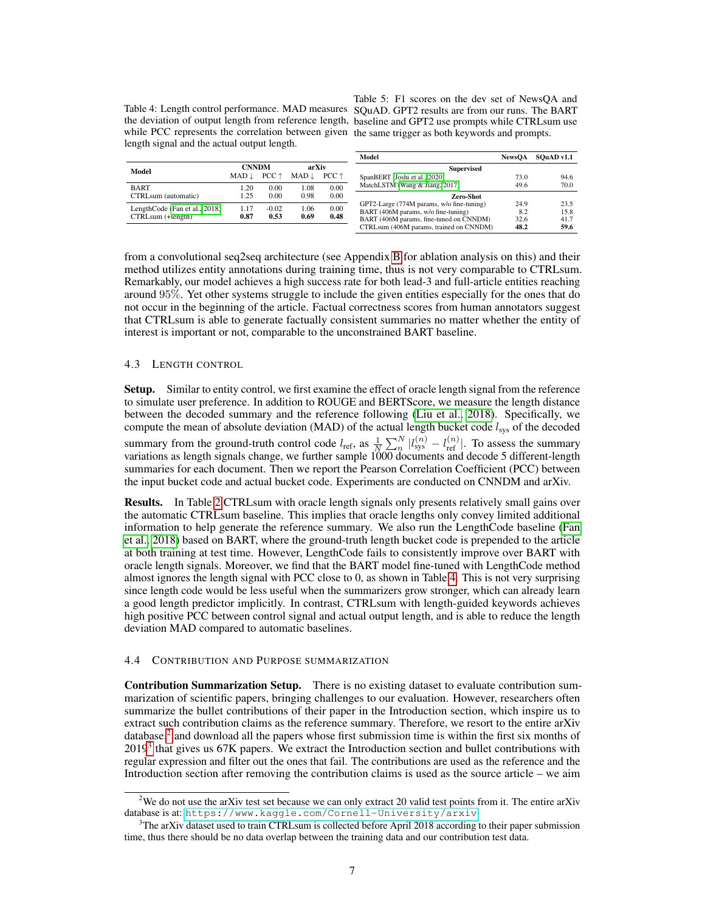Table 4: Length control performance. MAD measures the deviation of output length from reference length, while PCC represents the correlation between given length signal and the actual output length.

| Model | CNNDM | | arXiv | |
|---|---|---|---|---|
| | MAD ↓ | PCC ↑ | MAD ↓ | PCC ↑ |
| BART | 1.20 | 0.00 | 1.08 | 0.00 |
| CTRLsum (automatic) | 1.25 | 0.00 | 0.98 | 0.00 |
| LengthCode (Fan et al., 2018) | 1.17 | -0.02 | 1.06 | 0.00 |
| CTRLsum (+length) | **0.87** | **0.53** | **0.69** | **0.48** |

Table 5: F1 scores on the dev set of NewsQA and SQuAD. GPT2 results are from our runs. The BART baseline and GPT2 use prompts while CTRLsum use the same trigger as both keywords and prompts.

| Model | NewsQA | SQuAD v1.1 |
|---|---|---|
| **Supervised** | | |
| SpanBERT (Joshi et al., 2020) | 73.0 | 94.6 |
| MatchLSTM (Wang & Jiang, 2017) | 49.6 | 70.0 |
| **Zero-Shot** | | |
| GPT2-Large (774M params, w/o fine-tuning) | 24.9 | 23.5 |
| BART (406M params, w/o fine-tuning) | 8.2 | 15.8 |
| BART (406M params, fine-tuned on CNNDM) | 32.6 | 41.7 |
| CTRLsum (406M params, trained on CNNDM) | **48.2** | **59.6** |

from a convolutional seq2seq architecture (see Appendix B for ablation analysis on this) and their method utilizes entity annotations during training time, thus is not very comparable to CTRLsum. Remarkably, our model achieves a high success rate for both lead-3 and full-article entities reaching around 95%. Yet other systems struggle to include the given entities especially for the ones that do not occur in the beginning of the article. Factual correctness scores from human annotators suggest that CTRLsum is able to generate factually consistent summaries no matter whether the entity of interest is important or not, comparable to the unconstrained BART baseline.

### 4.3 Length Control

**Setup.** Similar to entity control, we first examine the effect of oracle length signal from the reference to simulate user preference. In addition to ROUGE and BERTScore, we measure the length distance between the decoded summary and the reference following (Liu et al., 2018). Specifically, we compute the mean of absolute deviation (MAD) of the actual length bucket code $l_{\text{sys}}$ of the decoded summary from the ground-truth control code $l_{\text{ref}}$, as $\frac{1}{N}\sum_n^N |l_{\text{sys}}^{(n)} - l_{\text{ref}}^{(n)}|$. To assess the summary variations as length signals change, we further sample 1000 documents and decode 5 different-length summaries for each document. Then we report the Pearson Correlation Coefficient (PCC) between the input bucket code and actual bucket code. Experiments are conducted on CNNDM and arXiv.

**Results.** In Table 2 CTRLsum with oracle length signals only presents relatively small gains over the automatic CTRLsum baseline. This implies that oracle lengths only convey limited additional information to help generate the reference summary. We also run the LengthCode baseline (Fan et al., 2018) based on BART, where the ground-truth length bucket code is prepended to the article at both training at test time. However, LengthCode fails to consistently improve over BART with oracle length signals. Moreover, we find that the BART model fine-tuned with LengthCode method almost ignores the length signal with PCC close to 0, as shown in Table 4. This is not very surprising since length code would be less useful when the summarizers grow stronger, which can already learn a good length predictor implicitly. In contrast, CTRLsum with length-guided keywords achieves high positive PCC between control signal and actual output length, and is able to reduce the length deviation MAD compared to automatic baselines.

### 4.4 Contribution and Purpose Summarization

**Contribution Summarization Setup.** There is no existing dataset to evaluate contribution summarization of scientific papers, bringing challenges to our evaluation. However, researchers often summarize the bullet contributions of their paper in the Introduction section, which inspire us to extract such contribution claims as the reference summary. Therefore, we resort to the entire arXiv database,[2] and download all the papers whose first submission time is within the first six months of 2019[3] that gives us 67K papers. We extract the Introduction section and bullet contributions with regular expression and filter out the ones that fail. The contributions are used as the reference and the Introduction section after removing the contribution claims is used as the source article – we aim

[2]We do not use the arXiv test set because we can only extract 20 valid test points from it. The entire arXiv database is at: https://www.kaggle.com/Cornell-University/arxiv

[3]The arXiv dataset used to train CTRLsum is collected before April 2018 according to their paper submission time, thus there should be no data overlap between the training data and our contribution test data.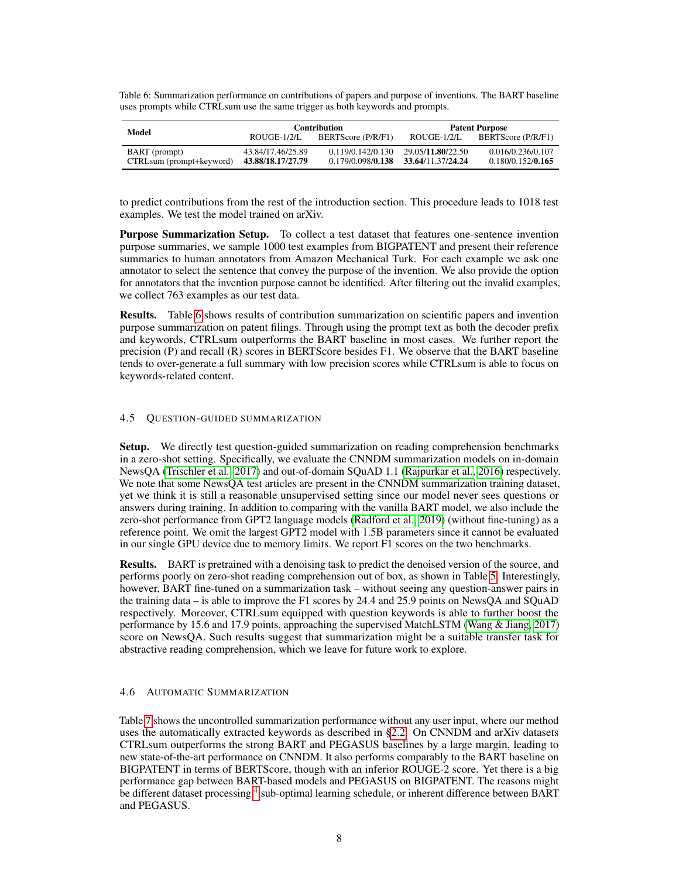Table 6: Summarization performance on contributions of papers and purpose of inventions. The BART baseline uses prompts while CTRLsum use the same trigger as both keywords and prompts.

| Model | Contribution | | Patent Purpose | |
|---|---|---|---|---|
| | ROUGE-1/2/L | BERTScore (P/R/F1) | ROUGE-1/2/L | BERTScore (P/R/F1) |
| BART (prompt) | 43.84/17.46/25.89 | 0.119/0.142/0.130 | 29.05/**11.80**/22.50 | 0.016/0.236/0.107 |
| CTRLsum (prompt+keyword) | **43.88/18.17/27.79** | 0.179/0.098/**0.138** | **33.64**/11.37/**24.24** | 0.180/0.152/**0.165** |

to predict contributions from the rest of the introduction section. This procedure leads to 1018 test examples. We test the model trained on arXiv.

**Purpose Summarization Setup.** To collect a test dataset that features one-sentence invention purpose summaries, we sample 1000 test examples from BIGPATENT and present their reference summaries to human annotators from Amazon Mechanical Turk. For each example we ask one annotator to select the sentence that convey the purpose of the invention. We also provide the option for annotators that the invention purpose cannot be identified. After filtering out the invalid examples, we collect 763 examples as our test data.

**Results.** Table 6 shows results of contribution summarization on scientific papers and invention purpose summarization on patent filings. Through using the prompt text as both the decoder prefix and keywords, CTRLsum outperforms the BART baseline in most cases. We further report the precision (P) and recall (R) scores in BERTScore besides F1. We observe that the BART baseline tends to over-generate a full summary with low precision scores while CTRLsum is able to focus on keywords-related content.

### 4.5 Question-guided Summarization

**Setup.** We directly test question-guided summarization on reading comprehension benchmarks in a zero-shot setting. Specifically, we evaluate the CNNDM summarization models on in-domain NewsQA (Trischler et al., 2017) and out-of-domain SQuAD 1.1 (Rajpurkar et al., 2016) respectively. We note that some NewsQA test articles are present in the CNNDM summarization training dataset, yet we think it is still a reasonable unsupervised setting since our model never sees questions or answers during training. In addition to comparing with the vanilla BART model, we also include the zero-shot performance from GPT2 language models (Radford et al., 2019) (without fine-tuning) as a reference point. We omit the largest GPT2 model with 1.5B parameters since it cannot be evaluated in our single GPU device due to memory limits. We report F1 scores on the two benchmarks.

**Results.** BART is pretrained with a denoising task to predict the denoised version of the source, and performs poorly on zero-shot reading comprehension out of box, as shown in Table 5. Interestingly, however, BART fine-tuned on a summarization task – without seeing any question-answer pairs in the training data – is able to improve the F1 scores by 24.4 and 25.9 points on NewsQA and SQuAD respectively. Moreover, CTRLsum equipped with question keywords is able to further boost the performance by 15.6 and 17.9 points, approaching the supervised MatchLSTM (Wang & Jiang, 2017) score on NewsQA. Such results suggest that summarization might be a suitable transfer task for abstractive reading comprehension, which we leave for future work to explore.

### 4.6 Automatic Summarization

Table 7 shows the uncontrolled summarization performance without any user input, where our method uses the automatically extracted keywords as described in §2.2. On CNNDM and arXiv datasets CTRLsum outperforms the strong BART and PEGASUS baselines by a large margin, leading to new state-of-the-art performance on CNNDM. It also performs comparably to the BART baseline on BIGPATENT in terms of BERTScore, though with an inferior ROUGE-2 score. Yet there is a big performance gap between BART-based models and PEGASUS on BIGPATENT. The reasons might be different dataset processing,[4] sub-optimal learning schedule, or inherent difference between BART and PEGASUS.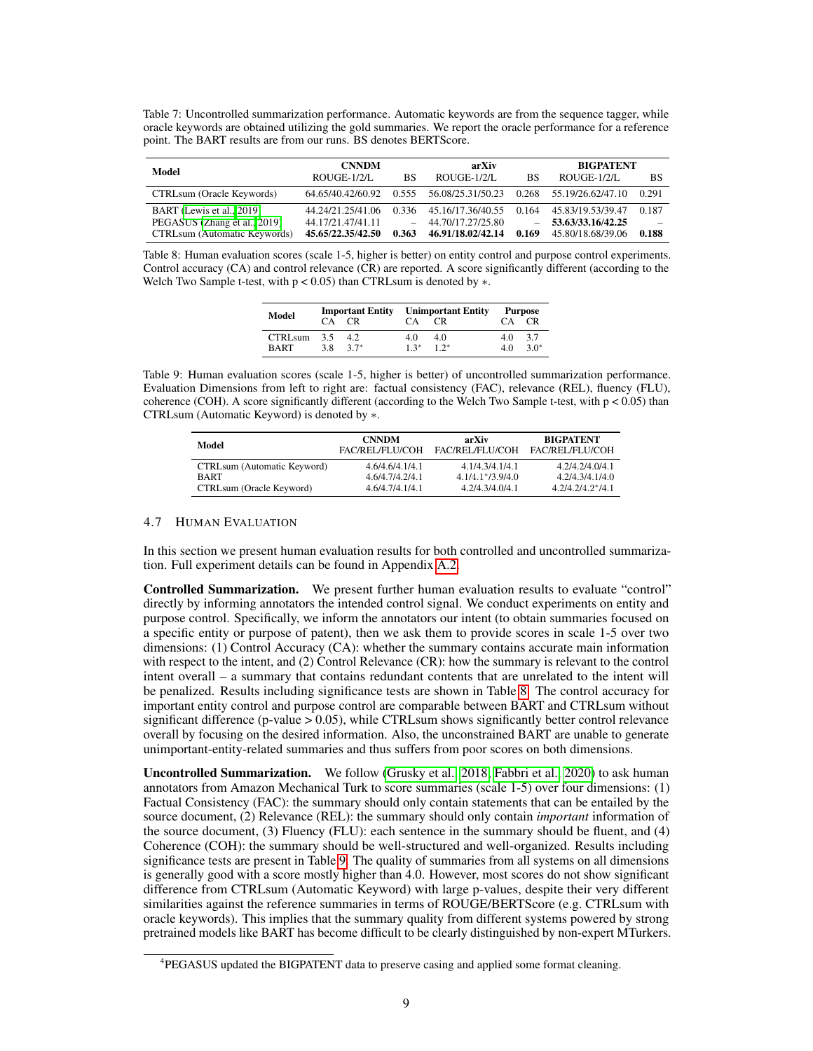Table 7: Uncontrolled summarization performance. Automatic keywords are from the sequence tagger, while oracle keywords are obtained utilizing the gold summaries. We report the oracle performance for a reference point. The BART results are from our runs. BS denotes BERTScore.

| Model | CNNDM | | arXiv | | BIGPATENT | |
|---|---|---|---|---|---|---|
| | ROUGE-1/2/L | BS | ROUGE-1/2/L | BS | ROUGE-1/2/L | BS |
| CTRLsum (Oracle Keywords) | 64.65/40.42/60.92 | 0.555 | 56.08/25.31/50.23 | 0.268 | 55.19/26.62/47.10 | 0.291 |
| BART (Lewis et al., 2019) | 44.24/21.25/41.06 | 0.336 | 45.16/17.36/40.55 | 0.164 | 45.83/19.53/39.47 | 0.187 |
| PEGASUS (Zhang et al., 2019) | 44.17/21.47/41.11 | – | 44.70/17.27/25.80 | – | **53.63/33.16/42.25** | – |
| CTRLsum (Automatic Keywords) | **45.65/22.35/42.50** | **0.363** | **46.91/18.02/42.14** | **0.169** | 45.80/18.68/39.06 | **0.188** |

Table 8: Human evaluation scores (scale 1-5, higher is better) on entity control and purpose control experiments. Control accuracy (CA) and control relevance (CR) are reported. A score significantly different (according to the Welch Two Sample t-test, with $p < 0.05$) than CTRLsum is denoted by $*$.

| Model | Important Entity | | Unimportant Entity | | Purpose | |
|---|---|---|---|---|---|---|
| | CA | CR | CA | CR | CA | CR |
| CTRLsum | 3.5 | 4.2 | 4.0 | 4.0 | 4.0 | 3.7 |
| BART | 3.8 | 3.7* | 1.3* | 1.2* | 4.0 | 3.0* |

Table 9: Human evaluation scores (scale 1-5, higher is better) of uncontrolled summarization performance. Evaluation Dimensions from left to right are: factual consistency (FAC), relevance (REL), fluency (FLU), coherence (COH). A score significantly different (according to the Welch Two Sample t-test, with $p < 0.05$) than CTRLsum (Automatic Keyword) is denoted by $*$.

| Model | CNNDM | arXiv | BIGPATENT |
|---|---|---|---|
| | FAC/REL/FLU/COH | FAC/REL/FLU/COH | FAC/REL/FLU/COH |
| CTRLsum (Automatic Keyword) | 4.6/4.6/4.1/4.1 | 4.1/4.3/4.1/4.1 | 4.2/4.2/4.0/4.1 |
| BART | 4.6/4.7/4.2/4.1 | 4.1/4.1*/3.9/4.0 | 4.2/4.3/4.1/4.0 |
| CTRLsum (Oracle Keyword) | 4.6/4.7/4.1/4.1 | 4.2/4.3/4.0/4.1 | 4.2/4.2/4.2*/4.1 |

### 4.7 Human Evaluation

In this section we present human evaluation results for both controlled and uncontrolled summarization. Full experiment details can be found in Appendix A.2.

**Controlled Summarization.** We present further human evaluation results to evaluate "control" directly by informing annotators the intended control signal. We conduct experiments on entity and purpose control. Specifically, we inform the annotators our intent (to obtain summaries focused on a specific entity or purpose of patent), then we ask them to provide scores in scale 1-5 over two dimensions: (1) Control Accuracy (CA): whether the summary contains accurate main information with respect to the intent, and (2) Control Relevance (CR): how the summary is relevant to the control intent overall – a summary that contains redundant contents that are unrelated to the intent will be penalized. Results including significance tests are shown in Table 8. The control accuracy for important entity control and purpose control are comparable between BART and CTRLsum without significant difference (p-value > 0.05), while CTRLsum shows significantly better control relevance overall by focusing on the desired information. Also, the unconstrained BART are unable to generate unimportant-entity-related summaries and thus suffers from poor scores on both dimensions.

**Uncontrolled Summarization.** We follow (Grusky et al., 2018; Fabbri et al., 2020) to ask human annotators from Amazon Mechanical Turk to score summaries (scale 1-5) over four dimensions: (1) Factual Consistency (FAC): the summary should only contain statements that can be entailed by the source document, (2) Relevance (REL): the summary should only contain *important* information of the source document, (3) Fluency (FLU): each sentence in the summary should be fluent, and (4) Coherence (COH): the summary should be well-structured and well-organized. Results including significance tests are present in Table 9. The quality of summaries from all systems on all dimensions is generally good with a score mostly higher than 4.0. However, most scores do not show significant difference from CTRLsum (Automatic Keyword) with large p-values, despite their very different similarities against the reference summaries in terms of ROUGE/BERTScore (e.g. CTRLsum with oracle keywords). This implies that the summary quality from different systems powered by strong pretrained models like BART has become difficult to be clearly distinguished by non-expert MTurkers.

[4]PEGASUS updated the BIGPATENT data to preserve casing and applied some format cleaning.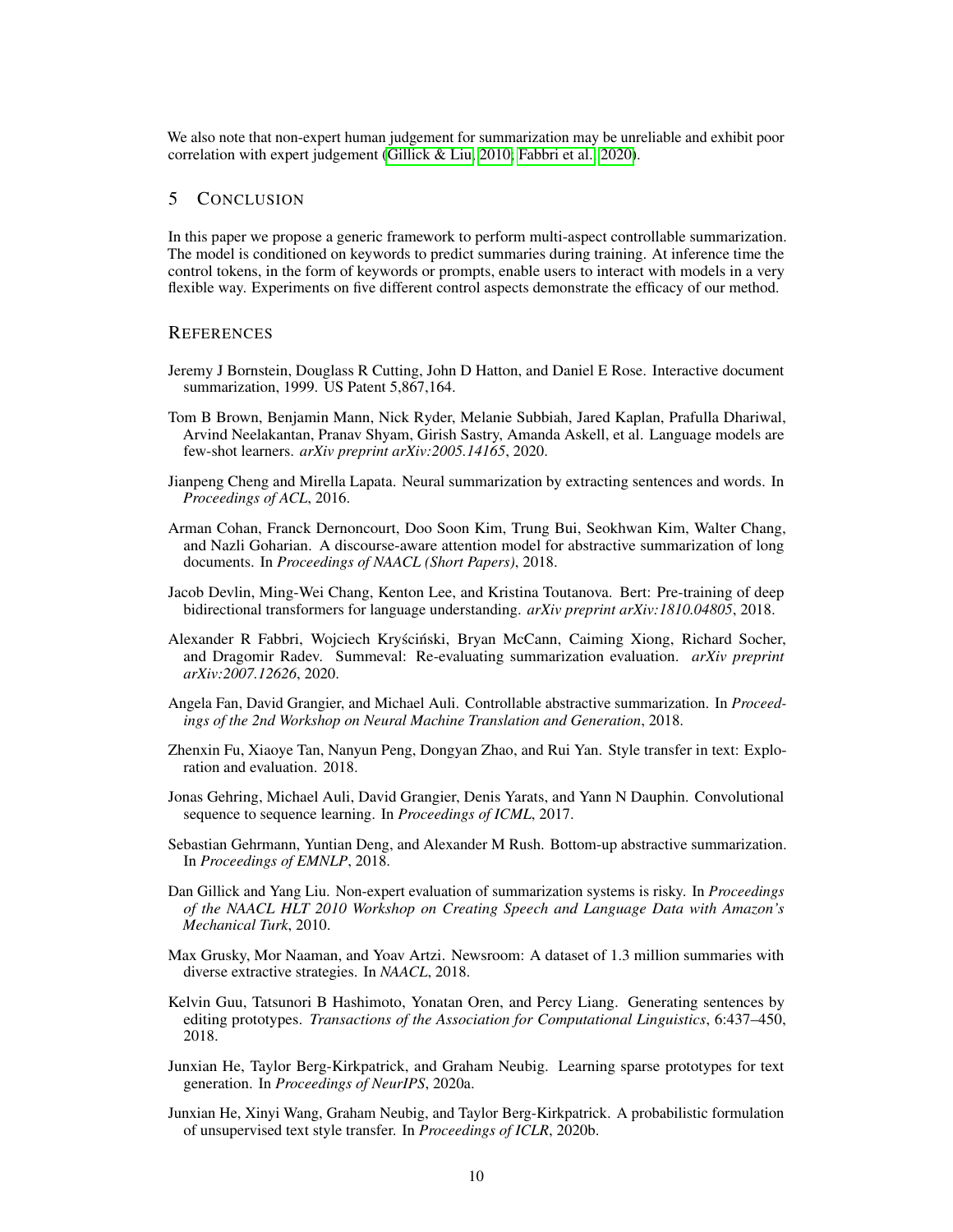We also note that non-expert human judgement for summarization may be unreliable and exhibit poor correlation with expert judgement (Gillick & Liu, 2010; Fabbri et al., 2020).

## 5 Conclusion

In this paper we propose a generic framework to perform multi-aspect controllable summarization. The model is conditioned on keywords to predict summaries during training. At inference time the control tokens, in the form of keywords or prompts, enable users to interact with models in a very flexible way. Experiments on five different control aspects demonstrate the efficacy of our method.

## References

Jeremy J Bornstein, Douglass R Cutting, John D Hatton, and Daniel E Rose. Interactive document summarization, 1999. US Patent 5,867,164.

Tom B Brown, Benjamin Mann, Nick Ryder, Melanie Subbiah, Jared Kaplan, Prafulla Dhariwal, Arvind Neelakantan, Pranav Shyam, Girish Sastry, Amanda Askell, et al. Language models are few-shot learners. *arXiv preprint arXiv:2005.14165*, 2020.

Jianpeng Cheng and Mirella Lapata. Neural summarization by extracting sentences and words. In *Proceedings of ACL*, 2016.

Arman Cohan, Franck Dernoncourt, Doo Soon Kim, Trung Bui, Seokhwan Kim, Walter Chang, and Nazli Goharian. A discourse-aware attention model for abstractive summarization of long documents. In *Proceedings of NAACL (Short Papers)*, 2018.

Jacob Devlin, Ming-Wei Chang, Kenton Lee, and Kristina Toutanova. Bert: Pre-training of deep bidirectional transformers for language understanding. *arXiv preprint arXiv:1810.04805*, 2018.

Alexander R Fabbri, Wojciech Kryściński, Bryan McCann, Caiming Xiong, Richard Socher, and Dragomir Radev. Summeval: Re-evaluating summarization evaluation. *arXiv preprint arXiv:2007.12626*, 2020.

Angela Fan, David Grangier, and Michael Auli. Controllable abstractive summarization. In *Proceedings of the 2nd Workshop on Neural Machine Translation and Generation*, 2018.

Zhenxin Fu, Xiaoye Tan, Nanyun Peng, Dongyan Zhao, and Rui Yan. Style transfer in text: Exploration and evaluation. 2018.

Jonas Gehring, Michael Auli, David Grangier, Denis Yarats, and Yann N Dauphin. Convolutional sequence to sequence learning. In *Proceedings of ICML*, 2017.

Sebastian Gehrmann, Yuntian Deng, and Alexander M Rush. Bottom-up abstractive summarization. In *Proceedings of EMNLP*, 2018.

Dan Gillick and Yang Liu. Non-expert evaluation of summarization systems is risky. In *Proceedings of the NAACL HLT 2010 Workshop on Creating Speech and Language Data with Amazon's Mechanical Turk*, 2010.

Max Grusky, Mor Naaman, and Yoav Artzi. Newsroom: A dataset of 1.3 million summaries with diverse extractive strategies. In *NAACL*, 2018.

Kelvin Guu, Tatsunori B Hashimoto, Yonatan Oren, and Percy Liang. Generating sentences by editing prototypes. *Transactions of the Association for Computational Linguistics*, 6:437–450, 2018.

Junxian He, Taylor Berg-Kirkpatrick, and Graham Neubig. Learning sparse prototypes for text generation. In *Proceedings of NeurIPS*, 2020a.

Junxian He, Xinyi Wang, Graham Neubig, and Taylor Berg-Kirkpatrick. A probabilistic formulation of unsupervised text style transfer. In *Proceedings of ICLR*, 2020b.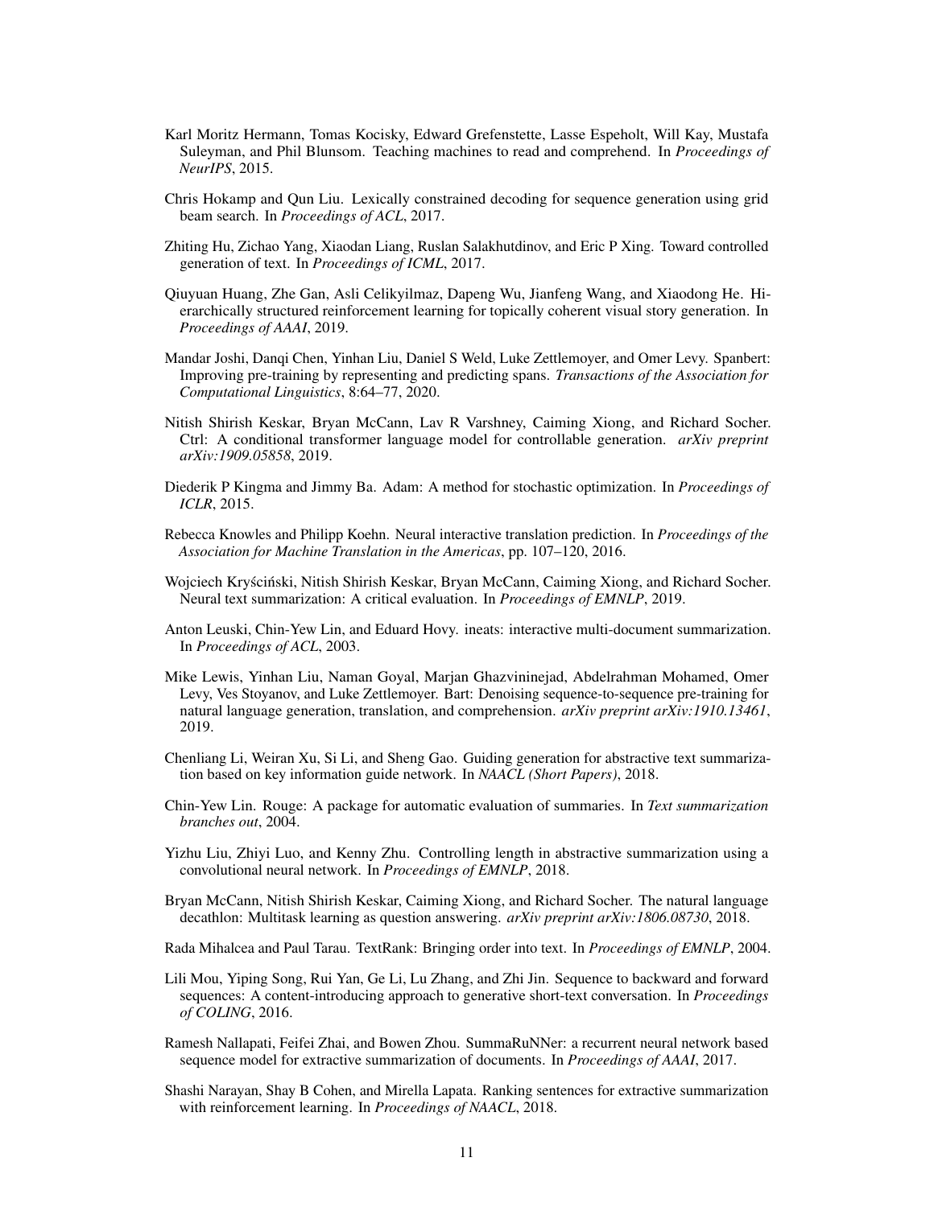Karl Moritz Hermann, Tomas Kocisky, Edward Grefenstette, Lasse Espeholt, Will Kay, Mustafa Suleyman, and Phil Blunsom. Teaching machines to read and comprehend. In *Proceedings of NeurIPS*, 2015.

Chris Hokamp and Qun Liu. Lexically constrained decoding for sequence generation using grid beam search. In *Proceedings of ACL*, 2017.

Zhiting Hu, Zichao Yang, Xiaodan Liang, Ruslan Salakhutdinov, and Eric P Xing. Toward controlled generation of text. In *Proceedings of ICML*, 2017.

Qiuyuan Huang, Zhe Gan, Asli Celikyilmaz, Dapeng Wu, Jianfeng Wang, and Xiaodong He. Hierarchically structured reinforcement learning for topically coherent visual story generation. In *Proceedings of AAAI*, 2019.

Mandar Joshi, Danqi Chen, Yinhan Liu, Daniel S Weld, Luke Zettlemoyer, and Omer Levy. Spanbert: Improving pre-training by representing and predicting spans. *Transactions of the Association for Computational Linguistics*, 8:64–77, 2020.

Nitish Shirish Keskar, Bryan McCann, Lav R Varshney, Caiming Xiong, and Richard Socher. Ctrl: A conditional transformer language model for controllable generation. *arXiv preprint arXiv:1909.05858*, 2019.

Diederik P Kingma and Jimmy Ba. Adam: A method for stochastic optimization. In *Proceedings of ICLR*, 2015.

Rebecca Knowles and Philipp Koehn. Neural interactive translation prediction. In *Proceedings of the Association for Machine Translation in the Americas*, pp. 107–120, 2016.

Wojciech Kryściński, Nitish Shirish Keskar, Bryan McCann, Caiming Xiong, and Richard Socher. Neural text summarization: A critical evaluation. In *Proceedings of EMNLP*, 2019.

Anton Leuski, Chin-Yew Lin, and Eduard Hovy. ineats: interactive multi-document summarization. In *Proceedings of ACL*, 2003.

Mike Lewis, Yinhan Liu, Naman Goyal, Marjan Ghazvininejad, Abdelrahman Mohamed, Omer Levy, Ves Stoyanov, and Luke Zettlemoyer. Bart: Denoising sequence-to-sequence pre-training for natural language generation, translation, and comprehension. *arXiv preprint arXiv:1910.13461*, 2019.

Chenliang Li, Weiran Xu, Si Li, and Sheng Gao. Guiding generation for abstractive text summarization based on key information guide network. In *NAACL (Short Papers)*, 2018.

Chin-Yew Lin. Rouge: A package for automatic evaluation of summaries. In *Text summarization branches out*, 2004.

Yizhu Liu, Zhiyi Luo, and Kenny Zhu. Controlling length in abstractive summarization using a convolutional neural network. In *Proceedings of EMNLP*, 2018.

Bryan McCann, Nitish Shirish Keskar, Caiming Xiong, and Richard Socher. The natural language decathlon: Multitask learning as question answering. *arXiv preprint arXiv:1806.08730*, 2018.

Rada Mihalcea and Paul Tarau. TextRank: Bringing order into text. In *Proceedings of EMNLP*, 2004.

Lili Mou, Yiping Song, Rui Yan, Ge Li, Lu Zhang, and Zhi Jin. Sequence to backward and forward sequences: A content-introducing approach to generative short-text conversation. In *Proceedings of COLING*, 2016.

Ramesh Nallapati, Feifei Zhai, and Bowen Zhou. SummaRuNNer: a recurrent neural network based sequence model for extractive summarization of documents. In *Proceedings of AAAI*, 2017.

Shashi Narayan, Shay B Cohen, and Mirella Lapata. Ranking sentences for extractive summarization with reinforcement learning. In *Proceedings of NAACL*, 2018.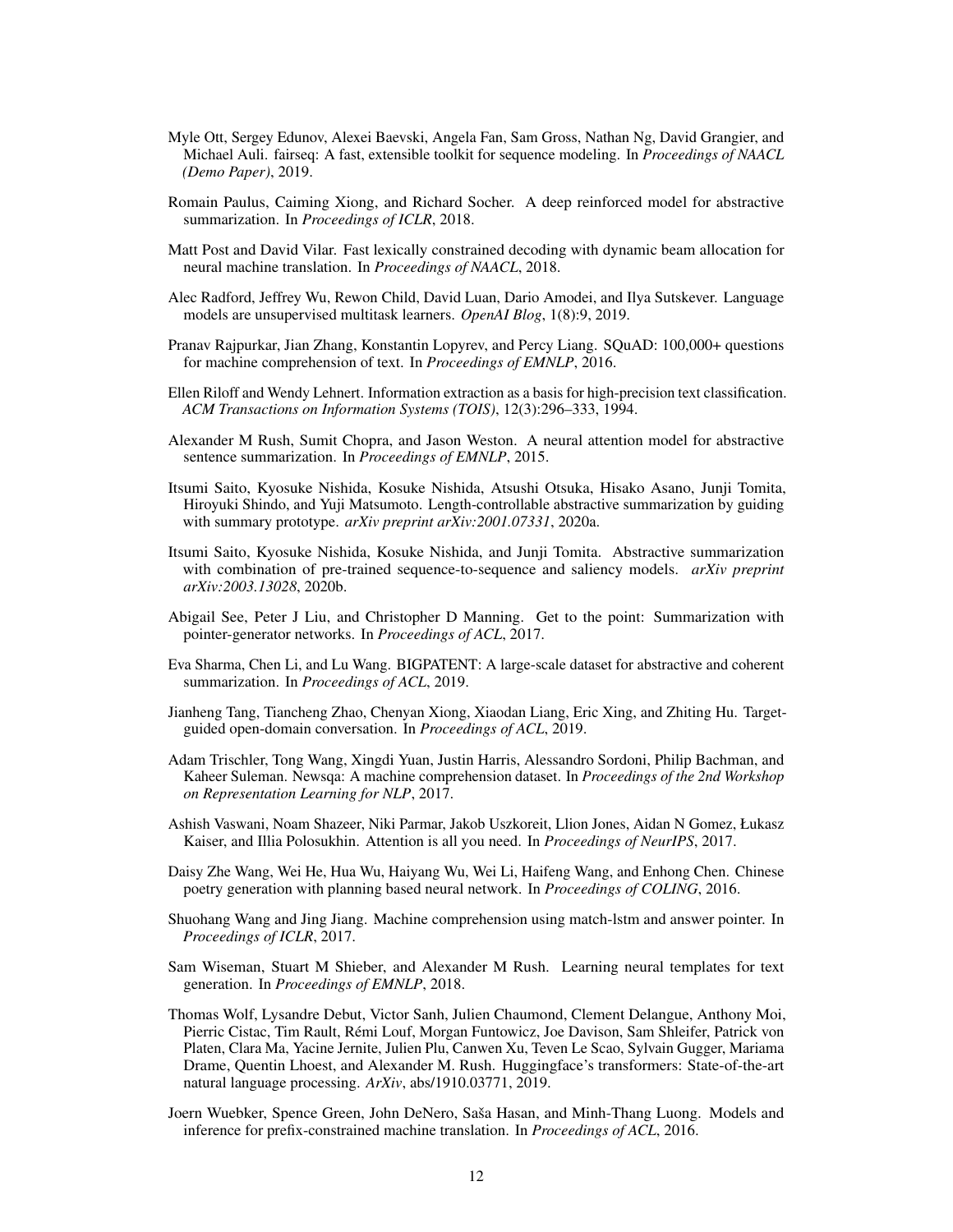Myle Ott, Sergey Edunov, Alexei Baevski, Angela Fan, Sam Gross, Nathan Ng, David Grangier, and Michael Auli. fairseq: A fast, extensible toolkit for sequence modeling. In *Proceedings of NAACL (Demo Paper)*, 2019.

Romain Paulus, Caiming Xiong, and Richard Socher. A deep reinforced model for abstractive summarization. In *Proceedings of ICLR*, 2018.

Matt Post and David Vilar. Fast lexically constrained decoding with dynamic beam allocation for neural machine translation. In *Proceedings of NAACL*, 2018.

Alec Radford, Jeffrey Wu, Rewon Child, David Luan, Dario Amodei, and Ilya Sutskever. Language models are unsupervised multitask learners. *OpenAI Blog*, 1(8):9, 2019.

Pranav Rajpurkar, Jian Zhang, Konstantin Lopyrev, and Percy Liang. SQuAD: 100,000+ questions for machine comprehension of text. In *Proceedings of EMNLP*, 2016.

Ellen Riloff and Wendy Lehnert. Information extraction as a basis for high-precision text classification. *ACM Transactions on Information Systems (TOIS)*, 12(3):296–333, 1994.

Alexander M Rush, Sumit Chopra, and Jason Weston. A neural attention model for abstractive sentence summarization. In *Proceedings of EMNLP*, 2015.

Itsumi Saito, Kyosuke Nishida, Kosuke Nishida, Atsushi Otsuka, Hisako Asano, Junji Tomita, Hiroyuki Shindo, and Yuji Matsumoto. Length-controllable abstractive summarization by guiding with summary prototype. *arXiv preprint arXiv:2001.07331*, 2020a.

Itsumi Saito, Kyosuke Nishida, Kosuke Nishida, and Junji Tomita. Abstractive summarization with combination of pre-trained sequence-to-sequence and saliency models. *arXiv preprint arXiv:2003.13028*, 2020b.

Abigail See, Peter J Liu, and Christopher D Manning. Get to the point: Summarization with pointer-generator networks. In *Proceedings of ACL*, 2017.

Eva Sharma, Chen Li, and Lu Wang. BIGPATENT: A large-scale dataset for abstractive and coherent summarization. In *Proceedings of ACL*, 2019.

Jianheng Tang, Tiancheng Zhao, Chenyan Xiong, Xiaodan Liang, Eric Xing, and Zhiting Hu. Target-guided open-domain conversation. In *Proceedings of ACL*, 2019.

Adam Trischler, Tong Wang, Xingdi Yuan, Justin Harris, Alessandro Sordoni, Philip Bachman, and Kaheer Suleman. Newsqa: A machine comprehension dataset. In *Proceedings of the 2nd Workshop on Representation Learning for NLP*, 2017.

Ashish Vaswani, Noam Shazeer, Niki Parmar, Jakob Uszkoreit, Llion Jones, Aidan N Gomez, Łukasz Kaiser, and Illia Polosukhin. Attention is all you need. In *Proceedings of NeurIPS*, 2017.

Daisy Zhe Wang, Wei He, Hua Wu, Haiyang Wu, Wei Li, Haifeng Wang, and Enhong Chen. Chinese poetry generation with planning based neural network. In *Proceedings of COLING*, 2016.

Shuohang Wang and Jing Jiang. Machine comprehension using match-lstm and answer pointer. In *Proceedings of ICLR*, 2017.

Sam Wiseman, Stuart M Shieber, and Alexander M Rush. Learning neural templates for text generation. In *Proceedings of EMNLP*, 2018.

Thomas Wolf, Lysandre Debut, Victor Sanh, Julien Chaumond, Clement Delangue, Anthony Moi, Pierric Cistac, Tim Rault, Rémi Louf, Morgan Funtowicz, Joe Davison, Sam Shleifer, Patrick von Platen, Clara Ma, Yacine Jernite, Julien Plu, Canwen Xu, Teven Le Scao, Sylvain Gugger, Mariama Drame, Quentin Lhoest, and Alexander M. Rush. Huggingface's transformers: State-of-the-art natural language processing. *ArXiv*, abs/1910.03771, 2019.

Joern Wuebker, Spence Green, John DeNero, Saša Hasan, and Minh-Thang Luong. Models and inference for prefix-constrained machine translation. In *Proceedings of ACL*, 2016.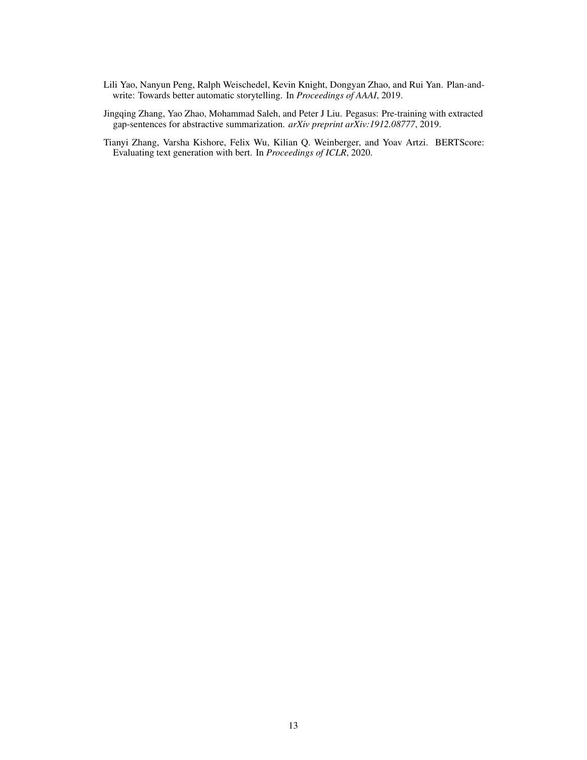Lili Yao, Nanyun Peng, Ralph Weischedel, Kevin Knight, Dongyan Zhao, and Rui Yan. Plan-and-write: Towards better automatic storytelling. In *Proceedings of AAAI*, 2019.

Jingqing Zhang, Yao Zhao, Mohammad Saleh, and Peter J Liu. Pegasus: Pre-training with extracted gap-sentences for abstractive summarization. *arXiv preprint arXiv:1912.08777*, 2019.

Tianyi Zhang, Varsha Kishore, Felix Wu, Kilian Q. Weinberger, and Yoav Artzi. BERTScore: Evaluating text generation with bert. In *Proceedings of ICLR*, 2020.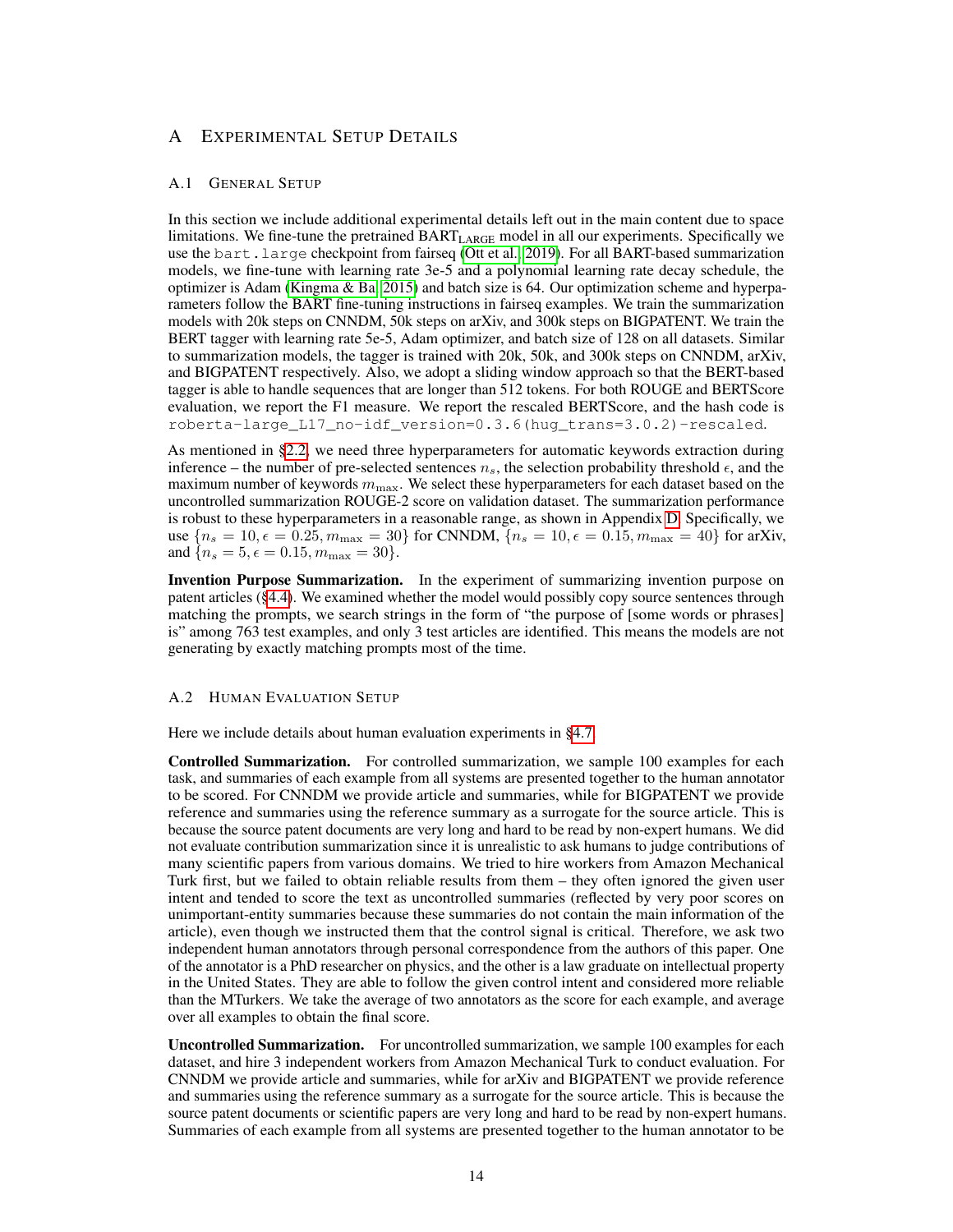# A Experimental Setup Details

## A.1 General Setup

In this section we include additional experimental details left out in the main content due to space limitations. We fine-tune the pretrained $\text{BART}_{\text{LARGE}}$ model in all our experiments. Specifically we use the `bart.large` checkpoint from fairseq (Ott et al., 2019). For all BART-based summarization models, we fine-tune with learning rate 3e-5 and a polynomial learning rate decay schedule, the optimizer is Adam (Kingma & Ba, 2015) and batch size is 64. Our optimization scheme and hyperparameters follow the BART fine-tuning instructions in fairseq examples. We train the summarization models with 20k steps on CNNDM, 50k steps on arXiv, and 300k steps on BIGPATENT. We train the BERT tagger with learning rate 5e-5, Adam optimizer, and batch size of 128 on all datasets. Similar to summarization models, the tagger is trained with 20k, 50k, and 300k steps on CNNDM, arXiv, and BIGPATENT respectively. Also, we adopt a sliding window approach so that the BERT-based tagger is able to handle sequences that are longer than 512 tokens. For both ROUGE and BERTScore evaluation, we report the F1 measure. We report the rescaled BERTScore, and the hash code is `roberta-large_L17_no-idf_version=0.3.6(hug_trans=3.0.2)-rescaled`.

As mentioned in §2.2, we need three hyperparameters for automatic keywords extraction during inference – the number of pre-selected sentences $n_s$, the selection probability threshold $\epsilon$, and the maximum number of keywords $m_{\max}$. We select these hyperparameters for each dataset based on the uncontrolled summarization ROUGE-2 score on validation dataset. The summarization performance is robust to these hyperparameters in a reasonable range, as shown in Appendix D. Specifically, we use $\{n_s = 10, \epsilon = 0.25, m_{\max} = 30\}$ for CNNDM, $\{n_s = 10, \epsilon = 0.15, m_{\max} = 40\}$ for arXiv, and $\{n_s = 5, \epsilon = 0.15, m_{\max} = 30\}$.

**Invention Purpose Summarization.** In the experiment of summarizing invention purpose on patent articles (§4.4). We examined whether the model would possibly copy source sentences through matching the prompts, we search strings in the form of "the purpose of [some words or phrases] is" among 763 test examples, and only 3 test articles are identified. This means the models are not generating by exactly matching prompts most of the time.

## A.2 Human Evaluation Setup

Here we include details about human evaluation experiments in §4.7.

**Controlled Summarization.** For controlled summarization, we sample 100 examples for each task, and summaries of each example from all systems are presented together to the human annotator to be scored. For CNNDM we provide article and summaries, while for BIGPATENT we provide reference and summaries using the reference summary as a surrogate for the source article. This is because the source patent documents are very long and hard to be read by non-expert humans. We did not evaluate contribution summarization since it is unrealistic to ask humans to judge contributions of many scientific papers from various domains. We tried to hire workers from Amazon Mechanical Turk first, but we failed to obtain reliable results from them – they often ignored the given user intent and tended to score the text as uncontrolled summaries (reflected by very poor scores on unimportant-entity summaries because these summaries do not contain the main information of the article), even though we instructed them that the control signal is critical. Therefore, we ask two independent human annotators through personal correspondence from the authors of this paper. One of the annotator is a PhD researcher on physics, and the other is a law graduate on intellectual property in the United States. They are able to follow the given control intent and considered more reliable than the MTurkers. We take the average of two annotators as the score for each example, and average over all examples to obtain the final score.

**Uncontrolled Summarization.** For uncontrolled summarization, we sample 100 examples for each dataset, and hire 3 independent workers from Amazon Mechanical Turk to conduct evaluation. For CNNDM we provide article and summaries, while for arXiv and BIGPATENT we provide reference and summaries using the reference summary as a surrogate for the source article. This is because the source patent documents or scientific papers are very long and hard to be read by non-expert humans. Summaries of each example from all systems are presented together to the human annotator to be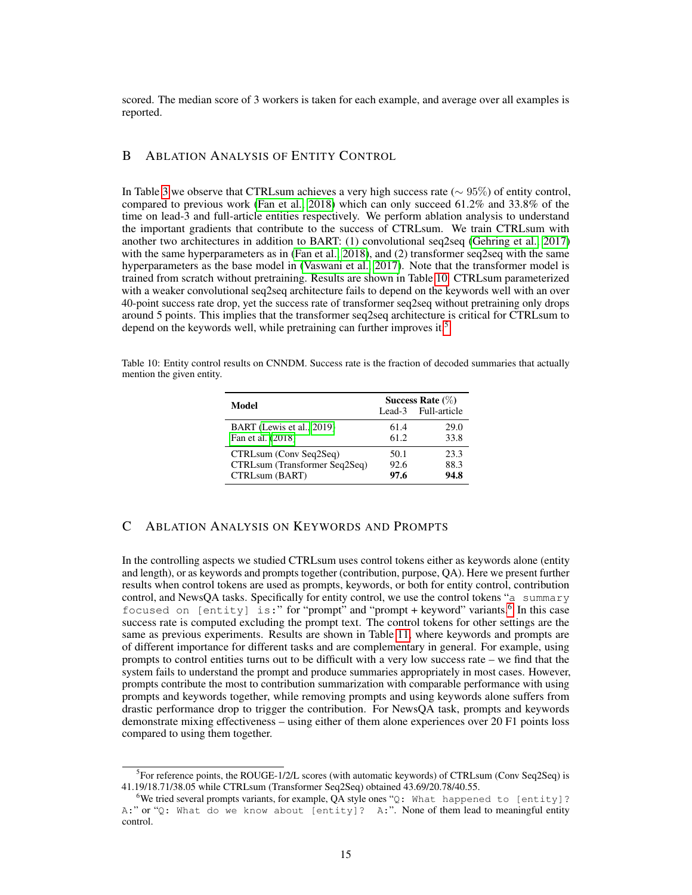scored. The median score of 3 workers is taken for each example, and average over all examples is reported.

## B Ablation Analysis of Entity Control

In Table 3 we observe that CTRLsum achieves a very high success rate ($\sim 95\%$) of entity control, compared to previous work (Fan et al., 2018) which can only succeed 61.2% and 33.8% of the time on lead-3 and full-article entities respectively. We perform ablation analysis to understand the important gradients that contribute to the success of CTRLsum. We train CTRLsum with another two architectures in addition to BART: (1) convolutional seq2seq (Gehring et al., 2017) with the same hyperparameters as in (Fan et al., 2018), and (2) transformer seq2seq with the same hyperparameters as the base model in (Vaswani et al., 2017). Note that the transformer model is trained from scratch without pretraining. Results are shown in Table 10. CTRLsum parameterized with a weaker convolutional seq2seq architecture fails to depend on the keywords well with an over 40-point success rate drop, yet the success rate of transformer seq2seq without pretraining only drops around 5 points. This implies that the transformer seq2seq architecture is critical for CTRLsum to depend on the keywords well, while pretraining can further improves it.[5]

Table 10: Entity control results on CNNDM. Success rate is the fraction of decoded summaries that actually mention the given entity.

| Model | Success Rate (%) | |
|---|---|---|
| | Lead-3 | Full-article |
| BART (Lewis et al., 2019) | 61.4 | 29.0 |
| Fan et al. (2018) | 61.2 | 33.8 |
| CTRLsum (Conv Seq2Seq) | 50.1 | 23.3 |
| CTRLsum (Transformer Seq2Seq) | 92.6 | 88.3 |
| CTRLsum (BART) | **97.6** | **94.8** |

## C Ablation Analysis on Keywords and Prompts

In the controlling aspects we studied CTRLsum uses control tokens either as keywords alone (entity and length), or as keywords and prompts together (contribution, purpose, QA). Here we present further results when control tokens are used as prompts, keywords, or both for entity control, contribution control, and NewsQA tasks. Specifically for entity control, we use the control tokens "`a summary focused on [entity] is:`" for "prompt" and "prompt + keyword" variants.[6] In this case success rate is computed excluding the prompt text. The control tokens for other settings are the same as previous experiments. Results are shown in Table 11, where keywords and prompts are of different importance for different tasks and are complementary in general. For example, using prompts to control entities turns out to be difficult with a very low success rate – we find that the system fails to understand the prompt and produce summaries appropriately in most cases. However, prompts contribute the most to contribution summarization with comparable performance with using prompts and keywords together, while removing prompts and using keywords alone suffers from drastic performance drop to trigger the contribution. For NewsQA task, prompts and keywords demonstrate mixing effectiveness – using either of them alone experiences over 20 F1 points loss compared to using them together.

[5] For reference points, the ROUGE-1/2/L scores (with automatic keywords) of CTRLsum (Conv Seq2Seq) is 41.19/18.71/38.05 while CTRLsum (Transformer Seq2Seq) obtained 43.69/20.78/40.55.

[6] We tried several prompts variants, for example, QA style ones "`Q: What happened to [entity]? A:`" or "`Q: What do we know about [entity]? A:`". None of them lead to meaningful entity control.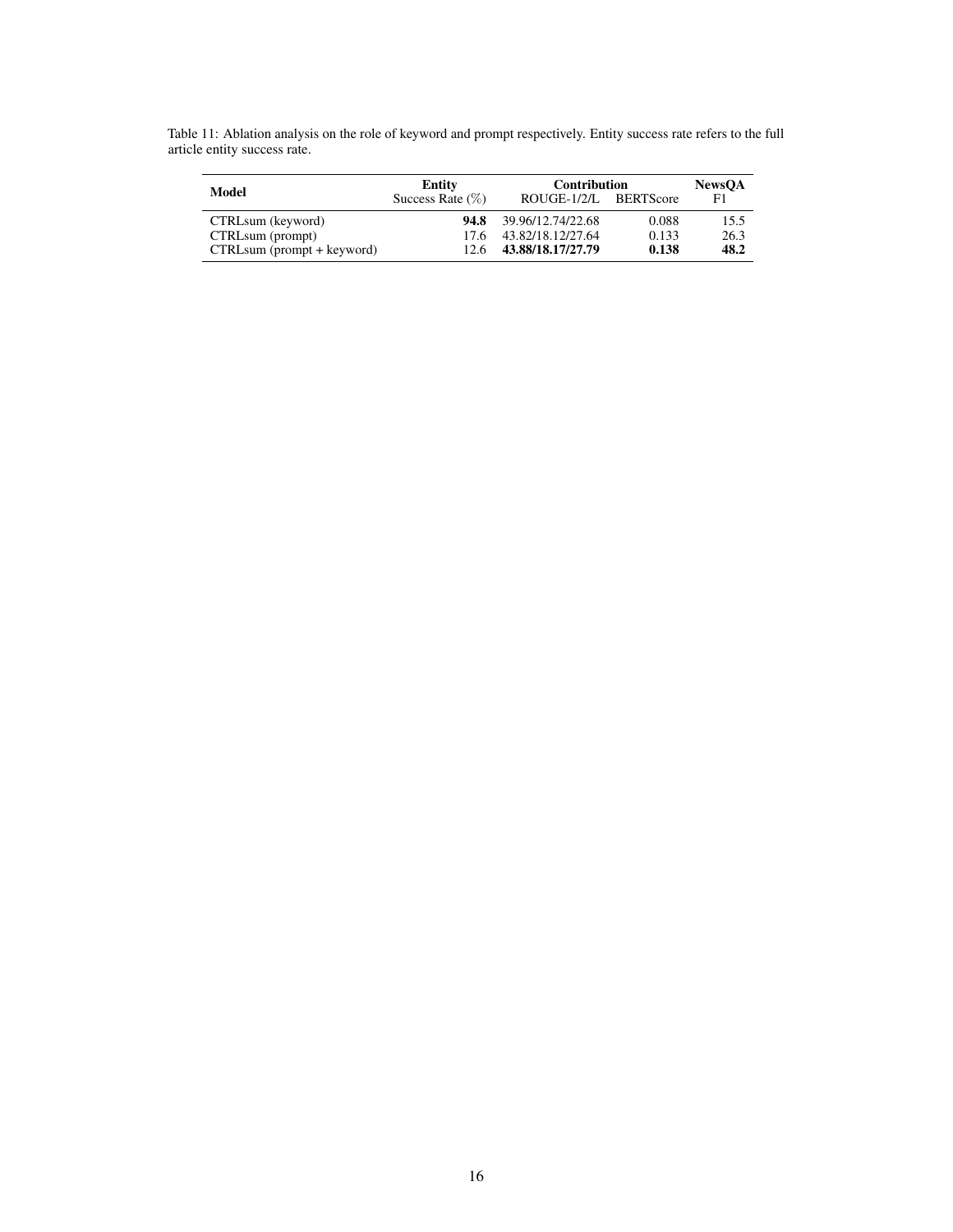Table 11: Ablation analysis on the role of keyword and prompt respectively. Entity success rate refers to the full article entity success rate.

| Model | Entity | Contribution | | NewsQA |
|---|---|---|---|---|
| | Success Rate (%) | ROUGE-1/2/L | BERTScore | F1 |
| CTRLsum (keyword) | **94.8** | 39.96/12.74/22.68 | 0.088 | 15.5 |
| CTRLsum (prompt) | 17.6 | 43.82/18.12/27.64 | 0.133 | 26.3 |
| CTRLsum (prompt + keyword) | 12.6 | **43.88/18.17/27.79** | **0.138** | **48.2** |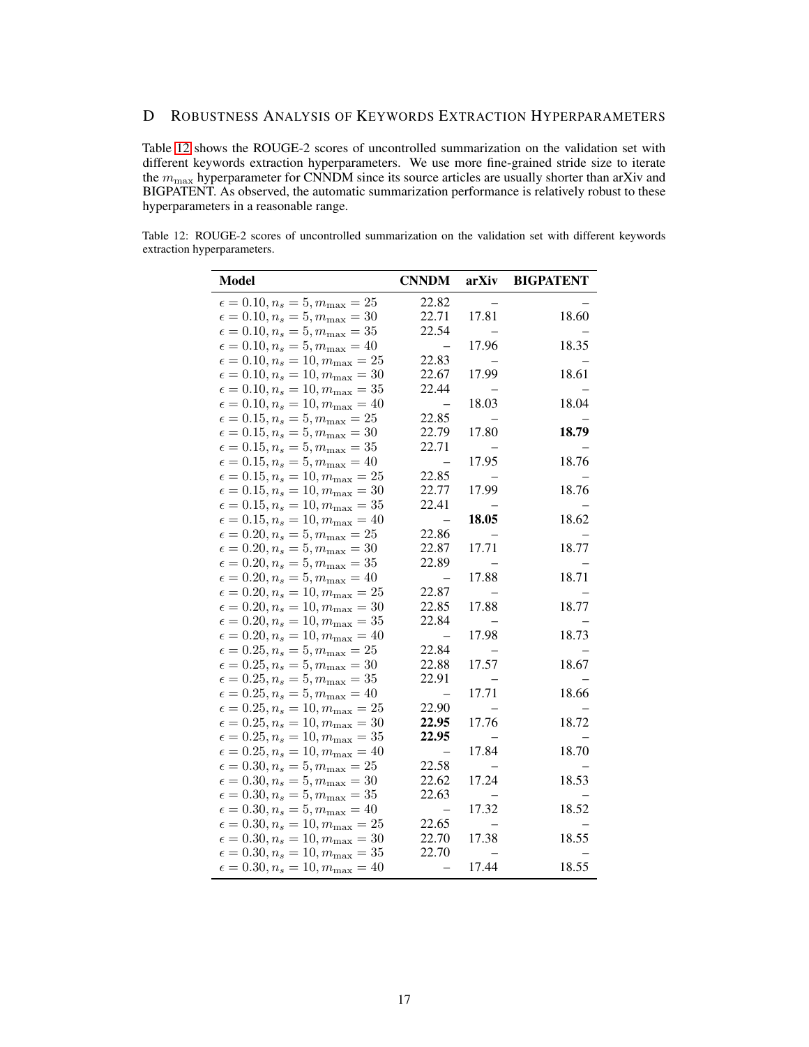# D Robustness Analysis of Keywords Extraction Hyperparameters

Table 12 shows the ROUGE-2 scores of uncontrolled summarization on the validation set with different keywords extraction hyperparameters. We use more fine-grained stride size to iterate the $m_{\max}$ hyperparameter for CNNDM since its source articles are usually shorter than arXiv and BIGPATENT. As observed, the automatic summarization performance is relatively robust to these hyperparameters in a reasonable range.

Table 12: ROUGE-2 scores of uncontrolled summarization on the validation set with different keywords extraction hyperparameters.

| Model | CNNDM | arXiv | BIGPATENT |
|---|---|---|---|
| $\epsilon = 0.10, n_s = 5, m_{\max} = 25$ | 22.82 | – | – |
| $\epsilon = 0.10, n_s = 5, m_{\max} = 30$ | 22.71 | 17.81 | 18.60 |
| $\epsilon = 0.10, n_s = 5, m_{\max} = 35$ | 22.54 | – | – |
| $\epsilon = 0.10, n_s = 5, m_{\max} = 40$ | – | 17.96 | 18.35 |
| $\epsilon = 0.10, n_s = 10, m_{\max} = 25$ | 22.83 | – | – |
| $\epsilon = 0.10, n_s = 10, m_{\max} = 30$ | 22.67 | 17.99 | 18.61 |
| $\epsilon = 0.10, n_s = 10, m_{\max} = 35$ | 22.44 | – | – |
| $\epsilon = 0.10, n_s = 10, m_{\max} = 40$ | – | 18.03 | 18.04 |
| $\epsilon = 0.15, n_s = 5, m_{\max} = 25$ | 22.85 | – | – |
| $\epsilon = 0.15, n_s = 5, m_{\max} = 30$ | 22.79 | 17.80 | **18.79** |
| $\epsilon = 0.15, n_s = 5, m_{\max} = 35$ | 22.71 | – | – |
| $\epsilon = 0.15, n_s = 5, m_{\max} = 40$ | – | 17.95 | 18.76 |
| $\epsilon = 0.15, n_s = 10, m_{\max} = 25$ | 22.85 | – | – |
| $\epsilon = 0.15, n_s = 10, m_{\max} = 30$ | 22.77 | 17.99 | 18.76 |
| $\epsilon = 0.15, n_s = 10, m_{\max} = 35$ | 22.41 | – | – |
| $\epsilon = 0.15, n_s = 10, m_{\max} = 40$ | – | **18.05** | 18.62 |
| $\epsilon = 0.20, n_s = 5, m_{\max} = 25$ | 22.86 | – | – |
| $\epsilon = 0.20, n_s = 5, m_{\max} = 30$ | 22.87 | 17.71 | 18.77 |
| $\epsilon = 0.20, n_s = 5, m_{\max} = 35$ | 22.89 | – | – |
| $\epsilon = 0.20, n_s = 5, m_{\max} = 40$ | – | 17.88 | 18.71 |
| $\epsilon = 0.20, n_s = 10, m_{\max} = 25$ | 22.87 | – | – |
| $\epsilon = 0.20, n_s = 10, m_{\max} = 30$ | 22.85 | 17.88 | 18.77 |
| $\epsilon = 0.20, n_s = 10, m_{\max} = 35$ | 22.84 | – | – |
| $\epsilon = 0.20, n_s = 10, m_{\max} = 40$ | – | 17.98 | 18.73 |
| $\epsilon = 0.25, n_s = 5, m_{\max} = 25$ | 22.84 | – | – |
| $\epsilon = 0.25, n_s = 5, m_{\max} = 30$ | 22.88 | 17.57 | 18.67 |
| $\epsilon = 0.25, n_s = 5, m_{\max} = 35$ | 22.91 | – | – |
| $\epsilon = 0.25, n_s = 5, m_{\max} = 40$ | – | 17.71 | 18.66 |
| $\epsilon = 0.25, n_s = 10, m_{\max} = 25$ | 22.90 | – | – |
| $\epsilon = 0.25, n_s = 10, m_{\max} = 30$ | **22.95** | 17.76 | 18.72 |
| $\epsilon = 0.25, n_s = 10, m_{\max} = 35$ | **22.95** | – | – |
| $\epsilon = 0.25, n_s = 10, m_{\max} = 40$ | – | 17.84 | 18.70 |
| $\epsilon = 0.30, n_s = 5, m_{\max} = 25$ | 22.58 | – | – |
| $\epsilon = 0.30, n_s = 5, m_{\max} = 30$ | 22.62 | 17.24 | 18.53 |
| $\epsilon = 0.30, n_s = 5, m_{\max} = 35$ | 22.63 | – | – |
| $\epsilon = 0.30, n_s = 5, m_{\max} = 40$ | – | 17.32 | 18.52 |
| $\epsilon = 0.30, n_s = 10, m_{\max} = 25$ | 22.65 | – | – |
| $\epsilon = 0.30, n_s = 10, m_{\max} = 30$ | 22.70 | 17.38 | 18.55 |
| $\epsilon = 0.30, n_s = 10, m_{\max} = 35$ | 22.70 | – | – |
| $\epsilon = 0.30, n_s = 10, m_{\max} = 40$ | – | 17.44 | 18.55 |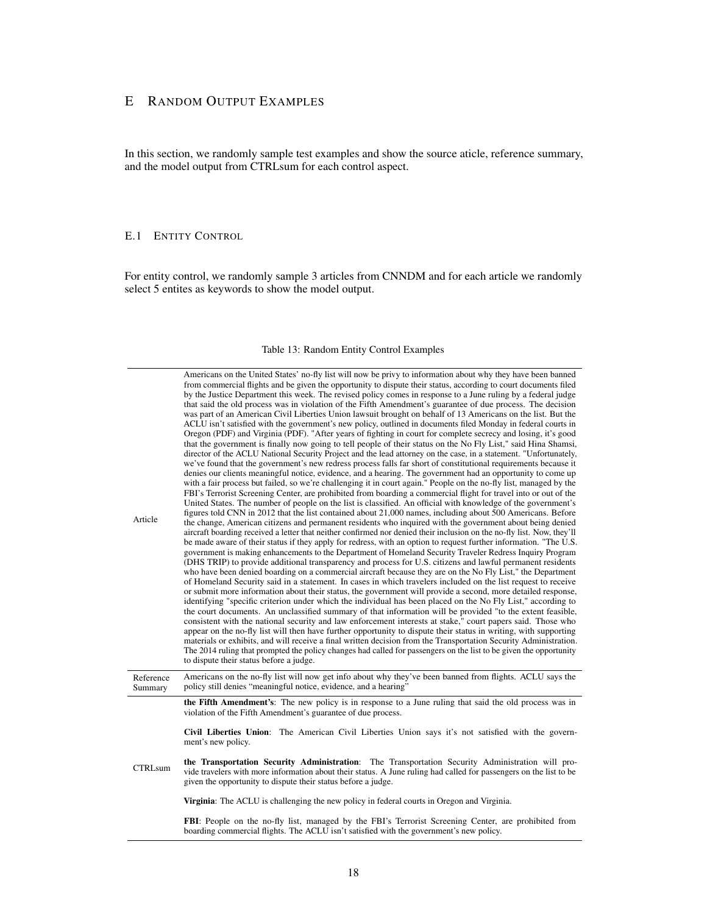## E Random Output Examples

In this section, we randomly sample test examples and show the source aticle, reference summary, and the model output from CTRLsum for each control aspect.

### E.1 Entity Control

For entity control, we randomly sample 3 articles from CNNDM and for each article we randomly select 5 entites as keywords to show the model output.

Table 13: Random Entity Control Examples

| | |
|---|---|
| Article | Americans on the United States' no-fly list will now be privy to information about why they have been banned from commercial flights and be given the opportunity to dispute their status, according to court documents filed by the Justice Department this week. The revised policy comes in response to a June ruling by a federal judge that said the old process was in violation of the Fifth Amendment's guarantee of due process. The decision was part of an American Civil Liberties Union lawsuit brought on behalf of 13 Americans on the list. But the ACLU isn't satisfied with the government's new policy, outlined in documents filed Monday in federal courts in Oregon (PDF) and Virginia (PDF). "After years of fighting in court for complete secrecy and losing, it's good that the government is finally now going to tell people of their status on the No Fly List," said Hina Shamsi, director of the ACLU National Security Project and the lead attorney on the case, in a statement. "Unfortunately, we've found that the government's new redress process falls far short of constitutional requirements because it denies our clients meaningful notice, evidence, and a hearing. The government had an opportunity to come up with a fair process but failed, so we're challenging it in court again." People on the no-fly list, managed by the FBI's Terrorist Screening Center, are prohibited from boarding a commercial flight for travel into or out of the United States. The number of people on the list is classified. An official with knowledge of the government's figures told CNN in 2012 that the list contained about 21,000 names, including about 500 Americans. Before the change, American citizens and permanent residents who inquired with the government about being denied aircraft boarding received a letter that neither confirmed nor denied their inclusion on the no-fly list. Now, they'll be made aware of their status if they apply for redress, with an option to request further information. "The U.S. government is making enhancements to the Department of Homeland Security Traveler Redress Inquiry Program (DHS TRIP) to provide additional transparency and process for U.S. citizens and lawful permanent residents who have been denied boarding on a commercial aircraft because they are on the No Fly List," the Department of Homeland Security said in a statement. In cases in which travelers included on the list request to receive or submit more information about their status, the government will provide a second, more detailed response, identifying "specific criterion under which the individual has been placed on the No Fly List," according to the court documents. An unclassified summary of that information will be provided "to the extent feasible, consistent with the national security and law enforcement interests at stake," court papers said. Those who appear on the no-fly list will then have further opportunity to dispute their status in writing, with supporting materials or exhibits, and will receive a final written decision from the Transportation Security Administration. The 2014 ruling that prompted the policy changes had called for passengers on the list to be given the opportunity to dispute their status before a judge. |
| Reference Summary | Americans on the no-fly list will now get info about why they've been banned from flights. ACLU says the policy still denies "meaningful notice, evidence, and a hearing" |
| CTRLsum | **the Fifth Amendment's**: The new policy is in response to a June ruling that said the old process was in violation of the Fifth Amendment's guarantee of due process.<br><br>**Civil Liberties Union**: The American Civil Liberties Union says it's not satisfied with the government's new policy.<br><br>**the Transportation Security Administration**: The Transportation Security Administration will provide travelers with more information about their status. A June ruling had called for passengers on the list to be given the opportunity to dispute their status before a judge.<br><br>**Virginia**: The ACLU is challenging the new policy in federal courts in Oregon and Virginia.<br><br>**FBI**: People on the no-fly list, managed by the FBI's Terrorist Screening Center, are prohibited from boarding commercial flights. The ACLU isn't satisfied with the government's new policy. |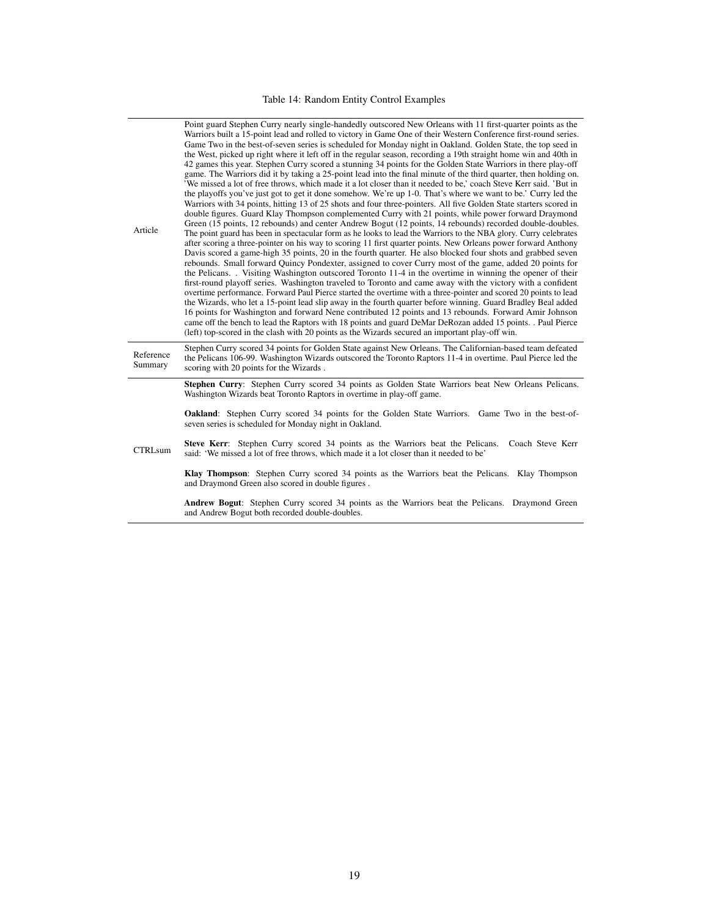Table 14: Random Entity Control Examples

| | |
|---|---|
| Article | Point guard Stephen Curry nearly single-handedly outscored New Orleans with 11 first-quarter points as the Warriors built a 15-point lead and rolled to victory in Game One of their Western Conference first-round series. Game Two in the best-of-seven series is scheduled for Monday night in Oakland. Golden State, the top seed in the West, picked up right where it left off in the regular season, recording a 19th straight home win and 40th in 42 games this year. Stephen Curry scored a stunning 34 points for the Golden State Warriors in there play-off game. The Warriors did it by taking a 25-point lead into the final minute of the third quarter, then holding on. 'We missed a lot of free throws, which made it a lot closer than it needed to be,' coach Steve Kerr said. 'But in the playoffs you've just got to get it done somehow. We're up 1-0. That's where we want to be.' Curry led the Warriors with 34 points, hitting 13 of 25 shots and four three-pointers. All five Golden State starters scored in double figures. Guard Klay Thompson complemented Curry with 21 points, while power forward Draymond Green (15 points, 12 rebounds) and center Andrew Bogut (12 points, 14 rebounds) recorded double-doubles. The point guard has been in spectacular form as he looks to lead the Warriors to the NBA glory. Curry celebrates after scoring a three-pointer on his way to scoring 11 first quarter points. New Orleans power forward Anthony Davis scored a game-high 35 points, 20 in the fourth quarter. He also blocked four shots and grabbed seven rebounds. Small forward Quincy Pondexter, assigned to cover Curry most of the game, added 20 points for the Pelicans. . Visiting Washington outscored Toronto 11-4 in the overtime in winning the opener of their first-round playoff series. Washington traveled to Toronto and came away with the victory with a confident overtime performance. Forward Paul Pierce started the overtime with a three-pointer and scored 20 points to lead the Wizards, who let a 15-point lead slip away in the fourth quarter before winning. Guard Bradley Beal added 16 points for Washington and forward Nene contributed 12 points and 13 rebounds. Forward Amir Johnson came off the bench to lead the Raptors with 18 points and guard DeMar DeRozan added 15 points. . Paul Pierce (left) top-scored in the clash with 20 points as the Wizards secured an important play-off win. |
| Reference Summary | Stephen Curry scored 34 points for Golden State against New Orleans. The Californian-based team defeated the Pelicans 106-99. Washington Wizards outscored the Toronto Raptors 11-4 in overtime. Paul Pierce led the scoring with 20 points for the Wizards . |
| CTRLsum | **Stephen Curry**: Stephen Curry scored 34 points as Golden State Warriors beat New Orleans Pelicans. Washington Wizards beat Toronto Raptors in overtime in play-off game.<br><br>**Oakland**: Stephen Curry scored 34 points for the Golden State Warriors. Game Two in the best-of-seven series is scheduled for Monday night in Oakland.<br><br>**Steve Kerr**: Stephen Curry scored 34 points as the Warriors beat the Pelicans. Coach Steve Kerr said: 'We missed a lot of free throws, which made it a lot closer than it needed to be'<br><br>**Klay Thompson**: Stephen Curry scored 34 points as the Warriors beat the Pelicans. Klay Thompson and Draymond Green also scored in double figures .<br><br>**Andrew Bogut**: Stephen Curry scored 34 points as the Warriors beat the Pelicans. Draymond Green and Andrew Bogut both recorded double-doubles. |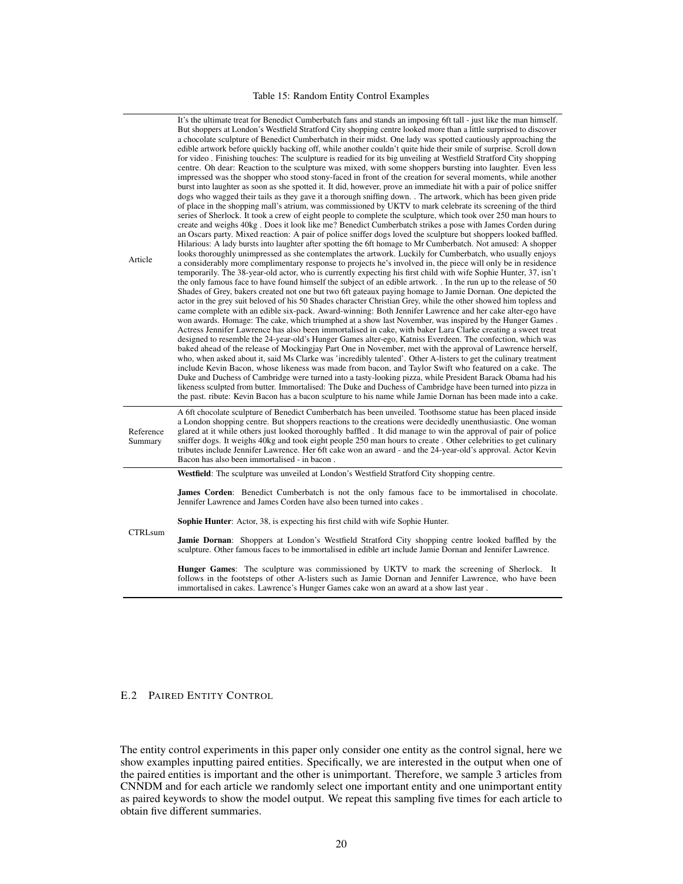Table 15: Random Entity Control Examples

| | |
|---|---|
| Article | It's the ultimate treat for Benedict Cumberbatch fans and stands an imposing 6ft tall - just like the man himself. But shoppers at London's Westfield Stratford City shopping centre looked more than a little surprised to discover a chocolate sculpture of Benedict Cumberbatch in their midst. One lady was spotted cautiously approaching the edible artwork before quickly backing off, while another couldn't quite hide their smile of surprise. Scroll down for video . Finishing touches: The sculpture is readied for its big unveiling at Westfield Stratford City shopping centre. Oh dear: Reaction to the sculpture was mixed, with some shoppers bursting into laughter. Even less impressed was the shopper who stood stony-faced in front of the creation for several moments, while another burst into laughter as soon as she spotted it. It did, however, prove an immediate hit with a pair of police sniffer dogs who wagged their tails as they gave it a thorough sniffing down. . The artwork, which has been given pride of place in the shopping mall's atrium, was commissioned by UKTV to mark celebrate its screening of the third series of Sherlock. It took a crew of eight people to complete the sculpture, which took over 250 man hours to create and weighs 40kg . Does it look like me? Benedict Cumberbatch strikes a pose with James Corden during an Oscars party. Mixed reaction: A pair of police sniffer dogs loved the sculpture but shoppers looked baffled. Hilarious: A lady bursts into laughter after spotting the 6ft homage to Mr Cumberbatch. Not amused: A shopper looks thoroughly unimpressed as she contemplates the artwork. Luckily for Cumberbatch, who usually enjoys a considerably more complimentary response to projects he's involved in, the piece will only be in residence temporarily. The 38-year-old actor, who is currently expecting his first child with wife Sophie Hunter, 37, isn't the only famous face to have found himself the subject of an edible artwork. . In the run up to the release of 50 Shades of Grey, bakers created not one but two 6ft gateaux paying homage to Jamie Dornan. One depicted the actor in the grey suit beloved of his 50 Shades character Christian Grey, while the other showed him topless and came complete with an edible six-pack. Award-winning: Both Jennifer Lawrence and her cake alter-ego have won awards. Homage: The cake, which triumphed at a show last November, was inspired by the Hunger Games . Actress Jennifer Lawrence has also been immortalised in cake, with baker Lara Clarke creating a sweet treat designed to resemble the 24-year-old's Hunger Games alter-ego, Katniss Everdeen. The confection, which was baked ahead of the release of Mockingjay Part One in November, met with the approval of Lawrence herself, who, when asked about it, said Ms Clarke was 'incredibly talented'. Other A-listers to get the culinary treatment include Kevin Bacon, whose likeness was made from bacon, and Taylor Swift who featured on a cake. The Duke and Duchess of Cambridge were turned into a tasty-looking pizza, while President Barack Obama had his likeness sculpted from butter. Immortalised: The Duke and Duchess of Cambridge have been turned into pizza in the past. ribute: Kevin Bacon has a bacon sculpture to his name while Jamie Dornan has been made into a cake. |
| Reference Summary | A 6ft chocolate sculpture of Benedict Cumberbatch has been unveiled. Toothsome statue has been placed inside a London shopping centre. But shoppers reactions to the creations were decidedly unenthusiastic. One woman glared at it while others just looked thoroughly baffled . It did manage to win the approval of pair of police sniffer dogs. It weighs 40kg and took eight people 250 man hours to create . Other celebrities to get culinary tributes include Jennifer Lawrence. Her 6ft cake won an award - and the 24-year-old's approval. Actor Kevin Bacon has also been immortalised - in bacon . |
| CTRLsum | **Westfield**: The sculpture was unveiled at London's Westfield Stratford City shopping centre.<br><br>**James Corden**: Benedict Cumberbatch is not the only famous face to be immortalised in chocolate. Jennifer Lawrence and James Corden have also been turned into cakes .<br><br>**Sophie Hunter**: Actor, 38, is expecting his first child with wife Sophie Hunter.<br><br>**Jamie Dornan**: Shoppers at London's Westfield Stratford City shopping centre looked baffled by the sculpture. Other famous faces to be immortalised in edible art include Jamie Dornan and Jennifer Lawrence.<br><br>**Hunger Games**: The sculpture was commissioned by UKTV to mark the screening of Sherlock. It follows in the footsteps of other A-listers such as Jamie Dornan and Jennifer Lawrence, who have been immortalised in cakes. Lawrence's Hunger Games cake won an award at a show last year . |

### E.2 Paired Entity Control

The entity control experiments in this paper only consider one entity as the control signal, here we show examples inputting paired entities. Specifically, we are interested in the output when one of the paired entities is important and the other is unimportant. Therefore, we sample 3 articles from CNNDM and for each article we randomly select one important entity and one unimportant entity as paired keywords to show the model output. We repeat this sampling five times for each article to obtain five different summaries.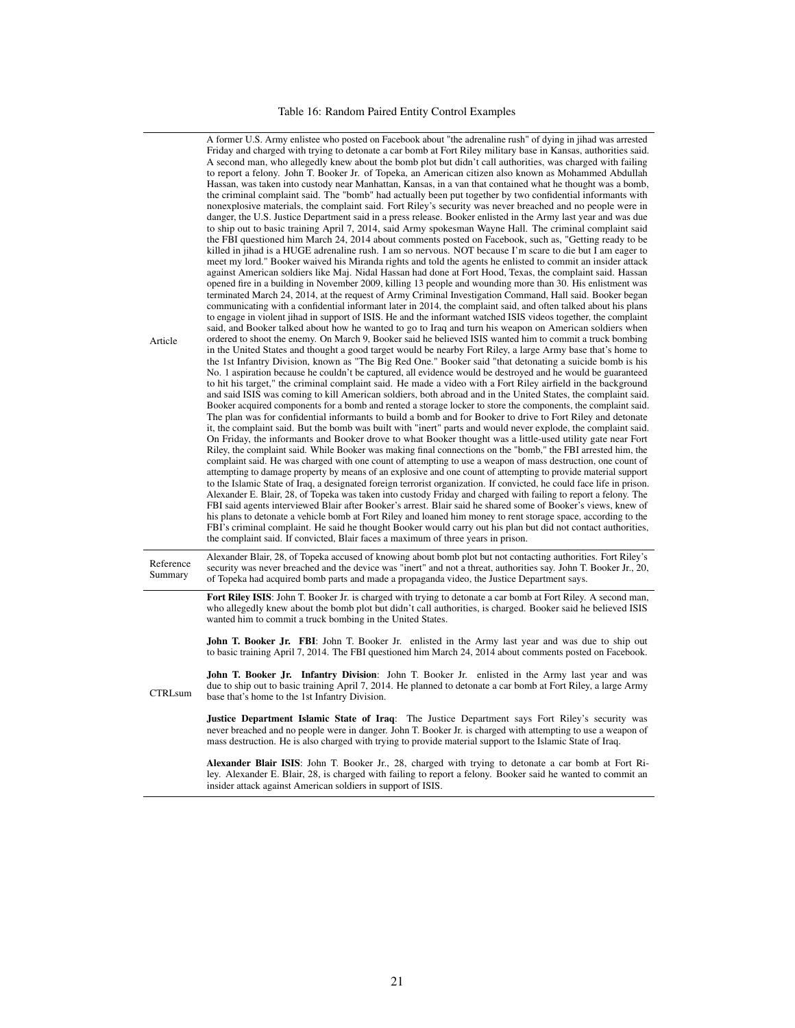Table 16: Random Paired Entity Control Examples

| | |
|---|---|
| Article | A former U.S. Army enlistee who posted on Facebook about "the adrenaline rush" of dying in jihad was arrested Friday and charged with trying to detonate a car bomb at Fort Riley military base in Kansas, authorities said. A second man, who allegedly knew about the bomb plot but didn't call authorities, was charged with failing to report a felony. John T. Booker Jr. of Topeka, an American citizen also known as Mohammed Abdullah Hassan, was taken into custody near Manhattan, Kansas, in a van that contained what he thought was a bomb, the criminal complaint said. The "bomb" had actually been put together by two confidential informants with nonexplosive materials, the complaint said. Fort Riley's security was never breached and no people were in danger, the U.S. Justice Department said in a press release. Booker enlisted in the Army last year and was due to ship out to basic training April 7, 2014, said Army spokesman Wayne Hall. The criminal complaint said the FBI questioned him March 24, 2014 about comments posted on Facebook, such as, "Getting ready to be killed in jihad is a HUGE adrenaline rush. I am so nervous. NOT because I'm scare to die but I am eager to meet my lord." Booker waived his Miranda rights and told the agents he enlisted to commit an insider attack against American soldiers like Maj. Nidal Hassan had done at Fort Hood, Texas, the complaint said. Hassan opened fire in a building in November 2009, killing 13 people and wounding more than 30. His enlistment was terminated March 24, 2014, at the request of Army Criminal Investigation Command, Hall said. Booker began communicating with a confidential informant later in 2014, the complaint said, and often talked about his plans to engage in violent jihad in support of ISIS. He and the informant watched ISIS videos together, the complaint said, and Booker talked about how he wanted to go to Iraq and turn his weapon on American soldiers when ordered to shoot the enemy. On March 9, Booker said he believed ISIS wanted him to commit a truck bombing in the United States and thought a good target would be nearby Fort Riley, a large Army base that's home to the 1st Infantry Division, known as "The Big Red One." Booker said "that detonating a suicide bomb is his No. 1 aspiration because he couldn't be captured, all evidence would be destroyed and he would be guaranteed to hit his target," the criminal complaint said. He made a video with a Fort Riley airfield in the background and said ISIS was coming to kill American soldiers, both abroad and in the United States, the complaint said. Booker acquired components for a bomb and rented a storage locker to store the components, the complaint said. The plan was for confidential informants to build a bomb and for Booker to drive to Fort Riley and detonate it, the complaint said. But the bomb was built with "inert" parts and would never explode, the complaint said. On Friday, the informants and Booker drove to what Booker thought was a little-used utility gate near Fort Riley, the complaint said. While Booker was making final connections on the "bomb," the FBI arrested him, the complaint said. He was charged with one count of attempting to use a weapon of mass destruction, one count of attempting to damage property by means of an explosive and one count of attempting to provide material support to the Islamic State of Iraq, a designated foreign terrorist organization. If convicted, he could face life in prison. Alexander E. Blair, 28, of Topeka was taken into custody Friday and charged with failing to report a felony. The FBI said agents interviewed Blair after Booker's arrest. Blair said he shared some of Booker's views, knew of his plans to detonate a vehicle bomb at Fort Riley and loaned him money to rent storage space, according to the FBI's criminal complaint. He said he thought Booker would carry out his plan but did not contact authorities, the complaint said. If convicted, Blair faces a maximum of three years in prison. |
| Reference Summary | Alexander Blair, 28, of Topeka accused of knowing about bomb plot but not contacting authorities. Fort Riley's security was never breached and the device was "inert" and not a threat, authorities say. John T. Booker Jr., 20, of Topeka had acquired bomb parts and made a propaganda video, the Justice Department says. |
| CTRLsum | **Fort Riley ISIS**: John T. Booker Jr. is charged with trying to detonate a car bomb at Fort Riley. A second man, who allegedly knew about the bomb plot but didn't call authorities, is charged. Booker said he believed ISIS wanted him to commit a truck bombing in the United States.<br><br>**John T. Booker Jr. FBI**: John T. Booker Jr. enlisted in the Army last year and was due to ship out to basic training April 7, 2014. The FBI questioned him March 24, 2014 about comments posted on Facebook.<br><br>**John T. Booker Jr. Infantry Division**: John T. Booker Jr. enlisted in the Army last year and was due to ship out to basic training April 7, 2014. He planned to detonate a car bomb at Fort Riley, a large Army base that's home to the 1st Infantry Division.<br><br>**Justice Department Islamic State of Iraq**: The Justice Department says Fort Riley's security was never breached and no people were in danger. John T. Booker Jr. is charged with attempting to use a weapon of mass destruction. He is also charged with trying to provide material support to the Islamic State of Iraq.<br><br>**Alexander Blair ISIS**: John T. Booker Jr., 28, charged with trying to detonate a car bomb at Fort Riley. Alexander E. Blair, 28, is charged with failing to report a felony. Booker said he wanted to commit an insider attack against American soldiers in support of ISIS. |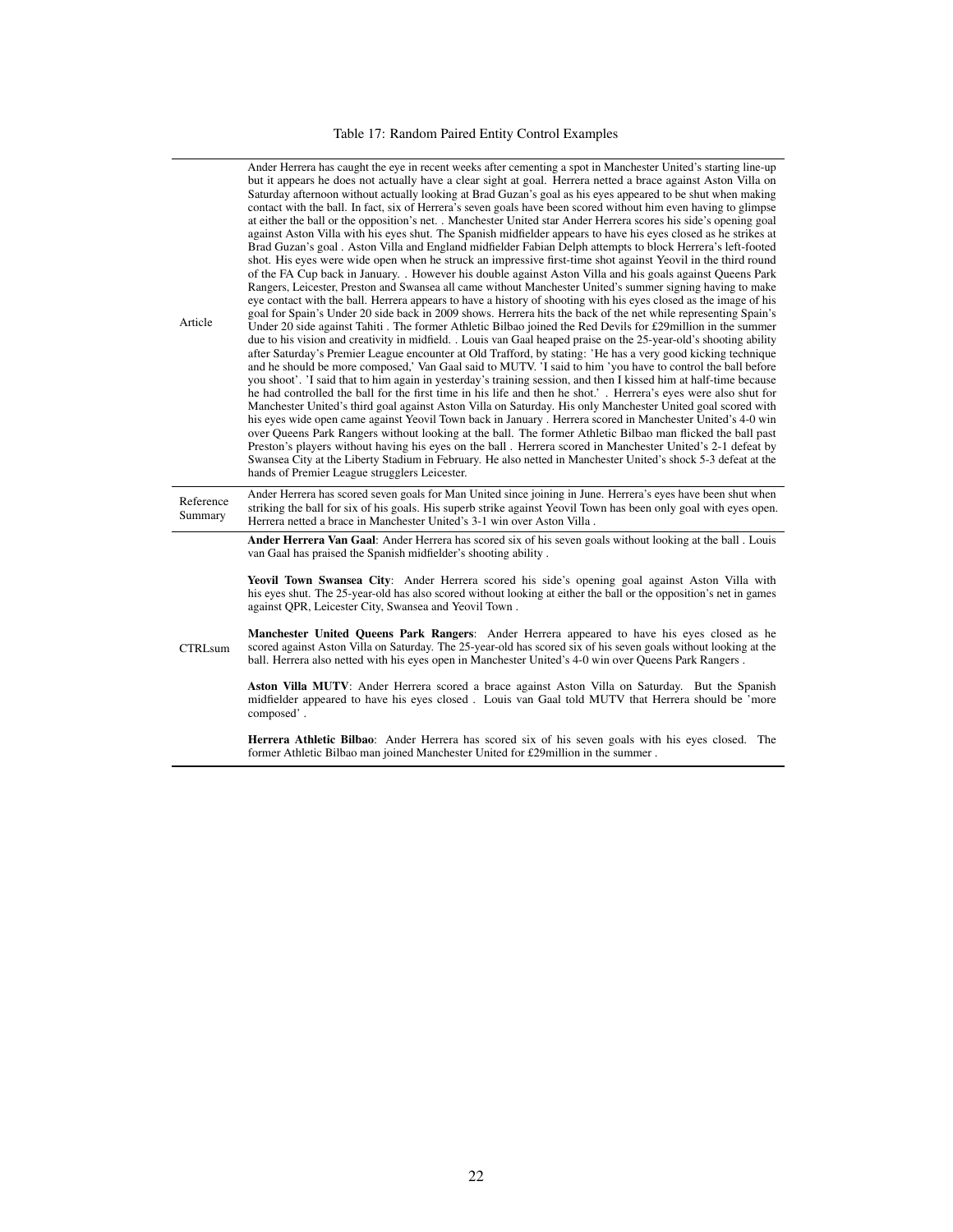Table 17: Random Paired Entity Control Examples

| | |
|---|---|
| Article | Ander Herrera has caught the eye in recent weeks after cementing a spot in Manchester United's starting line-up but it appears he does not actually have a clear sight at goal. Herrera netted a brace against Aston Villa on Saturday afternoon without actually looking at Brad Guzan's goal as his eyes appeared to be shut when making contact with the ball. In fact, six of Herrera's seven goals have been scored without him even having to glimpse at either the ball or the opposition's net. . Manchester United star Ander Herrera scores his side's opening goal against Aston Villa with his eyes shut. The Spanish midfielder appears to have his eyes closed as he strikes at Brad Guzan's goal . Aston Villa and England midfielder Fabian Delph attempts to block Herrera's left-footed shot. His eyes were wide open when he struck an impressive first-time shot against Yeovil in the third round of the FA Cup back in January. . However his double against Aston Villa and his goals against Queens Park Rangers, Leicester, Preston and Swansea all came without Manchester United's summer signing having to make eye contact with the ball. Herrera appears to have a history of shooting with his eyes closed as the image of his goal for Spain's Under 20 side back in 2009 shows. Herrera hits the back of the net while representing Spain's Under 20 side against Tahiti . The former Athletic Bilbao joined the Red Devils for £29million in the summer due to his vision and creativity in midfield. . Louis van Gaal heaped praise on the 25-year-old's shooting ability after Saturday's Premier League encounter at Old Trafford, by stating: 'He has a very good kicking technique and he should be more composed,' Van Gaal said to MUTV. 'I said to him 'you have to control the ball before you shoot'. 'I said that to him again in yesterday's training session, and then I kissed him at half-time because he had controlled the ball for the first time in his life and then he shot.' . Herrera's eyes were also shut for Manchester United's third goal against Aston Villa on Saturday. His only Manchester United goal scored with his eyes wide open came against Yeovil Town back in January . Herrera scored in Manchester United's 4-0 win over Queens Park Rangers without looking at the ball. The former Athletic Bilbao man flicked the ball past Preston's players without having his eyes on the ball . Herrera scored in Manchester United's 2-1 defeat by Swansea City at the Liberty Stadium in February. He also netted in Manchester United's shock 5-3 defeat at the hands of Premier League strugglers Leicester. |
| Reference Summary | Ander Herrera has scored seven goals for Man United since joining in June. Herrera's eyes have been shut when striking the ball for six of his goals. His superb strike against Yeovil Town has been only goal with eyes open. Herrera netted a brace in Manchester United's 3-1 win over Aston Villa . |
| CTRLsum | **Ander Herrera Van Gaal**: Ander Herrera has scored six of his seven goals without looking at the ball . Louis van Gaal has praised the Spanish midfielder's shooting ability .<br><br>**Yeovil Town Swansea City**: Ander Herrera scored his side's opening goal against Aston Villa with his eyes shut. The 25-year-old has also scored without looking at either the ball or the opposition's net in games against QPR, Leicester City, Swansea and Yeovil Town .<br><br>**Manchester United Queens Park Rangers**: Ander Herrera appeared to have his eyes closed as he scored against Aston Villa on Saturday. The 25-year-old has scored six of his seven goals without looking at the ball. Herrera also netted with his eyes open in Manchester United's 4-0 win over Queens Park Rangers .<br><br>**Aston Villa MUTV**: Ander Herrera scored a brace against Aston Villa on Saturday. But the Spanish midfielder appeared to have his eyes closed . Louis van Gaal told MUTV that Herrera should be 'more composed' .<br><br>**Herrera Athletic Bilbao**: Ander Herrera has scored six of his seven goals with his eyes closed. The former Athletic Bilbao man joined Manchester United for £29million in the summer . |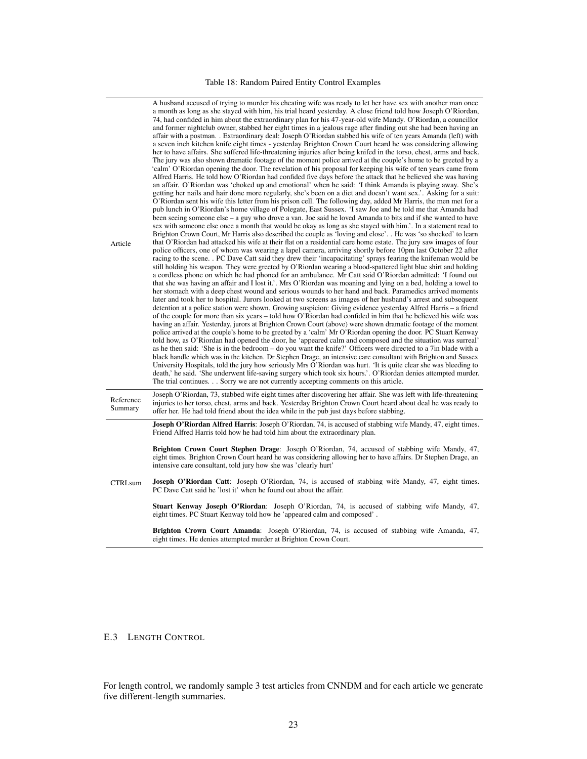Table 18: Random Paired Entity Control Examples

| | |
|---|---|
| Article | A husband accused of trying to murder his cheating wife was ready to let her have sex with another man once a month as long as she stayed with him, his trial heard yesterday. A close friend told how Joseph O'Riordan, 74, had confided in him about the extraordinary plan for his 47-year-old wife Mandy. O'Riordan, a councillor and former nightclub owner, stabbed her eight times in a jealous rage after finding out she had been having an affair with a postman. . Extraordinary deal: Joseph O'Riordan stabbed his wife of ten years Amanda (left) with a seven inch kitchen knife eight times - yesterday Brighton Crown Court heard he was considering allowing her to have affairs. She suffered life-threatening injuries after being knifed in the torso, chest, arms and back. The jury was also shown dramatic footage of the moment police arrived at the couple's home to be greeted by a 'calm' O'Riordan opening the door. The revelation of his proposal for keeping his wife of ten years came from Alfred Harris. He told how O'Riordan had confided five days before the attack that he believed she was having an affair. O'Riordan was 'choked up and emotional' when he said: 'I think Amanda is playing away. She's getting her nails and hair done more regularly, she's been on a diet and doesn't want sex.'. Asking for a suit: O'Riordan sent his wife this letter from his prison cell. The following day, added Mr Harris, the men met for a pub lunch in O'Riordan's home village of Polegate, East Sussex. 'I saw Joe and he told me that Amanda had been seeing someone else – a guy who drove a van. Joe said he loved Amanda to bits and if she wanted to have sex with someone else once a month that would be okay as long as she stayed with him.'. In a statement read to Brighton Crown Court, Mr Harris also described the couple as 'loving and close'. . He was 'so shocked' to learn that O'Riordan had attacked his wife at their flat on a residential care home estate. The jury saw images of four police officers, one of whom was wearing a lapel camera, arriving shortly before 10pm last October 22 after racing to the scene. . PC Dave Catt said they drew their 'incapacitating' sprays fearing the knifeman would be still holding his weapon. They were greeted by O'Riordan wearing a blood-spattered light blue shirt and holding a cordless phone on which he had phoned for an ambulance. Mr Catt said O'Riordan admitted: 'I found out that she was having an affair and I lost it.'. Mrs O'Riordan was moaning and lying on a bed, holding a towel to her stomach with a deep chest wound and serious wounds to her hand and back. Paramedics arrived moments later and took her to hospital. Jurors looked at two screens as images of her husband's arrest and subsequent detention at a police station were shown. Growing suspicion: Giving evidence yesterday Alfred Harris – a friend of the couple for more than six years – told how O'Riordan had confided in him that he believed his wife was having an affair. Yesterday, jurors at Brighton Crown Court (above) were shown dramatic footage of the moment police arrived at the couple's home to be greeted by a 'calm' Mr O'Riordan opening the door. PC Stuart Kenway told how, as O'Riordan had opened the door, he 'appeared calm and composed and the situation was surreal' as he then said: 'She is in the bedroom – do you want the knife?' Officers were directed to a 7in blade with a black handle which was in the kitchen. Dr Stephen Drage, an intensive care consultant with Brighton and Sussex University Hospitals, told the jury how seriously Mrs O'Riordan was hurt. 'It is quite clear she was bleeding to death,' he said. 'She underwent life-saving surgery which took six hours.'. O'Riordan denies attempted murder. The trial continues. . . Sorry we are not currently accepting comments on this article. |
| Reference Summary | Joseph O'Riordan, 73, stabbed wife eight times after discovering her affair. She was left with life-threatening injuries to her torso, chest, arms and back. Yesterday Brighton Crown Court heard about deal he was ready to offer her. He had told friend about the idea while in the pub just days before stabbing. |
| CTRLsum | **Joseph O'Riordan Alfred Harris**: Joseph O'Riordan, 74, is accused of stabbing wife Mandy, 47, eight times. Friend Alfred Harris told how he had told him about the extraordinary plan.<br><br>**Brighton Crown Court Stephen Drage**: Joseph O'Riordan, 74, accused of stabbing wife Mandy, 47, eight times. Brighton Crown Court heard he was considering allowing her to have affairs. Dr Stephen Drage, an intensive care consultant, told jury how she was 'clearly hurt'<br><br>**Joseph O'Riordan Catt**: Joseph O'Riordan, 74, is accused of stabbing wife Mandy, 47, eight times. PC Dave Catt said he 'lost it' when he found out about the affair.<br><br>**Stuart Kenway Joseph O'Riordan**: Joseph O'Riordan, 74, is accused of stabbing wife Mandy, 47, eight times. PC Stuart Kenway told how he 'appeared calm and composed' .<br><br>**Brighton Crown Court Amanda**: Joseph O'Riordan, 74, is accused of stabbing wife Amanda, 47, eight times. He denies attempted murder at Brighton Crown Court. |

### E.3 Length Control

For length control, we randomly sample 3 test articles from CNNDM and for each article we generate five different-length summaries.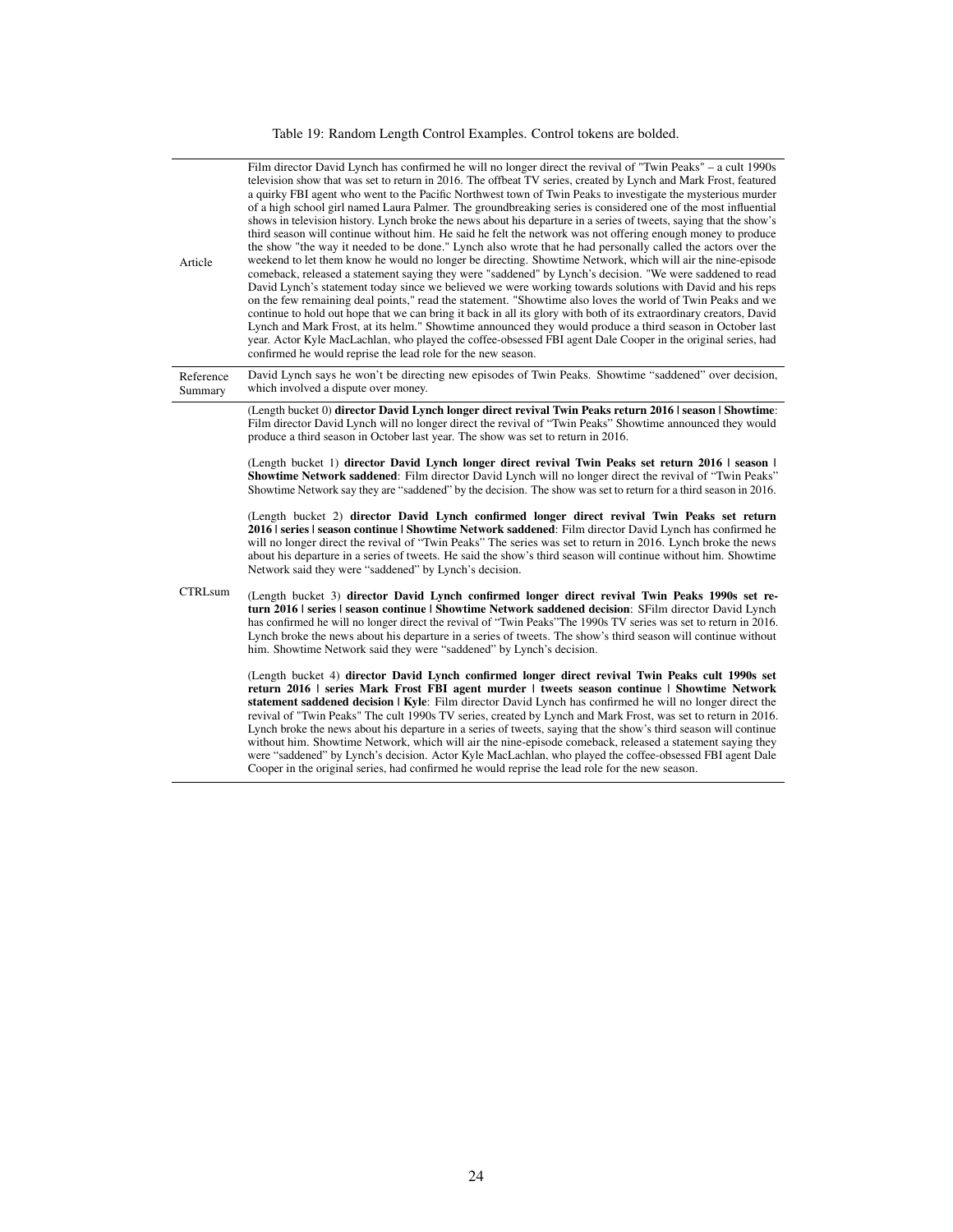Table 19: Random Length Control Examples. Control tokens are bolded.

| | |
|---|---|
| Article | Film director David Lynch has confirmed he will no longer direct the revival of "Twin Peaks" – a cult 1990s television show that was set to return in 2016. The offbeat TV series, created by Lynch and Mark Frost, featured a quirky FBI agent who went to the Pacific Northwest town of Twin Peaks to investigate the mysterious murder of a high school girl named Laura Palmer. The groundbreaking series is considered one of the most influential shows in television history. Lynch broke the news about his departure in a series of tweets, saying that the show's third season will continue without him. He said he felt the network was not offering enough money to produce the show "the way it needed to be done." Lynch also wrote that he had personally called the actors over the weekend to let them know he would no longer be directing. Showtime Network, which will air the nine-episode comeback, released a statement saying they were "saddened" by Lynch's decision. "We were saddened to read David Lynch's statement today since we believed we were working towards solutions with David and his reps on the few remaining deal points," read the statement. "Showtime also loves the world of Twin Peaks and we continue to hold out hope that we can bring it back in all its glory with both of its extraordinary creators, David Lynch and Mark Frost, at its helm." Showtime announced they would produce a third season in October last year. Actor Kyle MacLachlan, who played the coffee-obsessed FBI agent Dale Cooper in the original series, had confirmed he would reprise the lead role for the new season. |
| Reference Summary | David Lynch says he won't be directing new episodes of Twin Peaks. Showtime "saddened" over decision, which involved a dispute over money. |
| CTRLsum | (Length bucket 0) **director David Lynch longer direct revival Twin Peaks return 2016 \| season \| Showtime**: Film director David Lynch will no longer direct the revival of "Twin Peaks" Showtime announced they would produce a third season in October last year. The show was set to return in 2016.<br><br>(Length bucket 1) **director David Lynch longer direct revival Twin Peaks set return 2016 \| season \| Showtime Network saddened**: Film director David Lynch will no longer direct the revival of "Twin Peaks" Showtime Network say they are "saddened" by the decision. The show was set to return for a third season in 2016.<br><br>(Length bucket 2) **director David Lynch confirmed longer direct revival Twin Peaks set return 2016 \| series \| season continue \| Showtime Network saddened**: Film director David Lynch has confirmed he will no longer direct the revival of "Twin Peaks" The series was set to return in 2016. Lynch broke the news about his departure in a series of tweets. He said the show's third season will continue without him. Showtime Network said they were "saddened" by Lynch's decision.<br><br>(Length bucket 3) **director David Lynch confirmed longer direct revival Twin Peaks 1990s set return 2016 \| series \| season continue \| Showtime Network saddened decision**: SFilm director David Lynch has confirmed he will no longer direct the revival of "Twin Peaks"The 1990s TV series was set to return in 2016. Lynch broke the news about his departure in a series of tweets. The show's third season will continue without him. Showtime Network said they were "saddened" by Lynch's decision.<br><br>(Length bucket 4) **director David Lynch confirmed longer direct revival Twin Peaks cult 1990s set return 2016 \| series Mark Frost FBI agent murder \| tweets season continue \| Showtime Network statement saddened decision \| Kyle**: Film director David Lynch has confirmed he will no longer direct the revival of "Twin Peaks" The cult 1990s TV series, created by Lynch and Mark Frost, was set to return in 2016. Lynch broke the news about his departure in a series of tweets, saying that the show's third season will continue without him. Showtime Network, which will air the nine-episode comeback, released a statement saying they were "saddened" by Lynch's decision. Actor Kyle MacLachlan, who played the coffee-obsessed FBI agent Dale Cooper in the original series, had confirmed he would reprise the lead role for the new season. |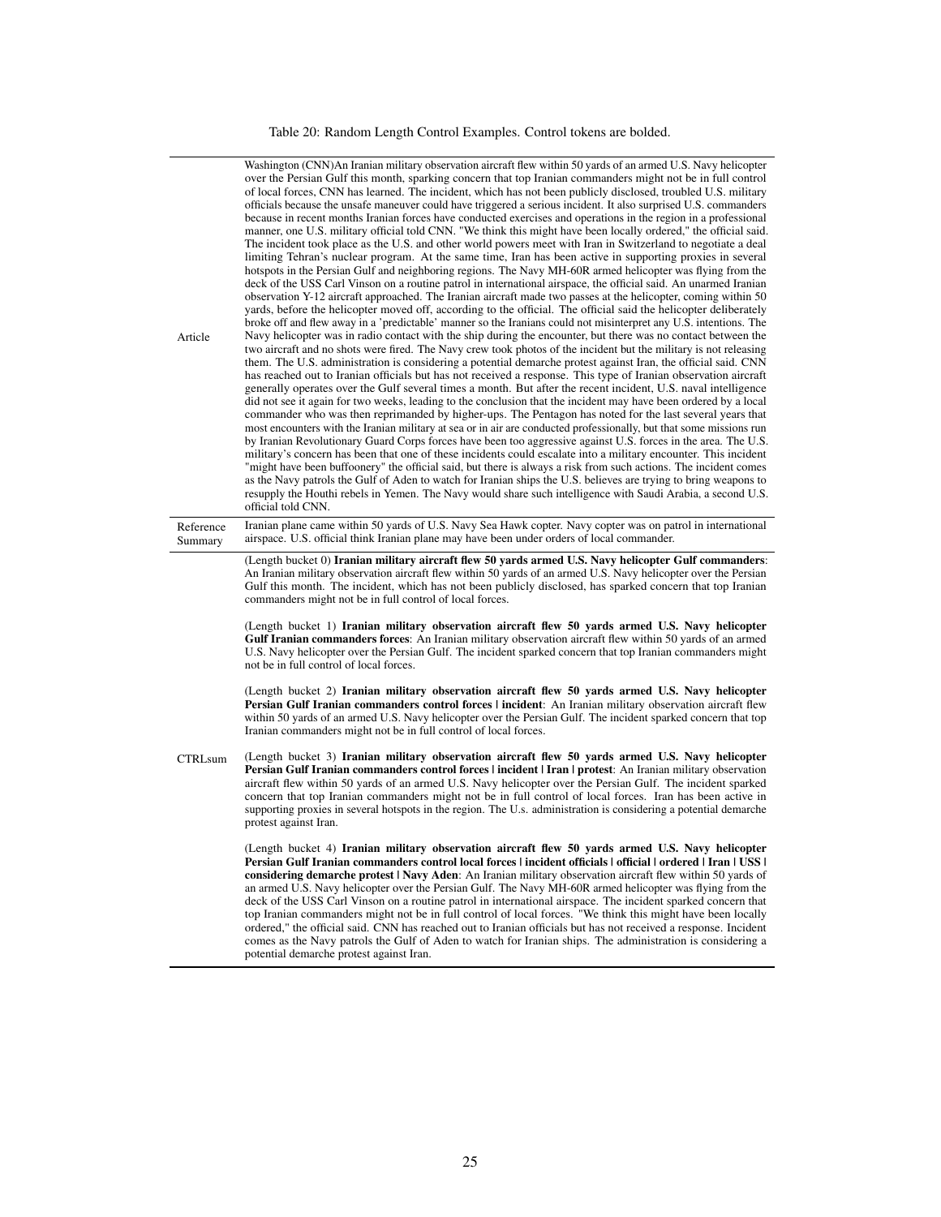Table 20: Random Length Control Examples. Control tokens are bolded.

| | |
|---|---|
| Article | Washington (CNN)An Iranian military observation aircraft flew within 50 yards of an armed U.S. Navy helicopter over the Persian Gulf this month, sparking concern that top Iranian commanders might not be in full control of local forces, CNN has learned. The incident, which has not been publicly disclosed, troubled U.S. military officials because the unsafe maneuver could have triggered a serious incident. It also surprised U.S. commanders because in recent months Iranian forces have conducted exercises and operations in the region in a professional manner, one U.S. military official told CNN. "We think this might have been locally ordered," the official said. The incident took place as the U.S. and other world powers meet with Iran in Switzerland to negotiate a deal limiting Tehran's nuclear program. At the same time, Iran has been active in supporting proxies in several hotspots in the Persian Gulf and neighboring regions. The Navy MH-60R armed helicopter was flying from the deck of the USS Carl Vinson on a routine patrol in international airspace, the official said. An unarmed Iranian observation Y-12 aircraft approached. The Iranian aircraft made two passes at the helicopter, coming within 50 yards, before the helicopter moved off, according to the official. The official said the helicopter deliberately broke off and flew away in a 'predictable' manner so the Iranians could not misinterpret any U.S. intentions. The Navy helicopter was in radio contact with the ship during the encounter, but there was no contact between the two aircraft and no shots were fired. The Navy crew took photos of the incident but the military is not releasing them. The U.S. administration is considering a potential demarche protest against Iran, the official said. CNN has reached out to Iranian officials but has not received a response. This type of Iranian observation aircraft generally operates over the Gulf several times a month. But after the recent incident, U.S. naval intelligence did not see it again for two weeks, leading to the conclusion that the incident may have been ordered by a local commander who was then reprimanded by higher-ups. The Pentagon has noted for the last several years that most encounters with the Iranian military at sea or in air are conducted professionally, but that some missions run by Iranian Revolutionary Guard Corps forces have been too aggressive against U.S. forces in the area. The U.S. military's concern has been that one of these incidents could escalate into a military encounter. This incident "might have been buffoonery" the official said, but there is always a risk from such actions. The incident comes as the Navy patrols the Gulf of Aden to watch for Iranian ships the U.S. believes are trying to bring weapons to resupply the Houthi rebels in Yemen. The Navy would share such intelligence with Saudi Arabia, a second U.S. official told CNN. |
| Reference Summary | Iranian plane came within 50 yards of U.S. Navy Sea Hawk copter. Navy copter was on patrol in international airspace. U.S. official think Iranian plane may have been under orders of local commander. |
| CTRLsum | (Length bucket 0) **Iranian military aircraft flew 50 yards armed U.S. Navy helicopter Gulf commanders**: An Iranian military observation aircraft flew within 50 yards of an armed U.S. Navy helicopter over the Persian Gulf this month. The incident, which has not been publicly disclosed, has sparked concern that top Iranian commanders might not be in full control of local forces.<br><br>(Length bucket 1) **Iranian military observation aircraft flew 50 yards armed U.S. Navy helicopter Gulf Iranian commanders forces**: An Iranian military observation aircraft flew within 50 yards of an armed U.S. Navy helicopter over the Persian Gulf. The incident sparked concern that top Iranian commanders might not be in full control of local forces.<br><br>(Length bucket 2) **Iranian military observation aircraft flew 50 yards armed U.S. Navy helicopter Persian Gulf Iranian commanders control forces \| incident**: An Iranian military observation aircraft flew within 50 yards of an armed U.S. Navy helicopter over the Persian Gulf. The incident sparked concern that top Iranian commanders might not be in full control of local forces.<br><br>(Length bucket 3) **Iranian military observation aircraft flew 50 yards armed U.S. Navy helicopter Persian Gulf Iranian commanders control forces \| incident \| Iran \| protest**: An Iranian military observation aircraft flew within 50 yards of an armed U.S. Navy helicopter over the Persian Gulf. The incident sparked concern that top Iranian commanders might not be in full control of local forces. Iran has been active in supporting proxies in several hotspots in the region. The U.s. administration is considering a potential demarche protest against Iran.<br><br>(Length bucket 4) **Iranian military observation aircraft flew 50 yards armed U.S. Navy helicopter Persian Gulf Iranian commanders control local forces \| incident officials \| official \| ordered \| Iran \| USS \| considering demarche protest \| Navy Aden**: An Iranian military observation aircraft flew within 50 yards of an armed U.S. Navy helicopter over the Persian Gulf. The Navy MH-60R armed helicopter was flying from the deck of the USS Carl Vinson on a routine patrol in international airspace. The incident sparked concern that top Iranian commanders might not be in full control of local forces. "We think this might have been locally ordered," the official said. CNN has reached out to Iranian officials but has not received a response. Incident comes as the Navy patrols the Gulf of Aden to watch for Iranian ships. The administration is considering a potential demarche protest against Iran. |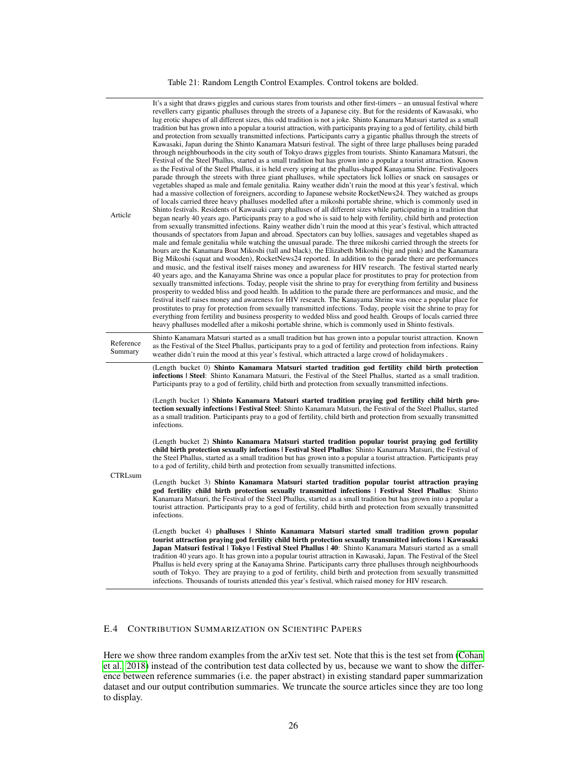Table 21: Random Length Control Examples. Control tokens are bolded.

| | |
|---|---|
| Article | It's a sight that draws giggles and curious stares from tourists and other first-timers – an unusual festival where revellers carry gigantic phalluses through the streets of a Japanese city. But for the residents of Kawasaki, who lug erotic shapes of all different sizes, this odd tradition is not a joke. Shinto Kanamara Matsuri started as a small tradition but has grown into a popular a tourist attraction, with participants praying to a god of fertility, child birth and protection from sexually transmitted infections. Participants carry a gigantic phallus through the streets of Kawasaki, Japan during the Shinto Kanamara Matsuri festival. The sight of three large phalluses being paraded through neighbourhoods in the city south of Tokyo draws giggles from tourists. Shinto Kanamara Matsuri, the Festival of the Steel Phallus, started as a small tradition but has grown into a popular a tourist attraction. Known as the Festival of the Steel Phallus, it is held every spring at the phallus-shaped Kanayama Shrine. Festivalgoers parade through the streets with three giant phalluses, while spectators lick lollies or snack on sausages or vegetables shaped as male and female genitalia. Rainy weather didn't ruin the mood at this year's festival, which had a massive collection of foreigners, according to Japanese website RocketNews24. They watched as groups of locals carried three heavy phalluses modelled after a mikoshi portable shrine, which is commonly used in Shinto festivals. Residents of Kawasaki carry phalluses of all different sizes while participating in a tradition that began nearly 40 years ago. Participants pray to a god who is said to help with fertility, child birth and protection from sexually transmitted infections. Rainy weather didn't ruin the mood at this year's festival, which attracted thousands of spectators from Japan and abroad. Spectators can buy lollies, sausages and vegetables shaped as male and female genitalia while watching the unusual parade. The three mikoshi carried through the streets for hours are the Kanamara Boat Mikoshi (tall and black), the Elizabeth Mikoshi (big and pink) and the Kanamara Big Mikoshi (squat and wooden), RocketNews24 reported. In addition to the parade there are performances and music, and the festival itself raises money and awareness for HIV research. The festival started nearly 40 years ago, and the Kanayama Shrine was once a popular place for prostitutes to pray for protection from sexually transmitted infections. Today, people visit the shrine to pray for everything from fertility and business prosperity to wedded bliss and good health. In addition to the parade there are performances and music, and the festival itself raises money and awareness for HIV research. The Kanayama Shrine was once a popular place for prostitutes to pray for protection from sexually transmitted infections. Today, people visit the shrine to pray for everything from fertility and business prosperity to wedded bliss and good health. Groups of locals carried three heavy phalluses modelled after a mikoshi portable shrine, which is commonly used in Shinto festivals. |
| Reference Summary | Shinto Kanamara Matsuri started as a small tradition but has grown into a popular tourist attraction. Known as the Festival of the Steel Phallus, participants pray to a god of fertility and protection from infections. Rainy weather didn't ruin the mood at this year's festival, which attracted a large crowd of holidaymakers . |
| CTRLsum | (Length bucket 0) **Shinto Kanamara Matsuri started tradition god fertility child birth protection infections \| Steel**: Shinto Kanamara Matsuri, the Festival of the Steel Phallus, started as a small tradition. Participants pray to a god of fertility, child birth and protection from sexually transmitted infections.<br><br>(Length bucket 1) **Shinto Kanamara Matsuri started tradition praying god fertility child birth protection sexually infections \| Festival Steel**: Shinto Kanamara Matsuri, the Festival of the Steel Phallus, started as a small tradition. Participants pray to a god of fertility, child birth and protection from sexually transmitted infections.<br><br>(Length bucket 2) **Shinto Kanamara Matsuri started tradition popular tourist praying god fertility child birth protection sexually infections \| Festival Steel Phallus**: Shinto Kanamara Matsuri, the Festival of the Steel Phallus, started as a small tradition but has grown into a popular a tourist attraction. Participants pray to a god of fertility, child birth and protection from sexually transmitted infections.<br><br>(Length bucket 3) **Shinto Kanamara Matsuri started tradition popular tourist attraction praying god fertility child birth protection sexually transmitted infections \| Festival Steel Phallus**: Shinto Kanamara Matsuri, the Festival of the Steel Phallus, started as a small tradition but has grown into a popular a tourist attraction. Participants pray to a god of fertility, child birth and protection from sexually transmitted infections.<br><br>(Length bucket 4) **phalluses \| Shinto Kanamara Matsuri started small tradition grown popular tourist attraction praying god fertility child birth protection sexually transmitted infections \| Kawasaki Japan Matsuri festival \| Tokyo \| Festival Steel Phallus \| 40**: Shinto Kanamara Matsuri started as a small tradition 40 years ago. It has grown into a popular tourist attraction in Kawasaki, Japan. The Festival of the Steel Phallus is held every spring at the Kanayama Shrine. Participants carry three phalluses through neighbourhoods south of Tokyo. They are praying to a god of fertility, child birth and protection from sexually transmitted infections. Thousands of tourists attended this year's festival, which raised money for HIV research. |

### E.4 Contribution Summarization on Scientific Papers

Here we show three random examples from the arXiv test set. Note that this is the test set from (Cohan et al., 2018) instead of the contribution test data collected by us, because we want to show the difference between reference summaries (i.e. the paper abstract) in existing standard paper summarization dataset and our output contribution summaries. We truncate the source articles since they are too long to display.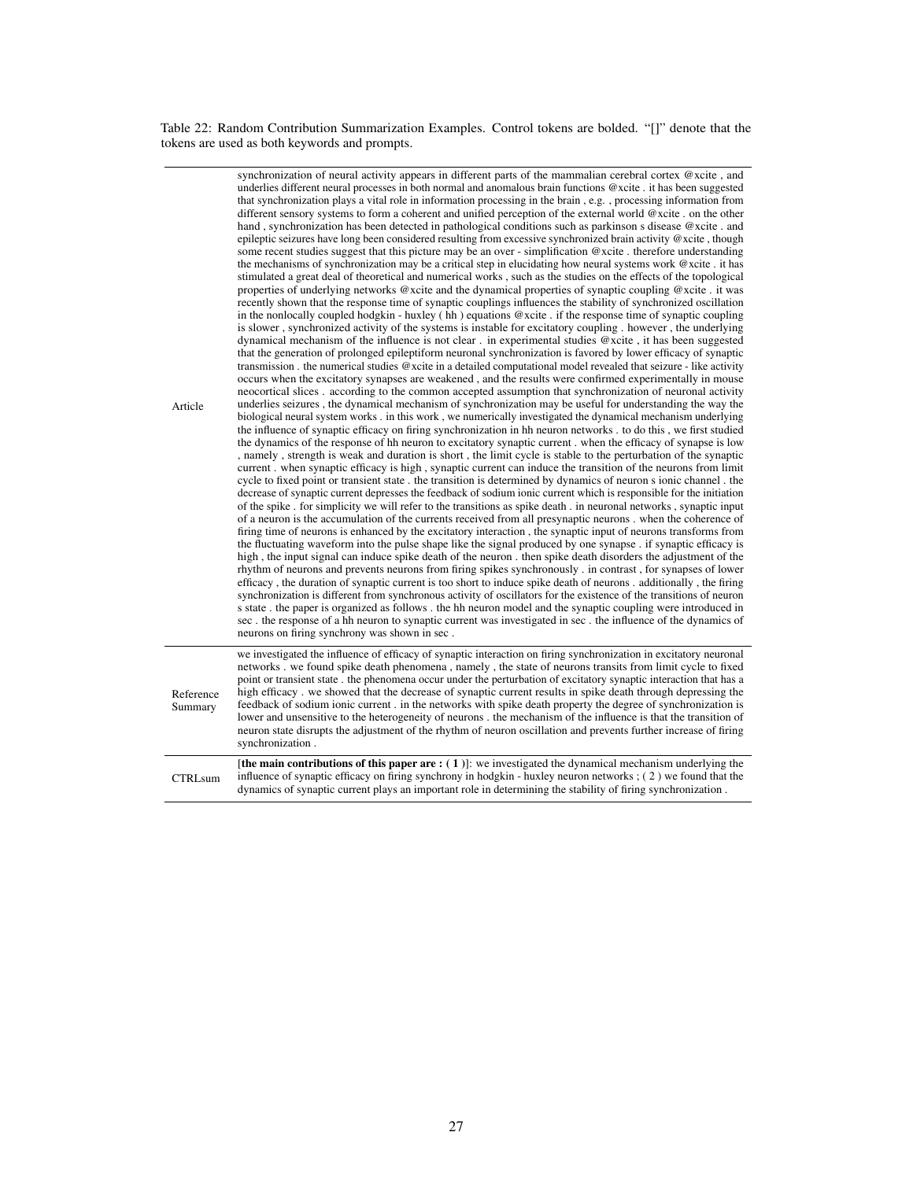Table 22: Random Contribution Summarization Examples. Control tokens are bolded. "[]" denote that the tokens are used as both keywords and prompts.

| | |
|---|---|
| Article | synchronization of neural activity appears in different parts of the mammalian cerebral cortex @xcite , and underlies different neural processes in both normal and anomalous brain functions @xcite . it has been suggested that synchronization plays a vital role in information processing in the brain , e.g. , processing information from different sensory systems to form a coherent and unified perception of the external world @xcite . on the other hand , synchronization has been detected in pathological conditions such as parkinson s disease @xcite . and epileptic seizures have long been considered resulting from excessive synchronized brain activity @xcite , though some recent studies suggest that this picture may be an over - simplification @xcite . therefore understanding the mechanisms of synchronization may be a critical step in elucidating how neural systems work @xcite . it has stimulated a great deal of theoretical and numerical works , such as the studies on the effects of the topological properties of underlying networks @xcite and the dynamical properties of synaptic coupling @xcite . it was recently shown that the response time of synaptic couplings influences the stability of synchronized oscillation in the nonlocally coupled hodgkin - huxley ( hh ) equations @xcite . if the response time of synaptic coupling is slower , synchronized activity of the systems is instable for excitatory coupling . however , the underlying dynamical mechanism of the influence is not clear . in experimental studies @xcite , it has been suggested that the generation of prolonged epileptiform neuronal synchronization is favored by lower efficacy of synaptic transmission . the numerical studies @xcite in a detailed computational model revealed that seizure - like activity occurs when the excitatory synapses are weakened , and the results were confirmed experimentally in mouse neocortical slices . according to the common accepted assumption that synchronization of neuronal activity underlies seizures , the dynamical mechanism of synchronization may be useful for understanding the way the biological neural system works . in this work , we numerically investigated the dynamical mechanism underlying the influence of synaptic efficacy on firing synchronization in hh neuron networks . to do this , we first studied the dynamics of the response of hh neuron to excitatory synaptic current . when the efficacy of synapse is low , namely , strength is weak and duration is short , the limit cycle is stable to the perturbation of the synaptic current . when synaptic efficacy is high , synaptic current can induce the transition of the neurons from limit cycle to fixed point or transient state . the transition is determined by dynamics of neuron s ionic channel . the decrease of synaptic current depresses the feedback of sodium ionic current which is responsible for the initiation of the spike . for simplicity we will refer to the transitions as spike death . in neuronal networks , synaptic input of a neuron is the accumulation of the currents received from all presynaptic neurons . when the coherence of firing time of neurons is enhanced by the excitatory interaction , the synaptic input of neurons transforms from the fluctuating waveform into the pulse shape like the signal produced by one synapse . if synaptic efficacy is high , the input signal can induce spike death of the neuron . then spike death disorders the adjustment of the rhythm of neurons and prevents neurons from firing spikes synchronously . in contrast , for synapses of lower efficacy , the duration of synaptic current is too short to induce spike death of neurons . additionally , the firing synchronization is different from synchronous activity of oscillators for the existence of the transitions of neuron s state . the paper is organized as follows . the hh neuron model and the synaptic coupling were introduced in sec . the response of a hh neuron to synaptic current was investigated in sec . the influence of the dynamics of neurons on firing synchrony was shown in sec . |
| Reference Summary | we investigated the influence of efficacy of synaptic interaction on firing synchronization in excitatory neuronal networks . we found spike death phenomena , namely , the state of neurons transits from limit cycle to fixed point or transient state . the phenomena occur under the perturbation of excitatory synaptic interaction that has a high efficacy . we showed that the decrease of synaptic current results in spike death through depressing the feedback of sodium ionic current . in the networks with spike death property the degree of synchronization is lower and unsensitive to the heterogeneity of neurons . the mechanism of the influence is that the transition of neuron state disrupts the adjustment of the rhythm of neuron oscillation and prevents further increase of firing synchronization . |
| CTRLsum | [**the main contributions of this paper are : ( 1 )**]: we investigated the dynamical mechanism underlying the influence of synaptic efficacy on firing synchrony in hodgkin - huxley neuron networks ; ( 2 ) we found that the dynamics of synaptic current plays an important role in determining the stability of firing synchronization . |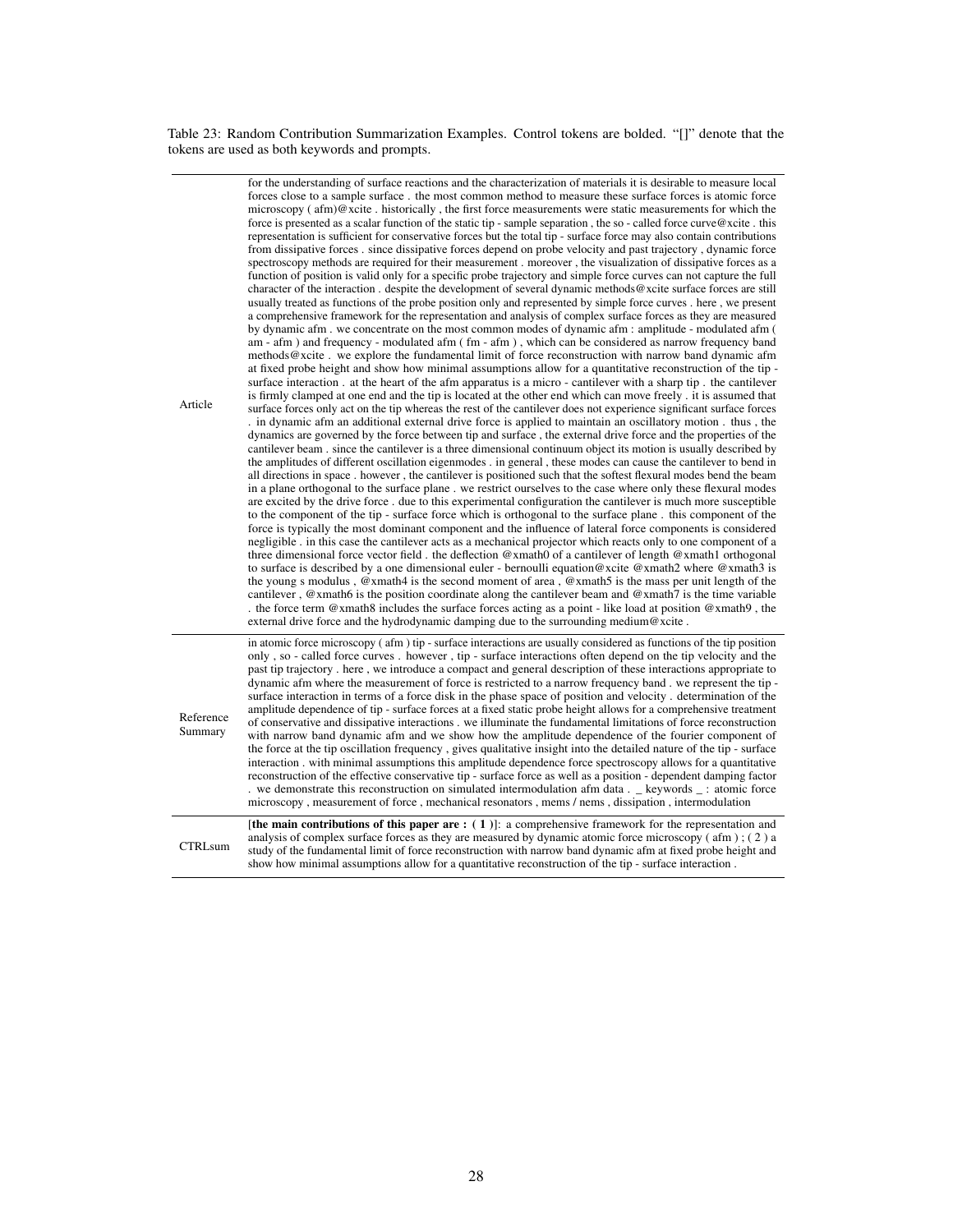Table 23: Random Contribution Summarization Examples. Control tokens are bolded. "[]" denote that the tokens are used as both keywords and prompts.

| | |
|---|---|
| Article | for the understanding of surface reactions and the characterization of materials it is desirable to measure local forces close to a sample surface . the most common method to measure these surface forces is atomic force microscopy ( afm)@xcite . historically , the first force measurements were static measurements for which the force is presented as a scalar function of the static tip - sample separation , the so - called force curve@xcite . this representation is sufficient for conservative forces but the total tip - surface force may also contain contributions from dissipative forces . since dissipative forces depend on probe velocity and past trajectory , dynamic force spectroscopy methods are required for their measurement . moreover , the visualization of dissipative forces as a function of position is valid only for a specific probe trajectory and simple force curves can not capture the full character of the interaction . despite the development of several dynamic methods@xcite surface forces are still usually treated as functions of the probe position only and represented by simple force curves . here , we present a comprehensive framework for the representation and analysis of complex surface forces as they are measured by dynamic afm . we concentrate on the most common modes of dynamic afm : amplitude - modulated afm ( am - afm ) and frequency - modulated afm ( fm - afm ) , which can be considered as narrow frequency band methods@xcite . we explore the fundamental limit of force reconstruction with narrow band dynamic afm at fixed probe height and show how minimal assumptions allow for a quantitative reconstruction of the tip - surface interaction . at the heart of the afm apparatus is a micro - cantilever with a sharp tip . the cantilever is firmly clamped at one end and the tip is located at the other end which can move freely . it is assumed that surface forces only act on the tip whereas the rest of the cantilever does not experience significant surface forces . in dynamic afm an additional external drive force is applied to maintain an oscillatory motion . thus , the dynamics are governed by the force between tip and surface , the external drive force and the properties of the cantilever beam . since the cantilever is a three dimensional continuum object its motion is usually described by the amplitudes of different oscillation eigenmodes . in general , these modes can cause the cantilever to bend in all directions in space . however , the cantilever is positioned such that the softest flexural modes bend the beam in a plane orthogonal to the surface plane . we restrict ourselves to the case where only these flexural modes are excited by the drive force . due to this experimental configuration the cantilever is much more susceptible to the component of the tip - surface force which is orthogonal to the surface plane . this component of the force is typically the most dominant component and the influence of lateral force components is considered negligible . in this case the cantilever acts as a mechanical projector which reacts only to one component of a three dimensional force vector field . the deflection @xmath0 of a cantilever of length @xmath1 orthogonal to surface is described by a one dimensional euler - bernoulli equation@xcite @xmath2 where @xmath3 is the young s modulus , @xmath4 is the second moment of area , @xmath5 is the mass per unit length of the cantilever , @xmath6 is the position coordinate along the cantilever beam and @xmath7 is the time variable . the force term @xmath8 includes the surface forces acting as a point - like load at position @xmath9 , the external drive force and the hydrodynamic damping due to the surrounding medium@xcite . |
| Reference Summary | in atomic force microscopy ( afm ) tip - surface interactions are usually considered as functions of the tip position only , so - called force curves . however , tip - surface interactions often depend on the tip velocity and the past tip trajectory . here , we introduce a compact and general description of these interactions appropriate to dynamic afm where the measurement of force is restricted to a narrow frequency band . we represent the tip - surface interaction in terms of a force disk in the phase space of position and velocity . determination of the amplitude dependence of tip - surface forces at a fixed static probe height allows for a comprehensive treatment of conservative and dissipative interactions . we illuminate the fundamental limitations of force reconstruction with narrow band dynamic afm and we show how the amplitude dependence of the fourier component of the force at the tip oscillation frequency , gives qualitative insight into the detailed nature of the tip - surface interaction . with minimal assumptions this amplitude dependence force spectroscopy allows for a quantitative reconstruction of the effective conservative tip - surface force as well as a position - dependent damping factor . we demonstrate this reconstruction on simulated intermodulation afm data . _ keywords _ : atomic force microscopy , measurement of force , mechanical resonators , mems / nems , dissipation , intermodulation |
| CTRLsum | [**the main contributions of this paper are : ( 1 )**]: a comprehensive framework for the representation and analysis of complex surface forces as they are measured by dynamic atomic force microscopy ( afm ) ; ( 2 ) a study of the fundamental limit of force reconstruction with narrow band dynamic afm at fixed probe height and show how minimal assumptions allow for a quantitative reconstruction of the tip - surface interaction . |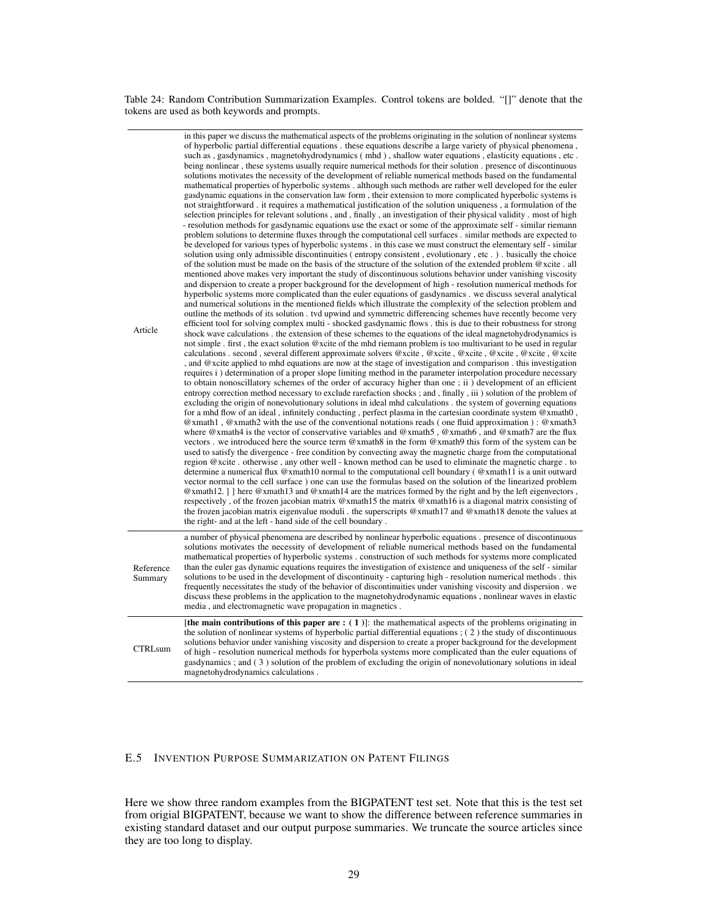Table 24: Random Contribution Summarization Examples. Control tokens are bolded. "[]" denote that the tokens are used as both keywords and prompts.

| | |
|---|---|
| Article | in this paper we discuss the mathematical aspects of the problems originating in the solution of nonlinear systems of hyperbolic partial differential equations . these equations describe a large variety of physical phenomena , such as , gasdynamics , magnetohydrodynamics ( mhd ) , shallow water equations , elasticity equations , etc . being nonlinear , these systems usually require numerical methods for their solution . presence of discontinuous solutions motivates the necessity of the development of reliable numerical methods based on the fundamental mathematical properties of hyperbolic systems . although such methods are rather well developed for the euler gasdynamic equations in the conservation law form , their extension to more complicated hyperbolic systems is not straightforward . it requires a mathematical justification of the solution uniqueness , a formulation of the selection principles for relevant solutions , and , finally , an investigation of their physical validity . most of high - resolution methods for gasdynamic equations use the exact or some of the approximate self - similar riemann problem solutions to determine fluxes through the computational cell surfaces . similar methods are expected to be developed for various types of hyperbolic systems . in this case we must construct the elementary self - similar solution using only admissible discontinuities ( entropy consistent , evolutionary , etc . ) . basically the choice of the solution must be made on the basis of the structure of the solution of the extended problem @xcite . all mentioned above makes very important the study of discontinuous solutions behavior under vanishing viscosity and dispersion to create a proper background for the development of high - resolution numerical methods for hyperbolic systems more complicated than the euler equations of gasdynamics . we discuss several analytical and numerical solutions in the mentioned fields which illustrate the complexity of the selection problem and outline the methods of its solution . tvd upwind and symmetric differencing schemes have recently become very efficient tool for solving complex multi - shocked gasdynamic flows . this is due to their robustness for strong shock wave calculations . the extension of these schemes to the equations of the ideal magnetohydrodynamics is not simple . first , the exact solution @xcite of the mhd riemann problem is too multivariant to be used in regular calculations . second , several different approximate solvers @xcite , @xcite , @xcite , @xcite , @xcite , @xcite , and @xcite applied to mhd equations are now at the stage of investigation and comparison . this investigation requires i ) determination of a proper slope limiting method in the parameter interpolation procedure necessary to obtain nonoscillatory schemes of the order of accuracy higher than one ; ii ) development of an efficient entropy correction method necessary to exclude rarefaction shocks ; and , finally , iii ) solution of the problem of excluding the origin of nonevolutionary solutions in ideal mhd calculations . the system of governing equations for a mhd flow of an ideal , infinitely conducting , perfect plasma in the cartesian coordinate system @xmath0 , @xmath1 , @xmath2 with the use of the conventional notations reads ( one fluid approximation ) : @xmath3 where @xmath4 is the vector of conservative variables and @xmath5 , @xmath6 , and @xmath7 are the flux vectors . we introduced here the source term @xmath8 in the form @xmath9 this form of the system can be used to satisfy the divergence - free condition by convecting away the magnetic charge from the computational region @xcite . otherwise , any other well - known method can be used to eliminate the magnetic charge . to determine a numerical flux @xmath10 normal to the computational cell boundary ( @xmath11 is a unit outward vector normal to the cell surface ) one can use the formulas based on the solution of the linearized problem @xmath12. ] ] here @xmath13 and @xmath14 are the matrices formed by the right and by the left eigenvectors , respectively , of the frozen jacobian matrix @xmath15 the matrix @xmath16 is a diagonal matrix consisting of the frozen jacobian matrix eigenvalue moduli . the superscripts @xmath17 and @xmath18 denote the values at the right- and at the left - hand side of the cell boundary . |
| Reference Summary | a number of physical phenomena are described by nonlinear hyperbolic equations . presence of discontinuous solutions motivates the necessity of development of reliable numerical methods based on the fundamental mathematical properties of hyperbolic systems . construction of such methods for systems more complicated than the euler gas dynamic equations requires the investigation of existence and uniqueness of the self - similar solutions to be used in the development of discontinuity - capturing high - resolution numerical methods . this frequently necessitates the study of the behavior of discontinuities under vanishing viscosity and dispersion . we discuss these problems in the application to the magnetohydrodynamic equations , nonlinear waves in elastic media , and electromagnetic wave propagation in magnetics . |
| CTRLsum | [**the main contributions of this paper are : ( 1 )**]: the mathematical aspects of the problems originating in the solution of nonlinear systems of hyperbolic partial differential equations ; ( 2 ) the study of discontinuous solutions behavior under vanishing viscosity and dispersion to create a proper background for the development of high - resolution numerical methods for hyperbola systems more complicated than the euler equations of gasdynamics ; and ( 3 ) solution of the problem of excluding the origin of nonevolutionary solutions in ideal magnetohydrodynamics calculations . |

## E.5 Invention Purpose Summarization on Patent Filings

Here we show three random examples from the BIGPATENT test set. Note that this is the test set from origial BIGPATENT, because we want to show the difference between reference summaries in existing standard dataset and our output purpose summaries. We truncate the source articles since they are too long to display.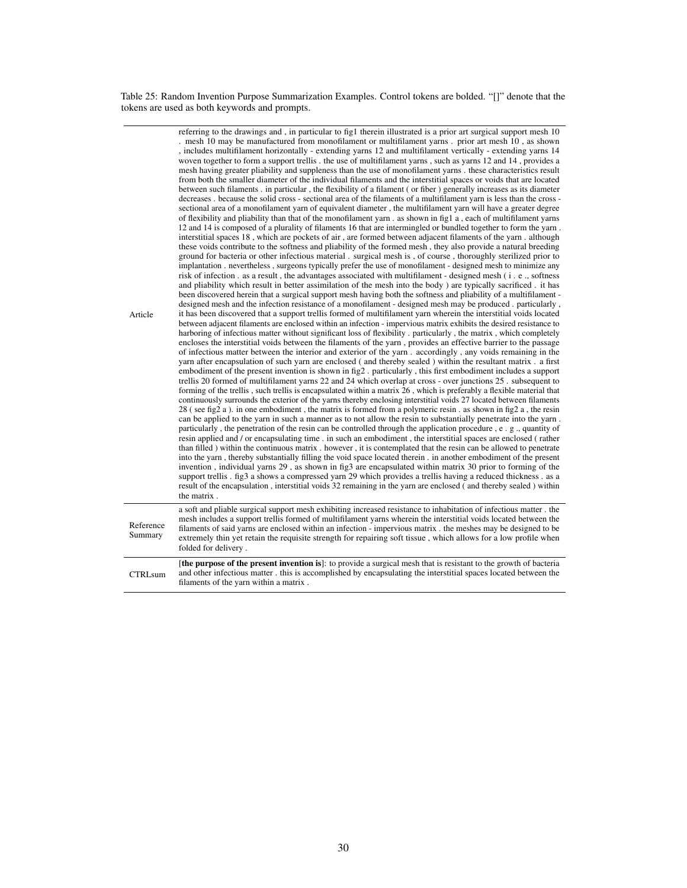Table 25: Random Invention Purpose Summarization Examples. Control tokens are bolded. "[]" denote that the tokens are used as both keywords and prompts.

| | |
|---|---|
| Article | referring to the drawings and , in particular to fig1 therein illustrated is a prior art surgical support mesh 10 . mesh 10 may be manufactured from monofilament or multifilament yarns . prior art mesh 10 , as shown , includes multifilament horizontally - extending yarns 12 and multifilament vertically - extending yarns 14 woven together to form a support trellis . the use of multifilament yarns , such as yarns 12 and 14 , provides a mesh having greater pliability and suppleness than the use of monofilament yarns . these characteristics result from both the smaller diameter of the individual filaments and the interstitial spaces or voids that are located between such filaments . in particular , the flexibility of a filament ( or fiber ) generally increases as its diameter decreases . because the solid cross - sectional area of the filaments of a multifilament yarn is less than the cross - sectional area of a monofilament yarn of equivalent diameter , the multifilament yarn will have a greater degree of flexibility and pliability than that of the monofilament yarn . as shown in fig1 a , each of multifilament yarns 12 and 14 is composed of a plurality of filaments 16 that are intermingled or bundled together to form the yarn . interstitial spaces 18 , which are pockets of air , are formed between adjacent filaments of the yarn . although these voids contribute to the softness and pliability of the formed mesh , they also provide a natural breeding ground for bacteria or other infectious material . surgical mesh is , of course , thoroughly sterilized prior to implantation . nevertheless , surgeons typically prefer the use of monofilament - designed mesh to minimize any risk of infection . as a result , the advantages associated with multifilament - designed mesh ( i . e ., softness and pliability which result in better assimilation of the mesh into the body ) are typically sacrificed . it has been discovered herein that a surgical support mesh having both the softness and pliability of a multifilament - designed mesh and the infection resistance of a monofilament - designed mesh may be produced . particularly , it has been discovered that a support trellis formed of multifilament yarn wherein the interstitial voids located between adjacent filaments are enclosed within an infection - impervious matrix exhibits the desired resistance to harboring of infectious matter without significant loss of flexibility . particularly , the matrix , which completely encloses the interstitial voids between the filaments of the yarn , provides an effective barrier to the passage of infectious matter between the interior and exterior of the yarn . accordingly , any voids remaining in the yarn after encapsulation of such yarn are enclosed ( and thereby sealed ) within the resultant matrix . a first embodiment of the present invention is shown in fig2 . particularly , this first embodiment includes a support trellis 20 formed of multifilament yarns 22 and 24 which overlap at cross - over junctions 25 . subsequent to forming of the trellis , such trellis is encapsulated within a matrix 26 , which is preferably a flexible material that continuously surrounds the exterior of the yarns thereby enclosing interstitial voids 27 located between filaments 28 ( see fig2 a ). in one embodiment , the matrix is formed from a polymeric resin . as shown in fig2 a , the resin can be applied to the yarn in such a manner as to not allow the resin to substantially penetrate into the yarn . particularly , the penetration of the resin can be controlled through the application procedure , e . g ., quantity of resin applied and / or encapsulating time . in such an embodiment , the interstitial spaces are enclosed ( rather than filled ) within the continuous matrix . however , it is contemplated that the resin can be allowed to penetrate into the yarn , thereby substantially filling the void space located therein . in another embodiment of the present invention , individual yarns 29 , as shown in fig3 are encapsulated within matrix 30 prior to forming of the support trellis . fig3 a shows a compressed yarn 29 which provides a trellis having a reduced thickness . as a result of the encapsulation , interstitial voids 32 remaining in the yarn are enclosed ( and thereby sealed ) within the matrix . |
| Reference Summary | a soft and pliable surgical support mesh exhibiting increased resistance to inhabitation of infectious matter . the mesh includes a support trellis formed of multifilament yarns wherein the interstitial voids located between the filaments of said yarns are enclosed within an infection - impervious matrix . the meshes may be designed to be extremely thin yet retain the requisite strength for repairing soft tissue , which allows for a low profile when folded for delivery . |
| CTRLsum | [**the purpose of the present invention is**]: to provide a surgical mesh that is resistant to the growth of bacteria and other infectious matter . this is accomplished by encapsulating the interstitial spaces located between the filaments of the yarn within a matrix . |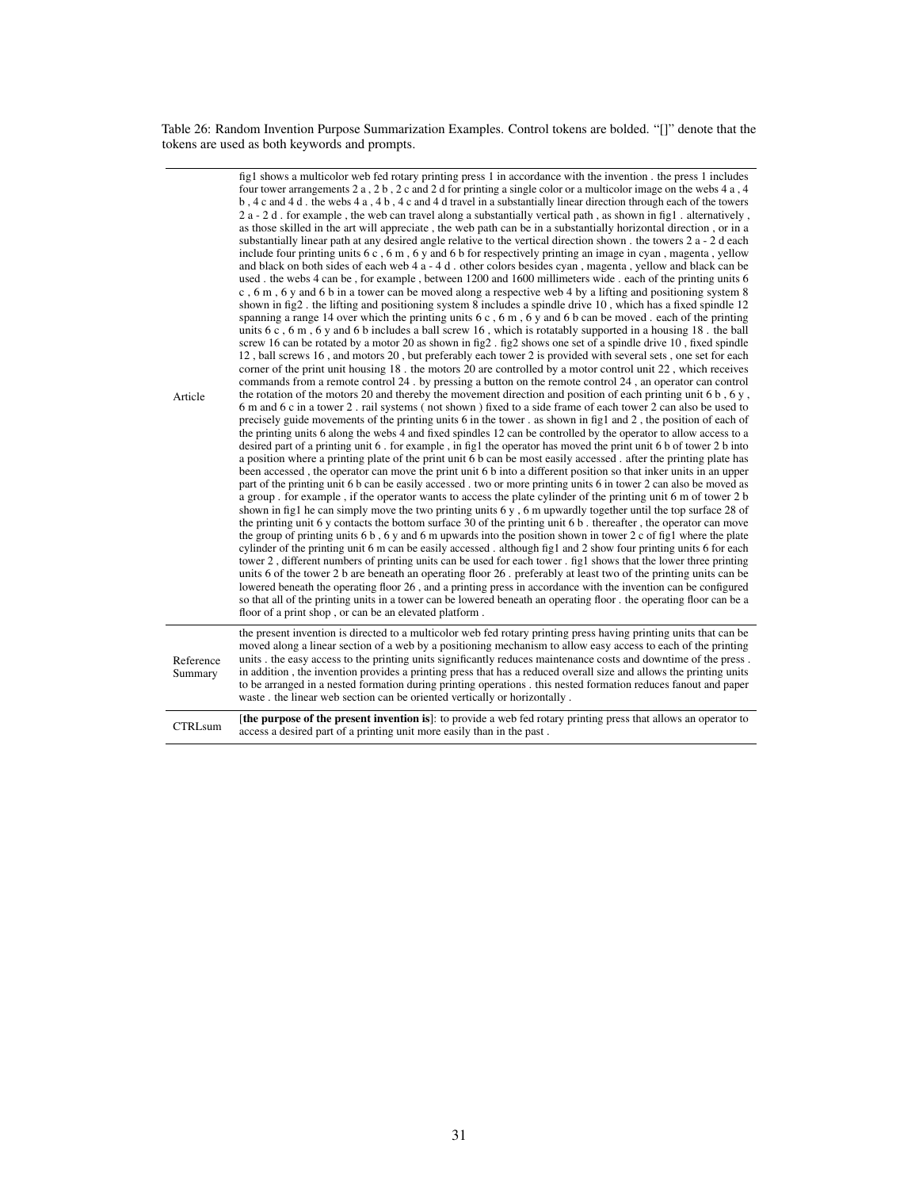Table 26: Random Invention Purpose Summarization Examples. Control tokens are bolded. "[]" denote that the tokens are used as both keywords and prompts.

| | |
|---|---|
| Article | fig1 shows a multicolor web fed rotary printing press 1 in accordance with the invention . the press 1 includes four tower arrangements 2 a , 2 b , 2 c and 2 d for printing a single color or a multicolor image on the webs 4 a , 4 b , 4 c and 4 d . the webs 4 a , 4 b , 4 c and 4 d travel in a substantially linear direction through each of the towers 2 a - 2 d . for example , the web can travel along a substantially vertical path , as shown in fig1 . alternatively , as those skilled in the art will appreciate , the web path can be in a substantially horizontal direction , or in a substantially linear path at any desired angle relative to the vertical direction shown . the towers 2 a - 2 d each include four printing units 6 c , 6 m , 6 y and 6 b for respectively printing an image in cyan , magenta , yellow and black on both sides of each web 4 a - 4 d . other colors besides cyan , magenta , yellow and black can be used . the webs 4 can be , for example , between 1200 and 1600 millimeters wide . each of the printing units 6 c , 6 m , 6 y and 6 b in a tower can be moved along a respective web 4 by a lifting and positioning system 8 shown in fig2 . the lifting and positioning system 8 includes a spindle drive 10 , which has a fixed spindle 12 spanning a range 14 over which the printing units 6 c , 6 m , 6 y and 6 b can be moved . each of the printing units 6 c , 6 m , 6 y and 6 b includes a ball screw 16 , which is rotatably supported in a housing 18 . the ball screw 16 can be rotated by a motor 20 as shown in fig2 . fig2 shows one set of a spindle drive 10 , fixed spindle 12 , ball screws 16 , and motors 20 , but preferably each tower 2 is provided with several sets , one set for each corner of the print unit housing 18 . the motors 20 are controlled by a motor control unit 22 , which receives commands from a remote control 24 . by pressing a button on the remote control 24 , an operator can control the rotation of the motors 20 and thereby the movement direction and position of each printing unit 6 b , 6 y , 6 m and 6 c in a tower 2 . rail systems ( not shown ) fixed to a side frame of each tower 2 can also be used to precisely guide movements of the printing units 6 in the tower . as shown in fig1 and 2 , the position of each of the printing units 6 along the webs 4 and fixed spindles 12 can be controlled by the operator to allow access to a desired part of a printing unit 6 . for example , in fig1 the operator has moved the print unit 6 b of tower 2 b into a position where a printing plate of the print unit 6 b can be most easily accessed . after the printing plate has been accessed , the operator can move the print unit 6 b into a different position so that inker units in an upper part of the printing unit 6 b can be easily accessed . two or more printing units 6 in tower 2 can also be moved as a group . for example , if the operator wants to access the plate cylinder of the printing unit 6 m of tower 2 b shown in fig1 he can simply move the two printing units 6 y , 6 m upwardly together until the top surface 28 of the printing unit 6 y contacts the bottom surface 30 of the printing unit 6 b . thereafter , the operator can move the group of printing units 6 b , 6 y and 6 m upwards into the position shown in tower 2 c of fig1 where the plate cylinder of the printing unit 6 m can be easily accessed . although fig1 and 2 show four printing units 6 for each tower 2 , different numbers of printing units can be used for each tower . fig1 shows that the lower three printing units 6 of the tower 2 b are beneath an operating floor 26 . preferably at least two of the printing units can be lowered beneath the operating floor 26 , and a printing press in accordance with the invention can be configured so that all of the printing units in a tower can be lowered beneath an operating floor . the operating floor can be a floor of a print shop , or can be an elevated platform . |
| Reference Summary | the present invention is directed to a multicolor web fed rotary printing press having printing units that can be moved along a linear section of a web by a positioning mechanism to allow easy access to each of the printing units . the easy access to the printing units significantly reduces maintenance costs and downtime of the press . in addition , the invention provides a printing press that has a reduced overall size and allows the printing units to be arranged in a nested formation during printing operations . this nested formation reduces fanout and paper waste . the linear web section can be oriented vertically or horizontally . |
| CTRLsum | [**the purpose of the present invention is**]: to provide a web fed rotary printing press that allows an operator to access a desired part of a printing unit more easily than in the past . |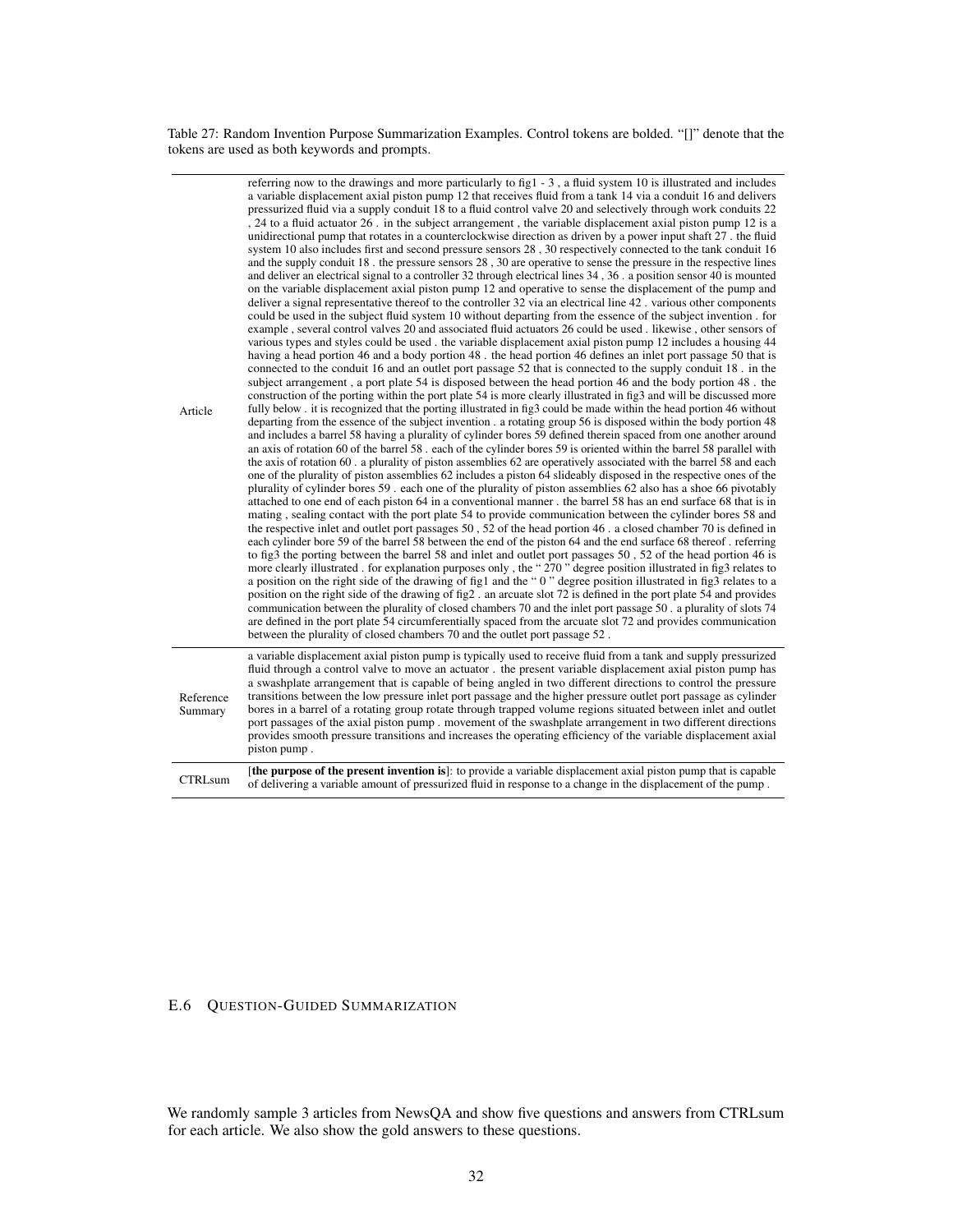Table 27: Random Invention Purpose Summarization Examples. Control tokens are bolded. "[]" denote that the tokens are used as both keywords and prompts.

| | |
|---|---|
| Article | referring now to the drawings and more particularly to fig1 - 3 , a fluid system 10 is illustrated and includes a variable displacement axial piston pump 12 that receives fluid from a tank 14 via a conduit 16 and delivers pressurized fluid via a supply conduit 18 to a fluid control valve 20 and selectively through work conduits 22 , 24 to a fluid actuator 26 . in the subject arrangement , the variable displacement axial piston pump 12 is a unidirectional pump that rotates in a counterclockwise direction as driven by a power input shaft 27 . the fluid system 10 also includes first and second pressure sensors 28 , 30 respectively connected to the tank conduit 16 and the supply conduit 18 . the pressure sensors 28 , 30 are operative to sense the pressure in the respective lines and deliver an electrical signal to a controller 32 through electrical lines 34 , 36 . a position sensor 40 is mounted on the variable displacement axial piston pump 12 and operative to sense the displacement of the pump and deliver a signal representative thereof to the controller 32 via an electrical line 42 . various other components could be used in the subject fluid system 10 without departing from the essence of the subject invention . for example , several control valves 20 and associated fluid actuators 26 could be used . likewise , other sensors of various types and styles could be used . the variable displacement axial piston pump 12 includes a housing 44 having a head portion 46 and a body portion 48 . the head portion 46 defines an inlet port passage 50 that is connected to the conduit 16 and an outlet port passage 52 that is connected to the supply conduit 18 . in the subject arrangement , a port plate 54 is disposed between the head portion 46 and the body portion 48 . the construction of the porting within the port plate 54 is more clearly illustrated in fig3 and will be discussed more fully below . it is recognized that the porting illustrated in fig3 could be made within the head portion 46 without departing from the essence of the subject invention . a rotating group 56 is disposed within the body portion 48 and includes a barrel 58 having a plurality of cylinder bores 59 defined therein spaced from one another around an axis of rotation 60 of the barrel 58 . each of the cylinder bores 59 is oriented within the barrel 58 parallel with the axis of rotation 60 . a plurality of piston assemblies 62 are operatively associated with the barrel 58 and each one of the plurality of piston assemblies 62 includes a piston 64 slideably disposed in the respective ones of the plurality of cylinder bores 59 . each one of the plurality of piston assemblies 62 also has a shoe 66 pivotably attached to one end of each piston 64 in a conventional manner . the barrel 58 has an end surface 68 that is in mating , sealing contact with the port plate 54 to provide communication between the cylinder bores 58 and the respective inlet and outlet port passages 50 , 52 of the head portion 46 . a closed chamber 70 is defined in each cylinder bore 59 of the barrel 58 between the end of the piston 64 and the end surface 68 thereof . referring to fig3 the porting between the barrel 58 and inlet and outlet port passages 50 , 52 of the head portion 46 is more clearly illustrated . for explanation purposes only , the " 270 " degree position illustrated in fig3 relates to a position on the right side of the drawing of fig1 and the " 0 " degree position illustrated in fig3 relates to a position on the right side of the drawing of fig2 . an arcuate slot 72 is defined in the port plate 54 and provides communication between the plurality of closed chambers 70 and the inlet port passage 50 . a plurality of slots 74 are defined in the port plate 54 circumferentially spaced from the arcuate slot 72 and provides communication between the plurality of closed chambers 70 and the outlet port passage 52 . |
| Reference Summary | a variable displacement axial piston pump is typically used to receive fluid from a tank and supply pressurized fluid through a control valve to move an actuator . the present variable displacement axial piston pump has a swashplate arrangement that is capable of being angled in two different directions to control the pressure transitions between the low pressure inlet port passage and the higher pressure outlet port passage as cylinder bores in a barrel of a rotating group rotate through trapped volume regions situated between inlet and outlet port passages of the axial piston pump . movement of the swashplate arrangement in two different directions provides smooth pressure transitions and increases the operating efficiency of the variable displacement axial piston pump . |
| CTRLsum | [**the purpose of the present invention is**]: to provide a variable displacement axial piston pump that is capable of delivering a variable amount of pressurized fluid in response to a change in the displacement of the pump . |

## E.6 Question-Guided Summarization

We randomly sample 3 articles from NewsQA and show five questions and answers from CTRLsum for each article. We also show the gold answers to these questions.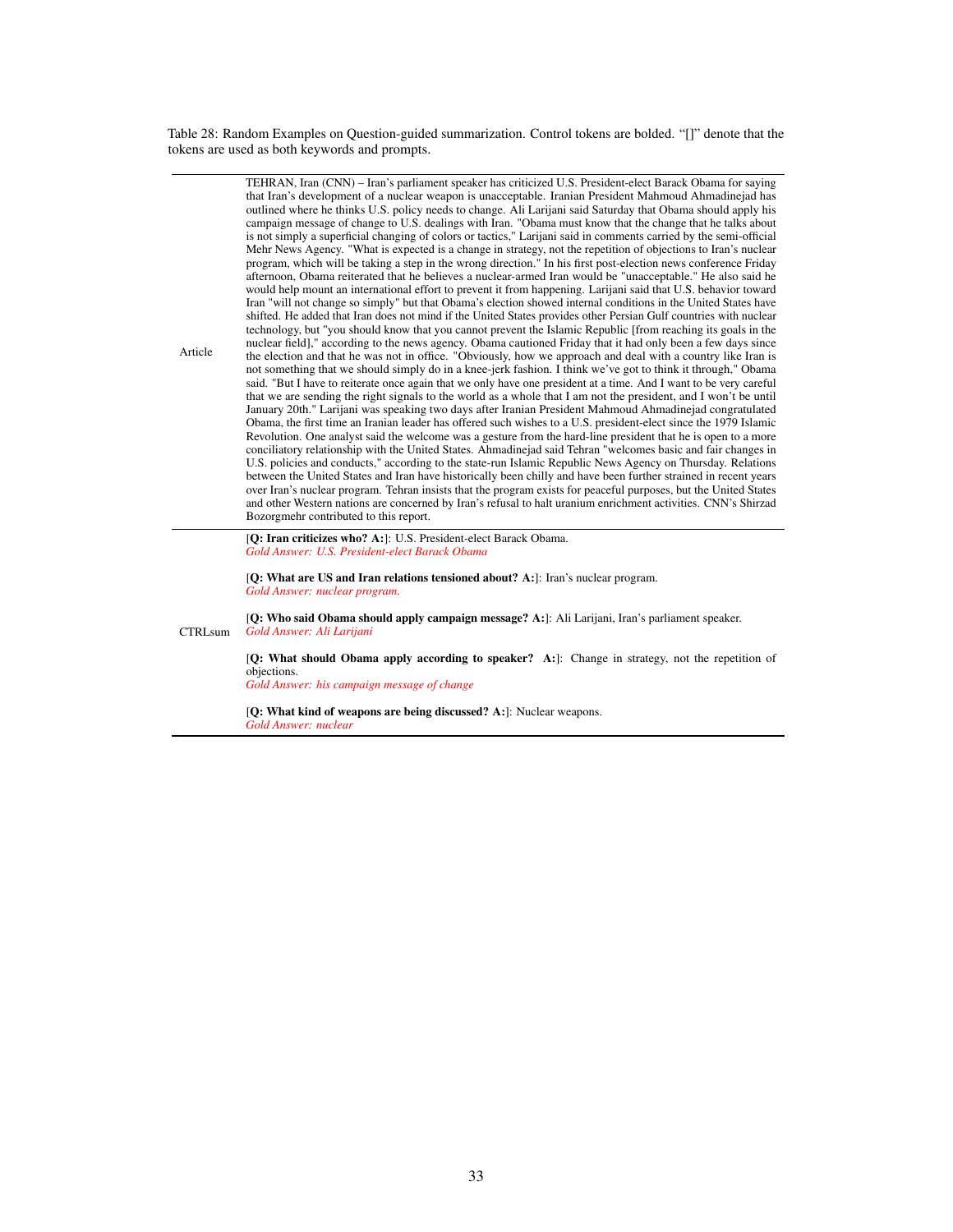Table 28: Random Examples on Question-guided summarization. Control tokens are bolded. "[]" denote that the tokens are used as both keywords and prompts.

| | |
|---|---|
| Article | TEHRAN, Iran (CNN) – Iran's parliament speaker has criticized U.S. President-elect Barack Obama for saying that Iran's development of a nuclear weapon is unacceptable. Iranian President Mahmoud Ahmadinejad has outlined where he thinks U.S. policy needs to change. Ali Larijani said Saturday that Obama should apply his campaign message of change to U.S. dealings with Iran. "Obama must know that the change that he talks about is not simply a superficial changing of colors or tactics," Larijani said in comments carried by the semi-official Mehr News Agency. "What is expected is a change in strategy, not the repetition of objections to Iran's nuclear program, which will be taking a step in the wrong direction." In his first post-election news conference Friday afternoon, Obama reiterated that he believes a nuclear-armed Iran would be "unacceptable." He also said he would help mount an international effort to prevent it from happening. Larijani said that U.S. behavior toward Iran "will not change so simply" but that Obama's election showed internal conditions in the United States have shifted. He added that Iran does not mind if the United States provides other Persian Gulf countries with nuclear technology, but "you should know that you cannot prevent the Islamic Republic [from reaching its goals in the nuclear field]," according to the news agency. Obama cautioned Friday that it had only been a few days since the election and that he was not in office. "Obviously, how we approach and deal with a country like Iran is not something that we should simply do in a knee-jerk fashion. I think we've got to think it through," Obama said. "But I have to reiterate once again that we only have one president at a time. And I want to be very careful that we are sending the right signals to the world as a whole that I am not the president, and I won't be until January 20th." Larijani was speaking two days after Iranian President Mahmoud Ahmadinejad congratulated Obama, the first time an Iranian leader has offered such wishes to a U.S. president-elect since the 1979 Islamic Revolution. One analyst said the welcome was a gesture from the hard-line president that he is open to a more conciliatory relationship with the United States. Ahmadinejad said Tehran "welcomes basic and fair changes in U.S. policies and conducts," according to the state-run Islamic Republic News Agency on Thursday. Relations between the United States and Iran have historically been chilly and have been further strained in recent years over Iran's nuclear program. Tehran insists that the program exists for peaceful purposes, but the United States and other Western nations are concerned by Iran's refusal to halt uranium enrichment activities. CNN's Shirzad Bozorgmehr contributed to this report. |
| CTRLsum | [**Q: Iran criticizes who? A:**]: U.S. President-elect Barack Obama. <br> *Gold Answer: U.S. President-elect Barack Obama* <br><br> [**Q: What are US and Iran relations tensioned about? A:**]: Iran's nuclear program. <br> *Gold Answer: nuclear program.* <br><br> [**Q: Who said Obama should apply campaign message? A:**]: Ali Larijani, Iran's parliament speaker. <br> *Gold Answer: Ali Larijani* <br><br> [**Q: What should Obama apply according to speaker? A:**]: Change in strategy, not the repetition of objections. <br> *Gold Answer: his campaign message of change* <br><br> [**Q: What kind of weapons are being discussed? A:**]: Nuclear weapons. <br> *Gold Answer: nuclear* |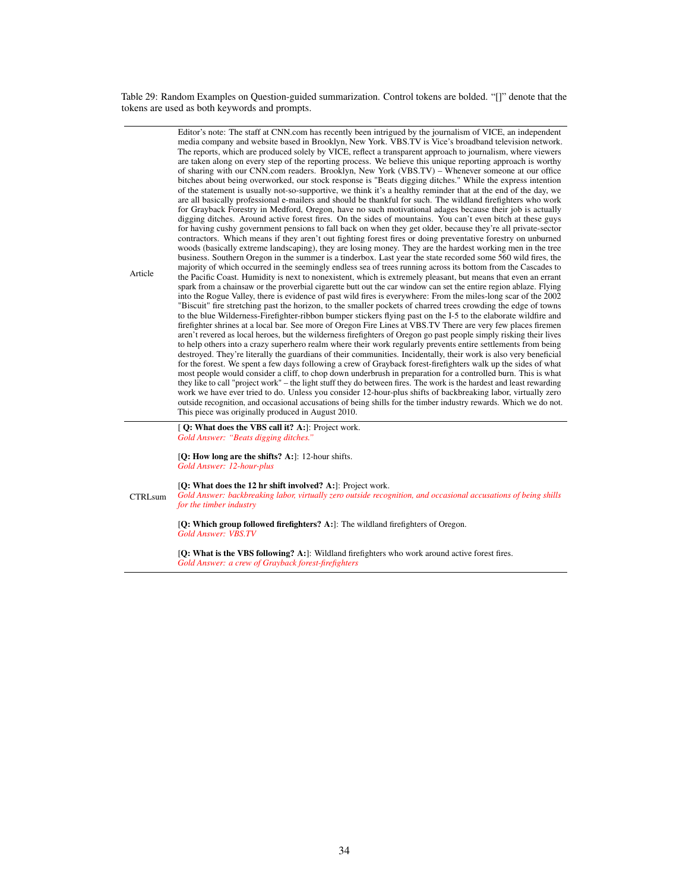Table 29: Random Examples on Question-guided summarization. Control tokens are bolded. "[]" denote that the tokens are used as both keywords and prompts.

| | |
|---|---|
| Article | Editor's note: The staff at CNN.com has recently been intrigued by the journalism of VICE, an independent media company and website based in Brooklyn, New York. VBS.TV is Vice's broadband television network. The reports, which are produced solely by VICE, reflect a transparent approach to journalism, where viewers are taken along on every step of the reporting process. We believe this unique reporting approach is worthy of sharing with our CNN.com readers. Brooklyn, New York (VBS.TV) – Whenever someone at our office bitches about being overworked, our stock response is "Beats digging ditches." While the express intention of the statement is usually not-so-supportive, we think it's a healthy reminder that at the end of the day, we are all basically professional e-mailers and should be thankful for such. The wildland firefighters who work for Grayback Forestry in Medford, Oregon, have no such motivational adages because their job is actually digging ditches. Around active forest fires. On the sides of mountains. You can't even bitch at these guys for having cushy government pensions to fall back on when they get older, because they're all private-sector contractors. Which means if they aren't out fighting forest fires or doing preventative forestry on unburned woods (basically extreme landscaping), they are losing money. They are the hardest working men in the tree business. Southern Oregon in the summer is a tinderbox. Last year the state recorded some 560 wild fires, the majority of which occurred in the seemingly endless sea of trees running across its bottom from the Cascades to the Pacific Coast. Humidity is next to nonexistent, which is extremely pleasant, but means that even an errant spark from a chainsaw or the proverbial cigarette butt out the car window can set the entire region ablaze. Flying into the Rogue Valley, there is evidence of past wild fires is everywhere: From the miles-long scar of the 2002 "Biscuit" fire stretching past the horizon, to the smaller pockets of charred trees crowding the edge of towns to the blue Wilderness-Firefighter-ribbon bumper stickers flying past on the I-5 to the elaborate wildfire and firefighter shrines at a local bar. See more of Oregon Fire Lines at VBS.TV There are very few places firemen aren't revered as local heroes, but the wilderness firefighters of Oregon go past people simply risking their lives to help others into a crazy superhero realm where their work regularly prevents entire settlements from being destroyed. They're literally the guardians of their communities. Incidentally, their work is also very beneficial for the forest. We spent a few days following a crew of Grayback forest-firefighters walk up the sides of what most people would consider a cliff, to chop down underbrush in preparation for a controlled burn. This is what they like to call "project work" – the light stuff they do between fires. The work is the hardest and least rewarding work we have ever tried to do. Unless you consider 12-hour-plus shifts of backbreaking labor, virtually zero outside recognition, and occasional accusations of being shills for the timber industry rewards. Which we do not. This piece was originally produced in August 2010. |
| CTRLsum | [ **Q: What does the VBS call it? A:**]: Project work.<br>*Gold Answer: "Beats digging ditches."*<br><br>[**Q: How long are the shifts? A:**]: 12-hour shifts.<br>*Gold Answer: 12-hour-plus*<br><br>[**Q: What does the 12 hr shift involved? A:**]: Project work.<br>*Gold Answer: backbreaking labor, virtually zero outside recognition, and occasional accusations of being shills for the timber industry*<br><br>[**Q: Which group followed firefighters? A:**]: The wildland firefighters of Oregon.<br>*Gold Answer: VBS.TV*<br><br>[**Q: What is the VBS following? A:**]: Wildland firefighters who work around active forest fires.<br>*Gold Answer: a crew of Grayback forest-firefighters* |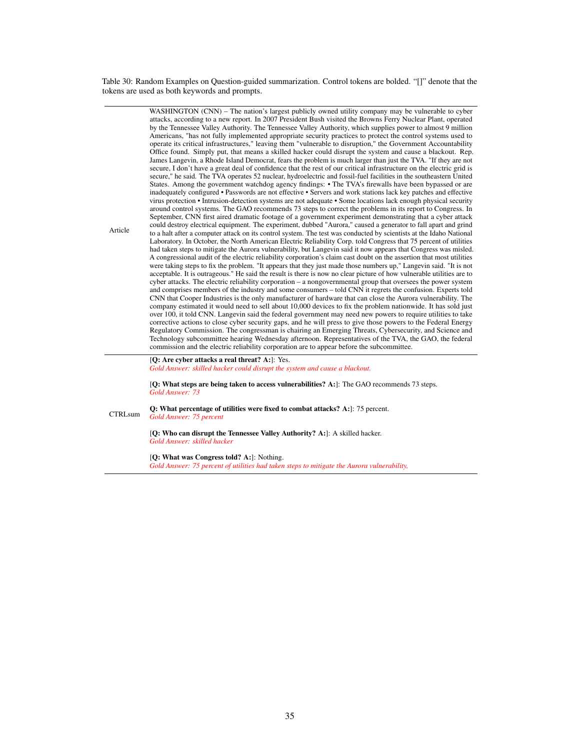Table 30: Random Examples on Question-guided summarization. Control tokens are bolded. "[]" denote that the tokens are used as both keywords and prompts.

| | |
|---|---|
| Article | WASHINGTON (CNN) – The nation's largest publicly owned utility company may be vulnerable to cyber attacks, according to a new report. In 2007 President Bush visited the Browns Ferry Nuclear Plant, operated by the Tennessee Valley Authority. The Tennessee Valley Authority, which supplies power to almost 9 million Americans, "has not fully implemented appropriate security practices to protect the control systems used to operate its critical infrastructures," leaving them "vulnerable to disruption," the Government Accountability Office found. Simply put, that means a skilled hacker could disrupt the system and cause a blackout. Rep. James Langevin, a Rhode Island Democrat, fears the problem is much larger than just the TVA. "If they are not secure, I don't have a great deal of confidence that the rest of our critical infrastructure on the electric grid is secure," he said. The TVA operates 52 nuclear, hydroelectric and fossil-fuel facilities in the southeastern United States. Among the government watchdog agency findings: • The TVA's firewalls have been bypassed or are inadequately configured • Passwords are not effective • Servers and work stations lack key patches and effective virus protection • Intrusion-detection systems are not adequate • Some locations lack enough physical security around control systems. The GAO recommends 73 steps to correct the problems in its report to Congress. In September, CNN first aired dramatic footage of a government experiment demonstrating that a cyber attack could destroy electrical equipment. The experiment, dubbed "Aurora," caused a generator to fall apart and grind to a halt after a computer attack on its control system. The test was conducted by scientists at the Idaho National Laboratory. In October, the North American Electric Reliability Corp. told Congress that 75 percent of utilities had taken steps to mitigate the Aurora vulnerability, but Langevin said it now appears that Congress was misled. A congressional audit of the electric reliability corporation's claim cast doubt on the assertion that most utilities were taking steps to fix the problem. "It appears that they just made those numbers up," Langevin said. "It is not acceptable. It is outrageous." He said the result is there is now no clear picture of how vulnerable utilities are to cyber attacks. The electric reliability corporation – a nongovernmental group that oversees the power system and comprises members of the industry and some consumers – told CNN it regrets the confusion. Experts told CNN that Cooper Industries is the only manufacturer of hardware that can close the Aurora vulnerability. The company estimated it would need to sell about 10,000 devices to fix the problem nationwide. It has sold just over 100, it told CNN. Langevin said the federal government may need new powers to require utilities to take corrective actions to close cyber security gaps, and he will press to give those powers to the Federal Energy Regulatory Commission. The congressman is chairing an Emerging Threats, Cybersecurity, and Science and Technology subcommittee hearing Wednesday afternoon. Representatives of the TVA, the GAO, the federal commission and the electric reliability corporation are to appear before the subcommittee. |
| CTRLsum | [**Q: Are cyber attacks a real threat? A:**]: Yes.<br>*Gold Answer: skilled hacker could disrupt the system and cause a blackout.*<br><br>[**Q: What steps are being taken to access vulnerabilities? A:**]: The GAO recommends 73 steps.<br>*Gold Answer: 73*<br><br>**Q: What percentage of utilities were fixed to combat attacks? A:**]: 75 percent.<br>*Gold Answer: 75 percent*<br><br>[**Q: Who can disrupt the Tennessee Valley Authority? A:**]: A skilled hacker.<br>*Gold Answer: skilled hacker*<br><br>[**Q: What was Congress told? A:**]: Nothing.<br>*Gold Answer: 75 percent of utilities had taken steps to mitigate the Aurora vulnerability,* |